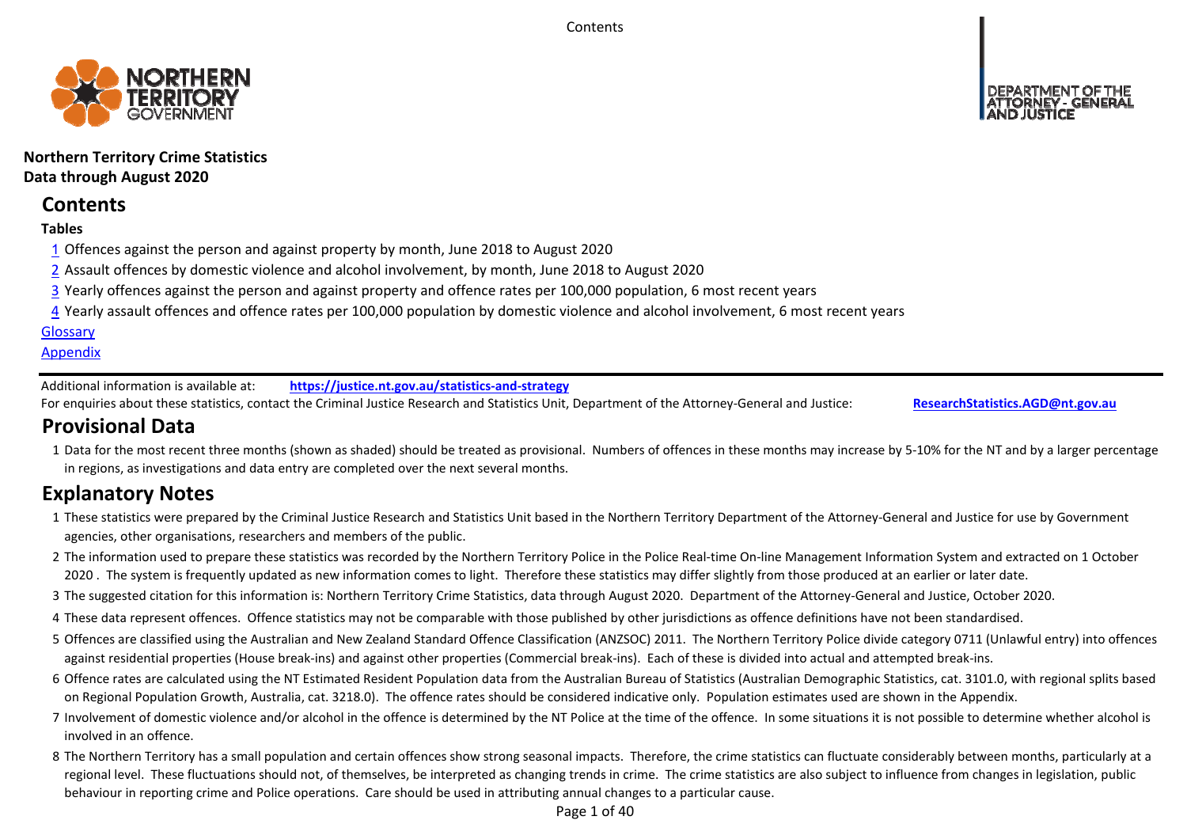**Northern Territory Crime Statistics**
**Data through August 2020**

# Contents

**Tables**

1 Offences against the person and against property by month, June 2018 to August 2020

2 Assault offences by domestic violence and alcohol involvement, by month, June 2018 to August 2020

3 Yearly offences against the person and against property and offence rates per 100,000 population, 6 most recent years

4 Yearly assault offences and offence rates per 100,000 population by domestic violence and alcohol involvement, 6 most recent years

Glossary

Appendix

Additional information is available at: **https://justice.nt.gov.au/statistics-and-strategy**

For enquiries about these statistics, contact the Criminal Justice Research and Statistics Unit, Department of the Attorney-General and Justice: **ResearchStatistics.AGD@nt.gov.au**

# Provisional Data

1 Data for the most recent three months (shown as shaded) should be treated as provisional. Numbers of offences in these months may increase by 5-10% for the NT and by a larger percentage in regions, as investigations and data entry are completed over the next several months.

# Explanatory Notes

1 These statistics were prepared by the Criminal Justice Research and Statistics Unit based in the Northern Territory Department of the Attorney-General and Justice for use by Government agencies, other organisations, researchers and members of the public.

2 The information used to prepare these statistics was recorded by the Northern Territory Police in the Police Real-time On-line Management Information System and extracted on 1 October 2020 . The system is frequently updated as new information comes to light. Therefore these statistics may differ slightly from those produced at an earlier or later date.

3 The suggested citation for this information is: Northern Territory Crime Statistics, data through August 2020. Department of the Attorney-General and Justice, October 2020.

4 These data represent offences. Offence statistics may not be comparable with those published by other jurisdictions as offence definitions have not been standardised.

5 Offences are classified using the Australian and New Zealand Standard Offence Classification (ANZSOC) 2011. The Northern Territory Police divide category 0711 (Unlawful entry) into offences against residential properties (House break-ins) and against other properties (Commercial break-ins). Each of these is divided into actual and attempted break-ins.

6 Offence rates are calculated using the NT Estimated Resident Population data from the Australian Bureau of Statistics (Australian Demographic Statistics, cat. 3101.0, with regional splits based on Regional Population Growth, Australia, cat. 3218.0). The offence rates should be considered indicative only. Population estimates used are shown in the Appendix.

7 Involvement of domestic violence and/or alcohol in the offence is determined by the NT Police at the time of the offence. In some situations it is not possible to determine whether alcohol is involved in an offence.

8 The Northern Territory has a small population and certain offences show strong seasonal impacts. Therefore, the crime statistics can fluctuate considerably between months, particularly at a regional level. These fluctuations should not, of themselves, be interpreted as changing trends in crime. The crime statistics are also subject to influence from changes in legislation, public behaviour in reporting crime and Police operations. Care should be used in attributing annual changes to a particular cause.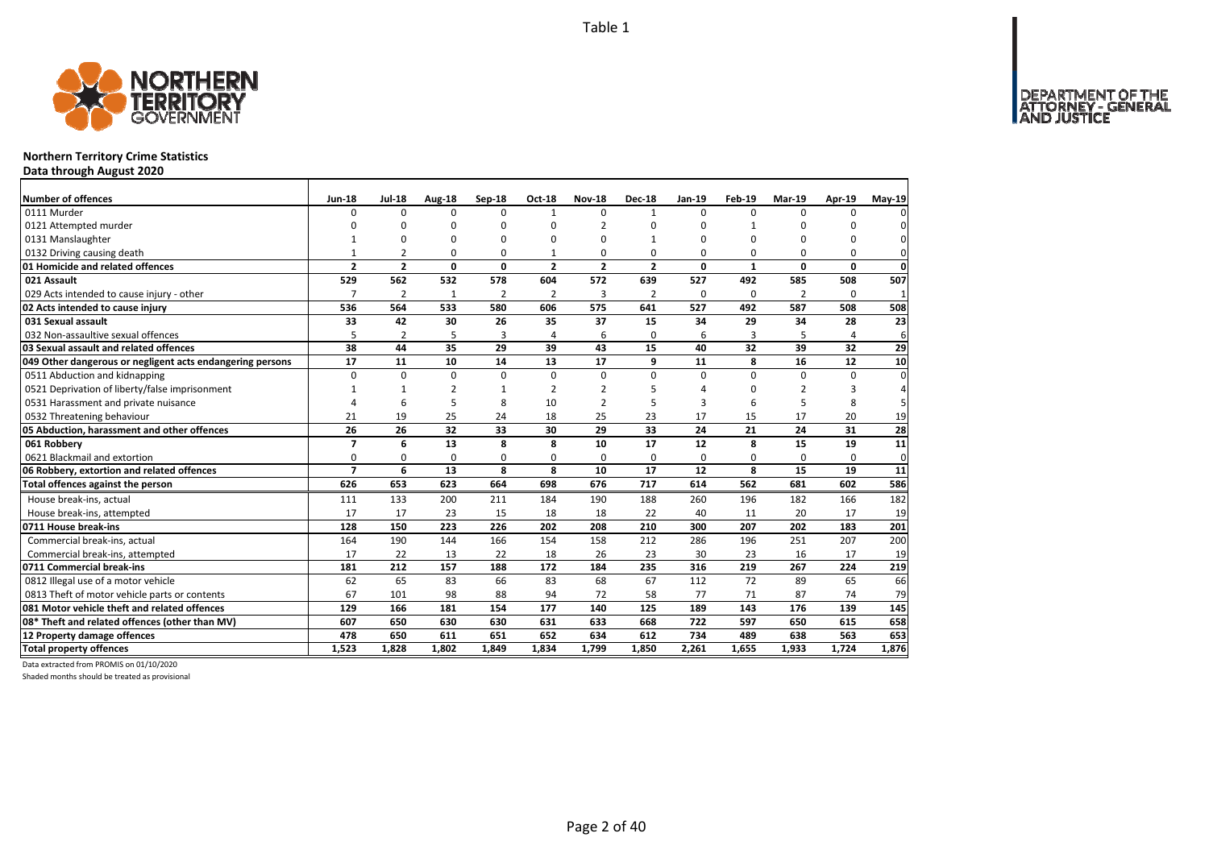Table 1

## Northern Territory Crime Statistics

**Data through August 2020**

| Number of offences | Jun-18 | Jul-18 | Aug-18 | Sep-18 | Oct-18 | Nov-18 | Dec-18 | Jan-19 | Feb-19 | Mar-19 | Apr-19 | May-19 |
|---|---|---|---|---|---|---|---|---|---|---|---|---|
| 0111 Murder | 0 | 0 | 0 | 0 | 1 | 0 | 1 | 0 | 0 | 0 | 0 | 0 |
| 0121 Attempted murder | 0 | 0 | 0 | 0 | 0 | 2 | 0 | 0 | 1 | 0 | 0 | 0 |
| 0131 Manslaughter | 1 | 0 | 0 | 0 | 0 | 0 | 1 | 0 | 0 | 0 | 0 | 0 |
| 0132 Driving causing death | 1 | 2 | 0 | 0 | 1 | 0 | 0 | 0 | 0 | 0 | 0 | 0 |
| **01 Homicide and related offences** | **2** | **2** | **0** | **0** | **2** | **2** | **2** | **0** | **1** | **0** | **0** | **0** |
| **021 Assault** | **529** | **562** | **532** | **578** | **604** | **572** | **639** | **527** | **492** | **585** | **508** | **507** |
| 029 Acts intended to cause injury - other | 7 | 2 | 1 | 2 | 2 | 3 | 2 | 0 | 0 | 2 | 0 | 1 |
| **02 Acts intended to cause injury** | **536** | **564** | **533** | **580** | **606** | **575** | **641** | **527** | **492** | **587** | **508** | **508** |
| **031 Sexual assault** | **33** | **42** | **30** | **26** | **35** | **37** | **15** | **34** | **29** | **34** | **28** | **23** |
| 032 Non-assaultive sexual offences | 5 | 2 | 5 | 3 | 4 | 6 | 0 | 6 | 3 | 5 | 4 | 6 |
| **03 Sexual assault and related offences** | **38** | **44** | **35** | **29** | **39** | **43** | **15** | **40** | **32** | **39** | **32** | **29** |
| **049 Other dangerous or negligent acts endangering persons** | **17** | **11** | **10** | **14** | **13** | **17** | **9** | **11** | **8** | **16** | **12** | **10** |
| 0511 Abduction and kidnapping | 0 | 0 | 0 | 0 | 0 | 0 | 0 | 0 | 0 | 0 | 0 | 0 |
| 0521 Deprivation of liberty/false imprisonment | 1 | 1 | 2 | 1 | 2 | 2 | 5 | 4 | 0 | 2 | 3 | 4 |
| 0531 Harassment and private nuisance | 4 | 6 | 5 | 8 | 10 | 2 | 5 | 3 | 6 | 5 | 8 | 5 |
| 0532 Threatening behaviour | 21 | 19 | 25 | 24 | 18 | 25 | 23 | 17 | 15 | 17 | 20 | 19 |
| **05 Abduction, harassment and other offences** | **26** | **26** | **32** | **33** | **30** | **29** | **33** | **24** | **21** | **24** | **31** | **28** |
| **061 Robbery** | **7** | **6** | **13** | **8** | **8** | **10** | **17** | **12** | **8** | **15** | **19** | **11** |
| 0621 Blackmail and extortion | 0 | 0 | 0 | 0 | 0 | 0 | 0 | 0 | 0 | 0 | 0 | 0 |
| **06 Robbery, extortion and related offences** | **7** | **6** | **13** | **8** | **8** | **10** | **17** | **12** | **8** | **15** | **19** | **11** |
| **Total offences against the person** | **626** | **653** | **623** | **664** | **698** | **676** | **717** | **614** | **562** | **681** | **602** | **586** |
| House break-ins, actual | 111 | 133 | 200 | 211 | 184 | 190 | 188 | 260 | 196 | 182 | 166 | 182 |
| House break-ins, attempted | 17 | 17 | 23 | 15 | 18 | 18 | 22 | 40 | 11 | 20 | 17 | 19 |
| **0711 House break-ins** | **128** | **150** | **223** | **226** | **202** | **208** | **210** | **300** | **207** | **202** | **183** | **201** |
| Commercial break-ins, actual | 164 | 190 | 144 | 166 | 154 | 158 | 212 | 286 | 196 | 251 | 207 | 200 |
| Commercial break-ins, attempted | 17 | 22 | 13 | 22 | 18 | 26 | 23 | 30 | 23 | 16 | 17 | 19 |
| **0711 Commercial break-ins** | **181** | **212** | **157** | **188** | **172** | **184** | **235** | **316** | **219** | **267** | **224** | **219** |
| 0812 Illegal use of a motor vehicle | 62 | 65 | 83 | 66 | 83 | 68 | 67 | 112 | 72 | 89 | 65 | 66 |
| 0813 Theft of motor vehicle parts or contents | 67 | 101 | 98 | 88 | 94 | 72 | 58 | 77 | 71 | 87 | 74 | 79 |
| **081 Motor vehicle theft and related offences** | **129** | **166** | **181** | **154** | **177** | **140** | **125** | **189** | **143** | **176** | **139** | **145** |
| **08* Theft and related offences (other than MV)** | **607** | **650** | **630** | **630** | **631** | **633** | **668** | **722** | **597** | **650** | **615** | **658** |
| **12 Property damage offences** | **478** | **650** | **611** | **651** | **652** | **634** | **612** | **734** | **489** | **638** | **563** | **653** |
| **Total property offences** | **1,523** | **1,828** | **1,802** | **1,849** | **1,834** | **1,799** | **1,850** | **2,261** | **1,655** | **1,933** | **1,724** | **1,876** |

Data extracted from PROMIS on 01/10/2020

Shaded months should be treated as provisional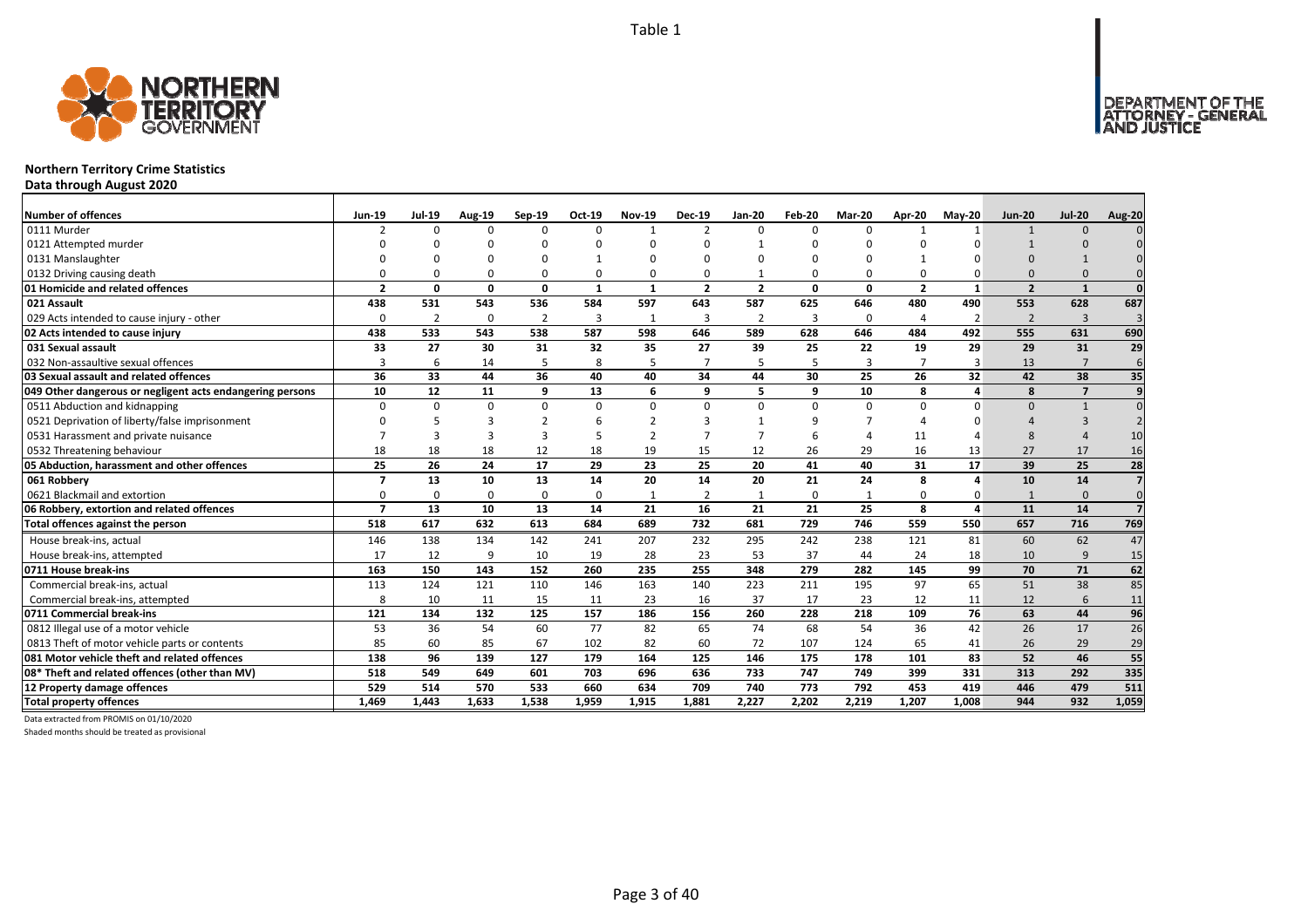Table 1

# Northern Territory Crime Statistics

**Data through August 2020**

| Number of offences | Jun-19 | Jul-19 | Aug-19 | Sep-19 | Oct-19 | Nov-19 | Dec-19 | Jan-20 | Feb-20 | Mar-20 | Apr-20 | May-20 | Jun-20 | Jul-20 | Aug-20 |
|---|---|---|---|---|---|---|---|---|---|---|---|---|---|---|---|
| 0111 Murder | 2 | 0 | 0 | 0 | 0 | 1 | 2 | 0 | 0 | 0 | 1 | 1 | 1 | 0 | 0 |
| 0121 Attempted murder | 0 | 0 | 0 | 0 | 0 | 0 | 0 | 1 | 0 | 0 | 0 | 0 | 1 | 0 | 0 |
| 0131 Manslaughter | 0 | 0 | 0 | 0 | 1 | 0 | 0 | 0 | 0 | 0 | 1 | 0 | 0 | 1 | 0 |
| 0132 Driving causing death | 0 | 0 | 0 | 0 | 0 | 0 | 0 | 1 | 0 | 0 | 0 | 0 | 0 | 0 | 0 |
| **01 Homicide and related offences** | **2** | **0** | **0** | **0** | **1** | **1** | **2** | **2** | **0** | **0** | **2** | **1** | **2** | **1** | **0** |
| **021 Assault** | **438** | **531** | **543** | **536** | **584** | **597** | **643** | **587** | **625** | **646** | **480** | **490** | **553** | **628** | **687** |
| 029 Acts intended to cause injury - other | 0 | 2 | 0 | 2 | 3 | 1 | 3 | 2 | 3 | 0 | 4 | 2 | 2 | 3 | 3 |
| **02 Acts intended to cause injury** | **438** | **533** | **543** | **538** | **587** | **598** | **646** | **589** | **628** | **646** | **484** | **492** | **555** | **631** | **690** |
| **031 Sexual assault** | **33** | **27** | **30** | **31** | **32** | **35** | **27** | **39** | **25** | **22** | **19** | **29** | **29** | **31** | **29** |
| 032 Non-assaultive sexual offences | 3 | 6 | 14 | 5 | 8 | 5 | 7 | 5 | 5 | 3 | 7 | 3 | 13 | 7 | 6 |
| **03 Sexual assault and related offences** | **36** | **33** | **44** | **36** | **40** | **40** | **34** | **44** | **30** | **25** | **26** | **32** | **42** | **38** | **35** |
| **049 Other dangerous or negligent acts endangering persons** | **10** | **12** | **11** | **9** | **13** | **6** | **9** | **5** | **9** | **10** | **8** | **4** | **8** | **7** | **9** |
| 0511 Abduction and kidnapping | 0 | 0 | 0 | 0 | 0 | 0 | 0 | 0 | 0 | 0 | 0 | 0 | 0 | 1 | 0 |
| 0521 Deprivation of liberty/false imprisonment | 0 | 5 | 3 | 2 | 6 | 2 | 3 | 1 | 9 | 7 | 4 | 0 | 4 | 3 | 2 |
| 0531 Harassment and private nuisance | 7 | 3 | 3 | 3 | 5 | 2 | 7 | 7 | 6 | 4 | 11 | 4 | 8 | 4 | 10 |
| 0532 Threatening behaviour | 18 | 18 | 18 | 12 | 18 | 19 | 15 | 12 | 26 | 29 | 16 | 13 | 27 | 17 | 16 |
| **05 Abduction, harassment and other offences** | **25** | **26** | **24** | **17** | **29** | **23** | **25** | **20** | **41** | **40** | **31** | **17** | **39** | **25** | **28** |
| **061 Robbery** | **7** | **13** | **10** | **13** | **14** | **20** | **14** | **20** | **21** | **24** | **8** | **4** | **10** | **14** | **7** |
| 0621 Blackmail and extortion | 0 | 0 | 0 | 0 | 0 | 1 | 2 | 1 | 0 | 1 | 0 | 0 | 1 | 0 | 0 |
| **06 Robbery, extortion and related offences** | **7** | **13** | **10** | **13** | **14** | **21** | **16** | **21** | **21** | **25** | **8** | **4** | **11** | **14** | **7** |
| **Total offences against the person** | **518** | **617** | **632** | **613** | **684** | **689** | **732** | **681** | **729** | **746** | **559** | **550** | **657** | **716** | **769** |
| House break-ins, actual | 146 | 138 | 134 | 142 | 241 | 207 | 232 | 295 | 242 | 238 | 121 | 81 | 60 | 62 | 47 |
| House break-ins, attempted | 17 | 12 | 9 | 10 | 19 | 28 | 23 | 53 | 37 | 44 | 24 | 18 | 10 | 9 | 15 |
| **0711 House break-ins** | **163** | **150** | **143** | **152** | **260** | **235** | **255** | **348** | **279** | **282** | **145** | **99** | **70** | **71** | **62** |
| Commercial break-ins, actual | 113 | 124 | 121 | 110 | 146 | 163 | 140 | 223 | 211 | 195 | 97 | 65 | 51 | 38 | 85 |
| Commercial break-ins, attempted | 8 | 10 | 11 | 15 | 11 | 23 | 16 | 37 | 17 | 23 | 12 | 11 | 12 | 6 | 11 |
| **0711 Commercial break-ins** | **121** | **134** | **132** | **125** | **157** | **186** | **156** | **260** | **228** | **218** | **109** | **76** | **63** | **44** | **96** |
| 0812 Illegal use of a motor vehicle | 53 | 36 | 54 | 60 | 77 | 82 | 65 | 74 | 68 | 54 | 36 | 42 | 26 | 17 | 26 |
| 0813 Theft of motor vehicle parts or contents | 85 | 60 | 85 | 67 | 102 | 82 | 60 | 72 | 107 | 124 | 65 | 41 | 26 | 29 | 29 |
| **081 Motor vehicle theft and related offences** | **138** | **96** | **139** | **127** | **179** | **164** | **125** | **146** | **175** | **178** | **101** | **83** | **52** | **46** | **55** |
| **08* Theft and related offences (other than MV)** | **518** | **549** | **649** | **601** | **703** | **696** | **636** | **733** | **747** | **749** | **399** | **331** | **313** | **292** | **335** |
| **12 Property damage offences** | **529** | **514** | **570** | **533** | **660** | **634** | **709** | **740** | **773** | **792** | **453** | **419** | **446** | **479** | **511** |
| **Total property offences** | **1,469** | **1,443** | **1,633** | **1,538** | **1,959** | **1,915** | **1,881** | **2,227** | **2,202** | **2,219** | **1,207** | **1,008** | **944** | **932** | **1,059** |

Data extracted from PROMIS on 01/10/2020

Shaded months should be treated as provisional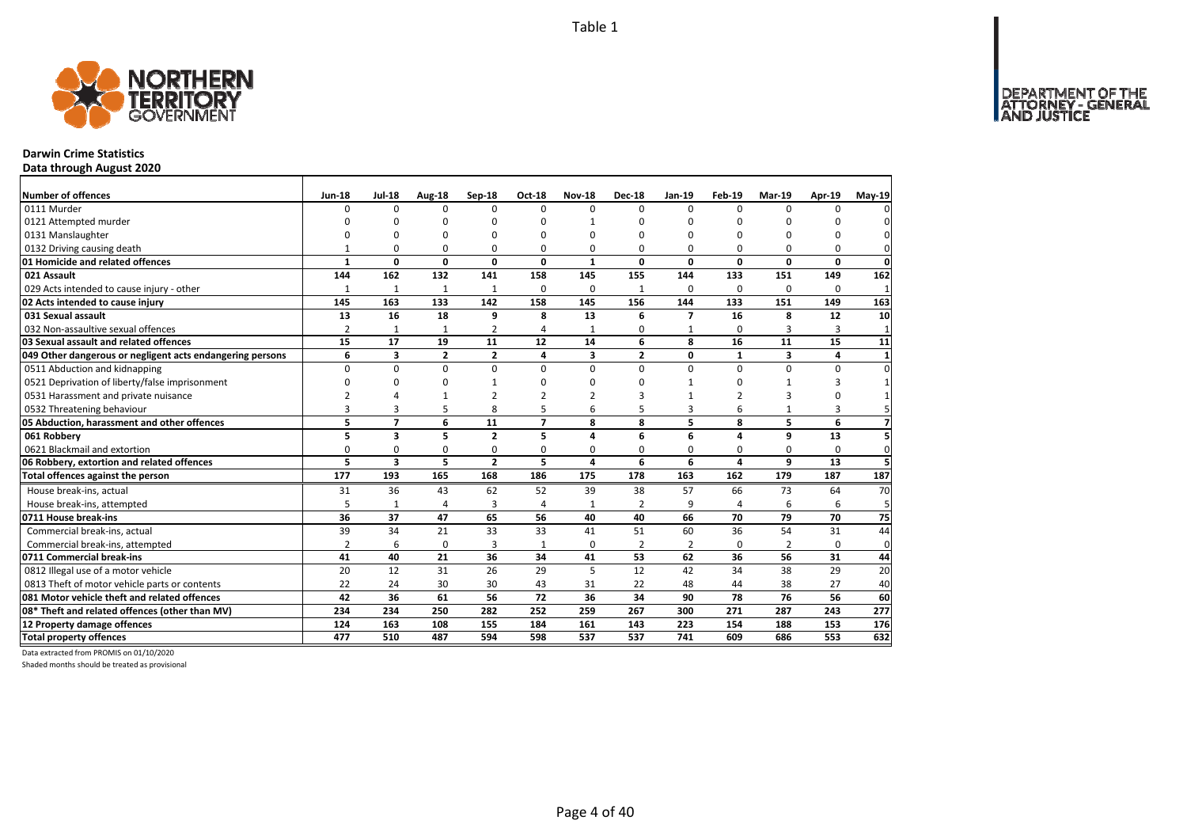Table 1

# Darwin Crime Statistics

## Data through August 2020

| Number of offences | Jun-18 | Jul-18 | Aug-18 | Sep-18 | Oct-18 | Nov-18 | Dec-18 | Jan-19 | Feb-19 | Mar-19 | Apr-19 | May-19 |
|---|---|---|---|---|---|---|---|---|---|---|---|---|
| 0111 Murder | 0 | 0 | 0 | 0 | 0 | 0 | 0 | 0 | 0 | 0 | 0 | 0 |
| 0121 Attempted murder | 0 | 0 | 0 | 0 | 0 | 1 | 0 | 0 | 0 | 0 | 0 | 0 |
| 0131 Manslaughter | 0 | 0 | 0 | 0 | 0 | 0 | 0 | 0 | 0 | 0 | 0 | 0 |
| 0132 Driving causing death | 1 | 0 | 0 | 0 | 0 | 0 | 0 | 0 | 0 | 0 | 0 | 0 |
| **01 Homicide and related offences** | **1** | **0** | **0** | **0** | **0** | **1** | **0** | **0** | **0** | **0** | **0** | **0** |
| **021 Assault** | **144** | **162** | **132** | **141** | **158** | **145** | **155** | **144** | **133** | **151** | **149** | **162** |
| 029 Acts intended to cause injury - other | 1 | 1 | 1 | 1 | 0 | 0 | 1 | 0 | 0 | 0 | 0 | 1 |
| **02 Acts intended to cause injury** | **145** | **163** | **133** | **142** | **158** | **145** | **156** | **144** | **133** | **151** | **149** | **163** |
| **031 Sexual assault** | **13** | **16** | **18** | **9** | **8** | **13** | **6** | **7** | **16** | **8** | **12** | **10** |
| 032 Non-assaultive sexual offences | 2 | 1 | 1 | 2 | 4 | 1 | 0 | 1 | 0 | 3 | 3 | 1 |
| **03 Sexual assault and related offences** | **15** | **17** | **19** | **11** | **12** | **14** | **6** | **8** | **16** | **11** | **15** | **11** |
| **049 Other dangerous or negligent acts endangering persons** | **6** | **3** | **2** | **2** | **4** | **3** | **2** | **0** | **1** | **3** | **4** | **1** |
| 0511 Abduction and kidnapping | 0 | 0 | 0 | 0 | 0 | 0 | 0 | 0 | 0 | 0 | 0 | 0 |
| 0521 Deprivation of liberty/false imprisonment | 0 | 0 | 0 | 1 | 0 | 0 | 0 | 1 | 0 | 1 | 3 | 1 |
| 0531 Harassment and private nuisance | 2 | 4 | 1 | 2 | 2 | 2 | 3 | 1 | 2 | 3 | 0 | 1 |
| 0532 Threatening behaviour | 3 | 3 | 5 | 8 | 5 | 6 | 5 | 3 | 6 | 1 | 3 | 5 |
| **05 Abduction, harassment and other offences** | **5** | **7** | **6** | **11** | **7** | **8** | **8** | **5** | **8** | **5** | **6** | **7** |
| **061 Robbery** | **5** | **3** | **5** | **2** | **5** | **4** | **6** | **6** | **4** | **9** | **13** | **5** |
| 0621 Blackmail and extortion | 0 | 0 | 0 | 0 | 0 | 0 | 0 | 0 | 0 | 0 | 0 | 0 |
| **06 Robbery, extortion and related offences** | **5** | **3** | **5** | **2** | **5** | **4** | **6** | **6** | **4** | **9** | **13** | **5** |
| **Total offences against the person** | **177** | **193** | **165** | **168** | **186** | **175** | **178** | **163** | **162** | **179** | **187** | **187** |
| House break-ins, actual | 31 | 36 | 43 | 62 | 52 | 39 | 38 | 57 | 66 | 73 | 64 | 70 |
| House break-ins, attempted | 5 | 1 | 4 | 3 | 4 | 1 | 2 | 9 | 4 | 6 | 6 | 5 |
| **0711 House break-ins** | **36** | **37** | **47** | **65** | **56** | **40** | **40** | **66** | **70** | **79** | **70** | **75** |
| Commercial break-ins, actual | 39 | 34 | 21 | 33 | 33 | 41 | 51 | 60 | 36 | 54 | 31 | 44 |
| Commercial break-ins, attempted | 2 | 6 | 0 | 3 | 1 | 0 | 2 | 2 | 0 | 2 | 0 | 0 |
| **0711 Commercial break-ins** | **41** | **40** | **21** | **36** | **34** | **41** | **53** | **62** | **36** | **56** | **31** | **44** |
| 0812 Illegal use of a motor vehicle | 20 | 12 | 31 | 26 | 29 | 5 | 12 | 42 | 34 | 38 | 29 | 20 |
| 0813 Theft of motor vehicle parts or contents | 22 | 24 | 30 | 30 | 43 | 31 | 22 | 48 | 44 | 38 | 27 | 40 |
| **081 Motor vehicle theft and related offences** | **42** | **36** | **61** | **56** | **72** | **36** | **34** | **90** | **78** | **76** | **56** | **60** |
| **08* Theft and related offences (other than MV)** | **234** | **234** | **250** | **282** | **252** | **259** | **267** | **300** | **271** | **287** | **243** | **277** |
| **12 Property damage offences** | **124** | **163** | **108** | **155** | **184** | **161** | **143** | **223** | **154** | **188** | **153** | **176** |
| **Total property offences** | **477** | **510** | **487** | **594** | **598** | **537** | **537** | **741** | **609** | **686** | **553** | **632** |

Data extracted from PROMIS on 01/10/2020

Shaded months should be treated as provisional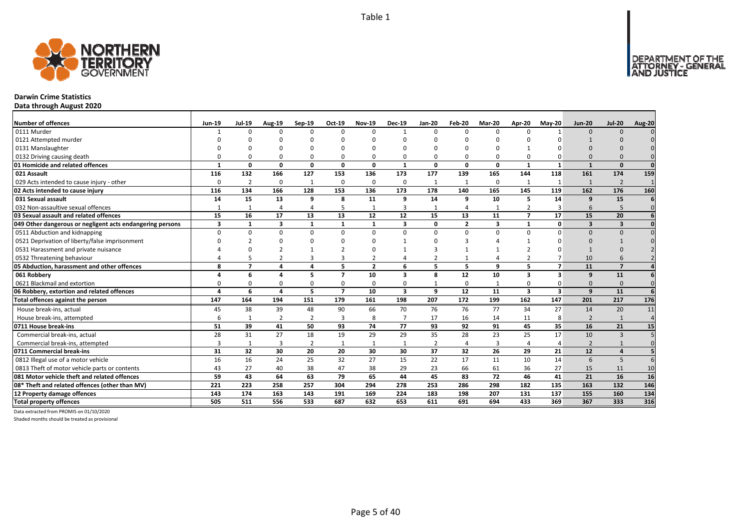Table 1

# Darwin Crime Statistics

**Data through August 2020**

| Number of offences | Jun-19 | Jul-19 | Aug-19 | Sep-19 | Oct-19 | Nov-19 | Dec-19 | Jan-20 | Feb-20 | Mar-20 | Apr-20 | May-20 | Jun-20 | Jul-20 | Aug-20 |
|---|---|---|---|---|---|---|---|---|---|---|---|---|---|---|---|
| 0111 Murder | 1 | 0 | 0 | 0 | 0 | 0 | 1 | 0 | 0 | 0 | 0 | 1 | 0 | 0 | 0 |
| 0121 Attempted murder | 0 | 0 | 0 | 0 | 0 | 0 | 0 | 0 | 0 | 0 | 0 | 0 | 1 | 0 | 0 |
| 0131 Manslaughter | 0 | 0 | 0 | 0 | 0 | 0 | 0 | 0 | 0 | 0 | 1 | 0 | 0 | 0 | 0 |
| 0132 Driving causing death | 0 | 0 | 0 | 0 | 0 | 0 | 0 | 0 | 0 | 0 | 0 | 0 | 0 | 0 | 0 |
| **01 Homicide and related offences** | **1** | **0** | **0** | **0** | **0** | **0** | **1** | **0** | **0** | **0** | **1** | **1** | **1** | **0** | **0** |
| **021 Assault** | **116** | **132** | **166** | **127** | **153** | **136** | **173** | **177** | **139** | **165** | **144** | **118** | **161** | **174** | **159** |
| 029 Acts intended to cause injury - other | 0 | 2 | 0 | 1 | 0 | 0 | 0 | 1 | 1 | 0 | 1 | 1 | 1 | 2 | 1 |
| **02 Acts intended to cause injury** | **116** | **134** | **166** | **128** | **153** | **136** | **173** | **178** | **140** | **165** | **145** | **119** | **162** | **176** | **160** |
| **031 Sexual assault** | **14** | **15** | **13** | **9** | **8** | **11** | **9** | **14** | **9** | **10** | **5** | **14** | **9** | **15** | **6** |
| 032 Non-assaultive sexual offences | 1 | 1 | 4 | 4 | 5 | 1 | 3 | 1 | 4 | 1 | 2 | 3 | 6 | 5 | 0 |
| **03 Sexual assault and related offences** | **15** | **16** | **17** | **13** | **13** | **12** | **12** | **15** | **13** | **11** | **7** | **17** | **15** | **20** | **6** |
| **049 Other dangerous or negligent acts endangering persons** | **3** | **1** | **3** | **1** | **1** | **1** | **3** | **0** | **2** | **3** | **1** | **0** | **3** | **3** | **0** |
| 0511 Abduction and kidnapping | 0 | 0 | 0 | 0 | 0 | 0 | 0 | 0 | 0 | 0 | 0 | 0 | 0 | 0 | 0 |
| 0521 Deprivation of liberty/false imprisonment | 0 | 2 | 0 | 0 | 0 | 0 | 1 | 0 | 3 | 4 | 1 | 0 | 0 | 1 | 0 |
| 0531 Harassment and private nuisance | 4 | 0 | 2 | 1 | 2 | 0 | 1 | 3 | 1 | 1 | 2 | 0 | 1 | 0 | 2 |
| 0532 Threatening behaviour | 4 | 5 | 2 | 3 | 3 | 2 | 4 | 2 | 1 | 4 | 2 | 7 | 10 | 6 | 2 |
| **05 Abduction, harassment and other offences** | **8** | **7** | **4** | **4** | **5** | **2** | **6** | **5** | **5** | **9** | **5** | **7** | **11** | **7** | **4** |
| **061 Robbery** | **4** | **6** | **4** | **5** | **7** | **10** | **3** | **8** | **12** | **10** | **3** | **3** | **9** | **11** | **6** |
| 0621 Blackmail and extortion | 0 | 0 | 0 | 0 | 0 | 0 | 0 | 1 | 0 | 1 | 0 | 0 | 0 | 0 | 0 |
| **06 Robbery, extortion and related offences** | **4** | **6** | **4** | **5** | **7** | **10** | **3** | **9** | **12** | **11** | **3** | **3** | **9** | **11** | **6** |
| **Total offences against the person** | **147** | **164** | **194** | **151** | **179** | **161** | **198** | **207** | **172** | **199** | **162** | **147** | **201** | **217** | **176** |
| House break-ins, actual | 45 | 38 | 39 | 48 | 90 | 66 | 70 | 76 | 76 | 77 | 34 | 27 | 14 | 20 | 11 |
| House break-ins, attempted | 6 | 1 | 2 | 2 | 3 | 8 | 7 | 17 | 16 | 14 | 11 | 8 | 2 | 1 | 4 |
| **0711 House break-ins** | **51** | **39** | **41** | **50** | **93** | **74** | **77** | **93** | **92** | **91** | **45** | **35** | **16** | **21** | **15** |
| Commercial break-ins, actual | 28 | 31 | 27 | 18 | 19 | 29 | 29 | 35 | 28 | 23 | 25 | 17 | 10 | 3 | 5 |
| Commercial break-ins, attempted | 3 | 1 | 3 | 2 | 1 | 1 | 1 | 2 | 4 | 3 | 4 | 4 | 2 | 1 | 0 |
| **0711 Commercial break-ins** | **31** | **32** | **30** | **20** | **20** | **30** | **30** | **37** | **32** | **26** | **29** | **21** | **12** | **4** | **5** |
| 0812 Illegal use of a motor vehicle | 16 | 16 | 24 | 25 | 32 | 27 | 15 | 22 | 17 | 11 | 10 | 14 | 6 | 5 | 6 |
| 0813 Theft of motor vehicle parts or contents | 43 | 27 | 40 | 38 | 47 | 38 | 29 | 23 | 66 | 61 | 36 | 27 | 15 | 11 | 10 |
| **081 Motor vehicle theft and related offences** | **59** | **43** | **64** | **63** | **79** | **65** | **44** | **45** | **83** | **72** | **46** | **41** | **21** | **16** | **16** |
| **08* Theft and related offences (other than MV)** | **221** | **223** | **258** | **257** | **304** | **294** | **278** | **253** | **286** | **298** | **182** | **135** | **163** | **132** | **146** |
| **12 Property damage offences** | **143** | **174** | **163** | **143** | **191** | **169** | **224** | **183** | **198** | **207** | **131** | **137** | **155** | **160** | **134** |
| **Total property offences** | **505** | **511** | **556** | **533** | **687** | **632** | **653** | **611** | **691** | **694** | **433** | **369** | **367** | **333** | **316** |

Data extracted from PROMIS on 01/10/2020

Shaded months should be treated as provisional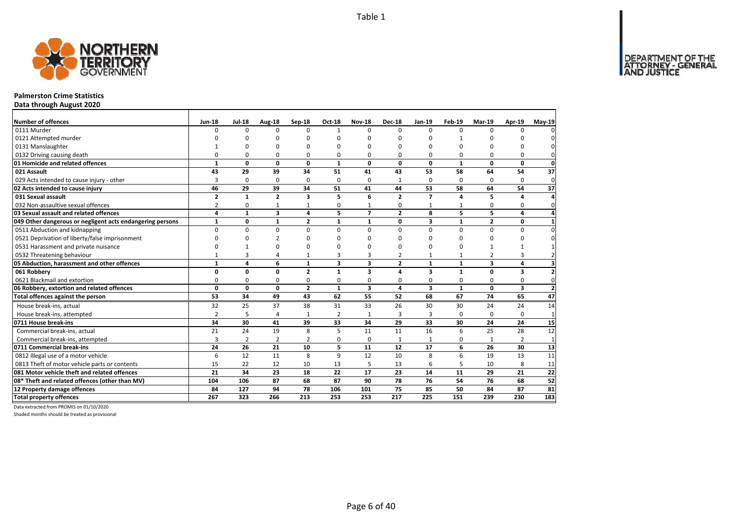Table 1

**Palmerston Crime Statistics**
**Data through August 2020**

| Number of offences | Jun-18 | Jul-18 | Aug-18 | Sep-18 | Oct-18 | Nov-18 | Dec-18 | Jan-19 | Feb-19 | Mar-19 | Apr-19 | May-19 |
|---|---|---|---|---|---|---|---|---|---|---|---|---|
| 0111 Murder | 0 | 0 | 0 | 0 | 1 | 0 | 0 | 0 | 0 | 0 | 0 | 0 |
| 0121 Attempted murder | 0 | 0 | 0 | 0 | 0 | 0 | 0 | 0 | 1 | 0 | 0 | 0 |
| 0131 Manslaughter | 1 | 0 | 0 | 0 | 0 | 0 | 0 | 0 | 0 | 0 | 0 | 0 |
| 0132 Driving causing death | 0 | 0 | 0 | 0 | 0 | 0 | 0 | 0 | 0 | 0 | 0 | 0 |
| **01 Homicide and related offences** | **1** | **0** | **0** | **0** | **1** | **0** | **0** | **0** | **1** | **0** | **0** | **0** |
| **021 Assault** | **43** | **29** | **39** | **34** | **51** | **41** | **43** | **53** | **58** | **64** | **54** | **37** |
| 029 Acts intended to cause injury - other | 3 | 0 | 0 | 0 | 0 | 0 | 1 | 0 | 0 | 0 | 0 | 0 |
| **02 Acts intended to cause injury** | **46** | **29** | **39** | **34** | **51** | **41** | **44** | **53** | **58** | **64** | **54** | **37** |
| **031 Sexual assault** | **2** | **1** | **2** | **3** | **5** | **6** | **2** | **7** | **4** | **5** | **4** | **4** |
| 032 Non-assaultive sexual offences | 2 | 0 | 1 | 1 | 0 | 1 | 0 | 1 | 1 | 0 | 0 | 0 |
| **03 Sexual assault and related offences** | **4** | **1** | **3** | **4** | **5** | **7** | **2** | **8** | **5** | **5** | **4** | **4** |
| **049 Other dangerous or negligent acts endangering persons** | **1** | **0** | **1** | **2** | **1** | **1** | **0** | **3** | **1** | **2** | **0** | **1** |
| 0511 Abduction and kidnapping | 0 | 0 | 0 | 0 | 0 | 0 | 0 | 0 | 0 | 0 | 0 | 0 |
| 0521 Deprivation of liberty/false imprisonment | 0 | 0 | 2 | 0 | 0 | 0 | 0 | 0 | 0 | 0 | 0 | 0 |
| 0531 Harassment and private nuisance | 0 | 1 | 0 | 0 | 0 | 0 | 0 | 0 | 0 | 1 | 1 | 1 |
| 0532 Threatening behaviour | 1 | 3 | 4 | 1 | 3 | 3 | 2 | 1 | 1 | 2 | 3 | 2 |
| **05 Abduction, harassment and other offences** | **1** | **4** | **6** | **1** | **3** | **3** | **2** | **1** | **1** | **3** | **4** | **3** |
| **061 Robbery** | **0** | **0** | **0** | **2** | **1** | **3** | **4** | **3** | **1** | **0** | **3** | **2** |
| 0621 Blackmail and extortion | 0 | 0 | 0 | 0 | 0 | 0 | 0 | 0 | 0 | 0 | 0 | 0 |
| **06 Robbery, extortion and related offences** | **0** | **0** | **0** | **2** | **1** | **3** | **4** | **3** | **1** | **0** | **3** | **2** |
| **Total offences against the person** | **53** | **34** | **49** | **43** | **62** | **55** | **52** | **68** | **67** | **74** | **65** | **47** |
| House break-ins, actual | 32 | 25 | 37 | 38 | 31 | 33 | 26 | 30 | 30 | 24 | 24 | 14 |
| House break-ins, attempted | 2 | 5 | 4 | 1 | 2 | 1 | 3 | 3 | 0 | 0 | 0 | 1 |
| **0711 House break-ins** | **34** | **30** | **41** | **39** | **33** | **34** | **29** | **33** | **30** | **24** | **24** | **15** |
| Commercial break-ins, actual | 21 | 24 | 19 | 8 | 5 | 11 | 11 | 16 | 6 | 25 | 28 | 12 |
| Commercial break-ins, attempted | 3 | 2 | 2 | 2 | 0 | 0 | 1 | 1 | 0 | 1 | 2 | 1 |
| **0711 Commercial break-ins** | **24** | **26** | **21** | **10** | **5** | **11** | **12** | **17** | **6** | **26** | **30** | **13** |
| 0812 Illegal use of a motor vehicle | 6 | 12 | 11 | 8 | 9 | 12 | 10 | 8 | 6 | 19 | 13 | 11 |
| 0813 Theft of motor vehicle parts or contents | 15 | 22 | 12 | 10 | 13 | 5 | 13 | 6 | 5 | 10 | 8 | 11 |
| **081 Motor vehicle theft and related offences** | **21** | **34** | **23** | **18** | **22** | **17** | **23** | **14** | **11** | **29** | **21** | **22** |
| **08* Theft and related offences (other than MV)** | **104** | **106** | **87** | **68** | **87** | **90** | **78** | **76** | **54** | **76** | **68** | **52** |
| **12 Property damage offences** | **84** | **127** | **94** | **78** | **106** | **101** | **75** | **85** | **50** | **84** | **87** | **81** |
| **Total property offences** | **267** | **323** | **266** | **213** | **253** | **253** | **217** | **225** | **151** | **239** | **230** | **183** |

Data extracted from PROMIS on 01/10/2020

Shaded months should be treated as provisional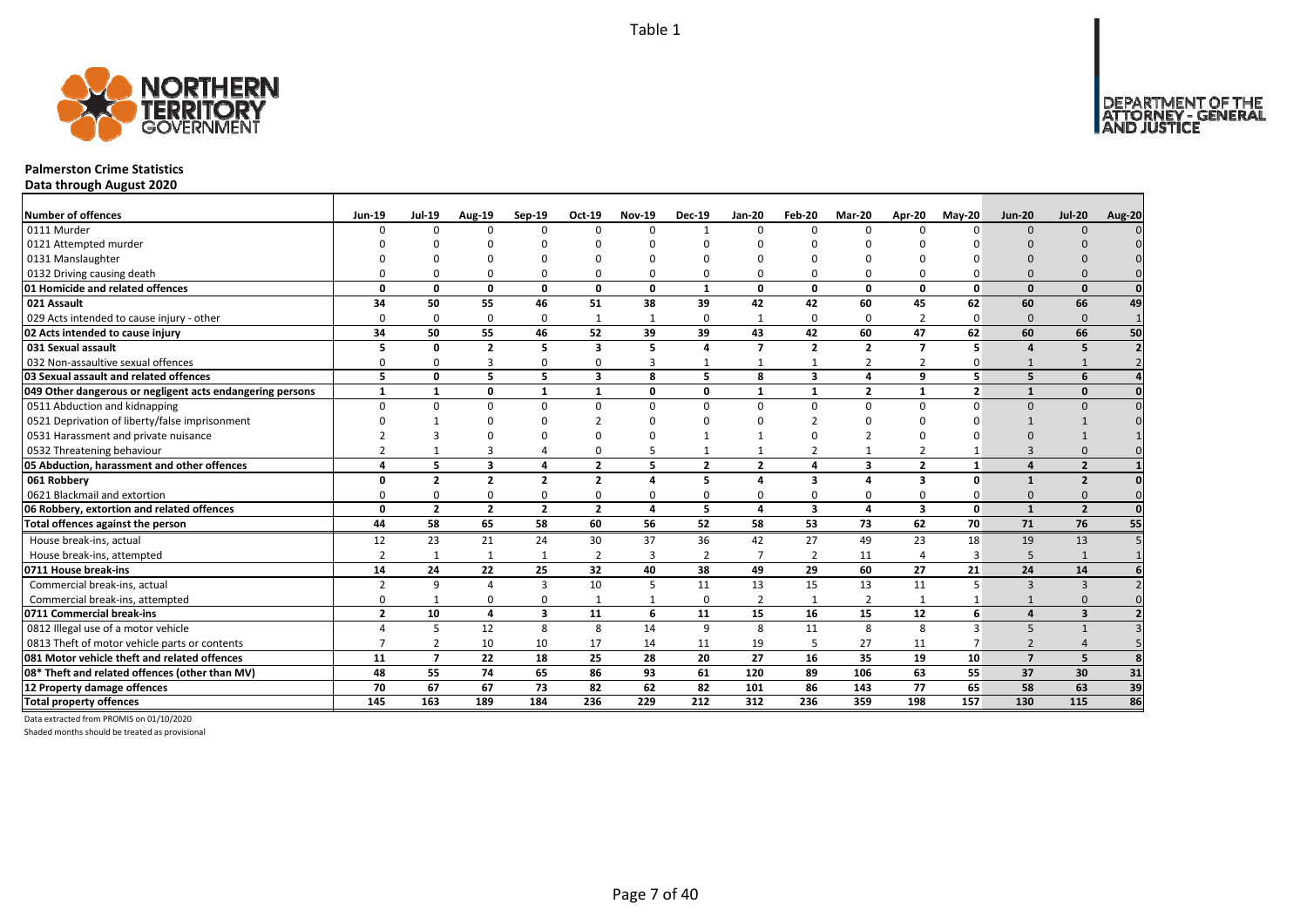**Palmerston Crime Statistics**

**Data through August 2020**

| Number of offences | Jun-19 | Jul-19 | Aug-19 | Sep-19 | Oct-19 | Nov-19 | Dec-19 | Jan-20 | Feb-20 | Mar-20 | Apr-20 | May-20 | Jun-20 | Jul-20 | Aug-20 |
|---|---|---|---|---|---|---|---|---|---|---|---|---|---|---|---|
| 0111 Murder | 0 | 0 | 0 | 0 | 0 | 0 | 1 | 0 | 0 | 0 | 0 | 0 | 0 | 0 | 0 |
| 0121 Attempted murder | 0 | 0 | 0 | 0 | 0 | 0 | 0 | 0 | 0 | 0 | 0 | 0 | 0 | 0 | 0 |
| 0131 Manslaughter | 0 | 0 | 0 | 0 | 0 | 0 | 0 | 0 | 0 | 0 | 0 | 0 | 0 | 0 | 0 |
| 0132 Driving causing death | 0 | 0 | 0 | 0 | 0 | 0 | 0 | 0 | 0 | 0 | 0 | 0 | 0 | 0 | 0 |
| **01 Homicide and related offences** | **0** | **0** | **0** | **0** | **0** | **0** | **1** | **0** | **0** | **0** | **0** | **0** | **0** | **0** | **0** |
| **021 Assault** | **34** | **50** | **55** | **46** | **51** | **38** | **39** | **42** | **42** | **60** | **45** | **62** | **60** | **66** | **49** |
| 029 Acts intended to cause injury - other | 0 | 0 | 0 | 0 | 1 | 1 | 0 | 1 | 0 | 0 | 2 | 0 | 0 | 0 | 1 |
| **02 Acts intended to cause injury** | **34** | **50** | **55** | **46** | **52** | **39** | **39** | **43** | **42** | **60** | **47** | **62** | **60** | **66** | **50** |
| **031 Sexual assault** | **5** | **0** | **2** | **5** | **3** | **5** | **4** | **7** | **2** | **2** | **7** | **5** | **4** | **5** | **2** |
| 032 Non-assaultive sexual offences | 0 | 0 | 3 | 0 | 0 | 3 | 1 | 1 | 1 | 2 | 2 | 0 | 1 | 1 | 2 |
| **03 Sexual assault and related offences** | **5** | **0** | **5** | **5** | **3** | **8** | **5** | **8** | **3** | **4** | **9** | **5** | **5** | **6** | **4** |
| **049 Other dangerous or negligent acts endangering persons** | **1** | **1** | **0** | **1** | **1** | **0** | **0** | **1** | **1** | **2** | **1** | **2** | **1** | **0** | **0** |
| 0511 Abduction and kidnapping | 0 | 0 | 0 | 0 | 0 | 0 | 0 | 0 | 0 | 0 | 0 | 0 | 0 | 0 | 0 |
| 0521 Deprivation of liberty/false imprisonment | 0 | 1 | 0 | 0 | 2 | 0 | 0 | 0 | 2 | 0 | 0 | 0 | 1 | 1 | 0 |
| 0531 Harassment and private nuisance | 2 | 3 | 0 | 0 | 0 | 0 | 1 | 1 | 0 | 2 | 0 | 0 | 0 | 1 | 1 |
| 0532 Threatening behaviour | 2 | 1 | 3 | 4 | 0 | 5 | 1 | 1 | 2 | 1 | 2 | 1 | 3 | 0 | 0 |
| **05 Abduction, harassment and other offences** | **4** | **5** | **3** | **4** | **2** | **5** | **2** | **2** | **4** | **3** | **2** | **1** | **4** | **2** | **1** |
| **061 Robbery** | **0** | **2** | **2** | **2** | **2** | **4** | **5** | **4** | **3** | **4** | **3** | **0** | **1** | **2** | **0** |
| 0621 Blackmail and extortion | 0 | 0 | 0 | 0 | 0 | 0 | 0 | 0 | 0 | 0 | 0 | 0 | 0 | 0 | 0 |
| **06 Robbery, extortion and related offences** | **0** | **2** | **2** | **2** | **2** | **4** | **5** | **4** | **3** | **4** | **3** | **0** | **1** | **2** | **0** |
| **Total offences against the person** | **44** | **58** | **65** | **58** | **60** | **56** | **52** | **58** | **53** | **73** | **62** | **70** | **71** | **76** | **55** |
| House break-ins, actual | 12 | 23 | 21 | 24 | 30 | 37 | 36 | 42 | 27 | 49 | 23 | 18 | 19 | 13 | 5 |
| House break-ins, attempted | 2 | 1 | 1 | 1 | 2 | 3 | 2 | 7 | 2 | 11 | 4 | 3 | 5 | 1 | 1 |
| **0711 House break-ins** | **14** | **24** | **22** | **25** | **32** | **40** | **38** | **49** | **29** | **60** | **27** | **21** | **24** | **14** | **6** |
| Commercial break-ins, actual | 2 | 9 | 4 | 3 | 10 | 5 | 11 | 13 | 15 | 13 | 11 | 5 | 3 | 3 | 2 |
| Commercial break-ins, attempted | 0 | 1 | 0 | 0 | 1 | 1 | 0 | 2 | 1 | 2 | 1 | 1 | 1 | 0 | 0 |
| **0711 Commercial break-ins** | **2** | **10** | **4** | **3** | **11** | **6** | **11** | **15** | **16** | **15** | **12** | **6** | **4** | **3** | **2** |
| 0812 Illegal use of a motor vehicle | 4 | 5 | 12 | 8 | 8 | 14 | 9 | 8 | 11 | 8 | 8 | 3 | 5 | 1 | 3 |
| 0813 Theft of motor vehicle parts or contents | 7 | 2 | 10 | 10 | 17 | 14 | 11 | 19 | 5 | 27 | 11 | 7 | 2 | 4 | 5 |
| **081 Motor vehicle theft and related offences** | **11** | **7** | **22** | **18** | **25** | **28** | **20** | **27** | **16** | **35** | **19** | **10** | **7** | **5** | **8** |
| **08\* Theft and related offences (other than MV)** | **48** | **55** | **74** | **65** | **86** | **93** | **61** | **120** | **89** | **106** | **63** | **55** | **37** | **30** | **31** |
| **12 Property damage offences** | **70** | **67** | **67** | **73** | **82** | **62** | **82** | **101** | **86** | **143** | **77** | **65** | **58** | **63** | **39** |
| **Total property offences** | **145** | **163** | **189** | **184** | **236** | **229** | **212** | **312** | **236** | **359** | **198** | **157** | **130** | **115** | **86** |

Data extracted from PROMIS on 01/10/2020

Shaded months should be treated as provisional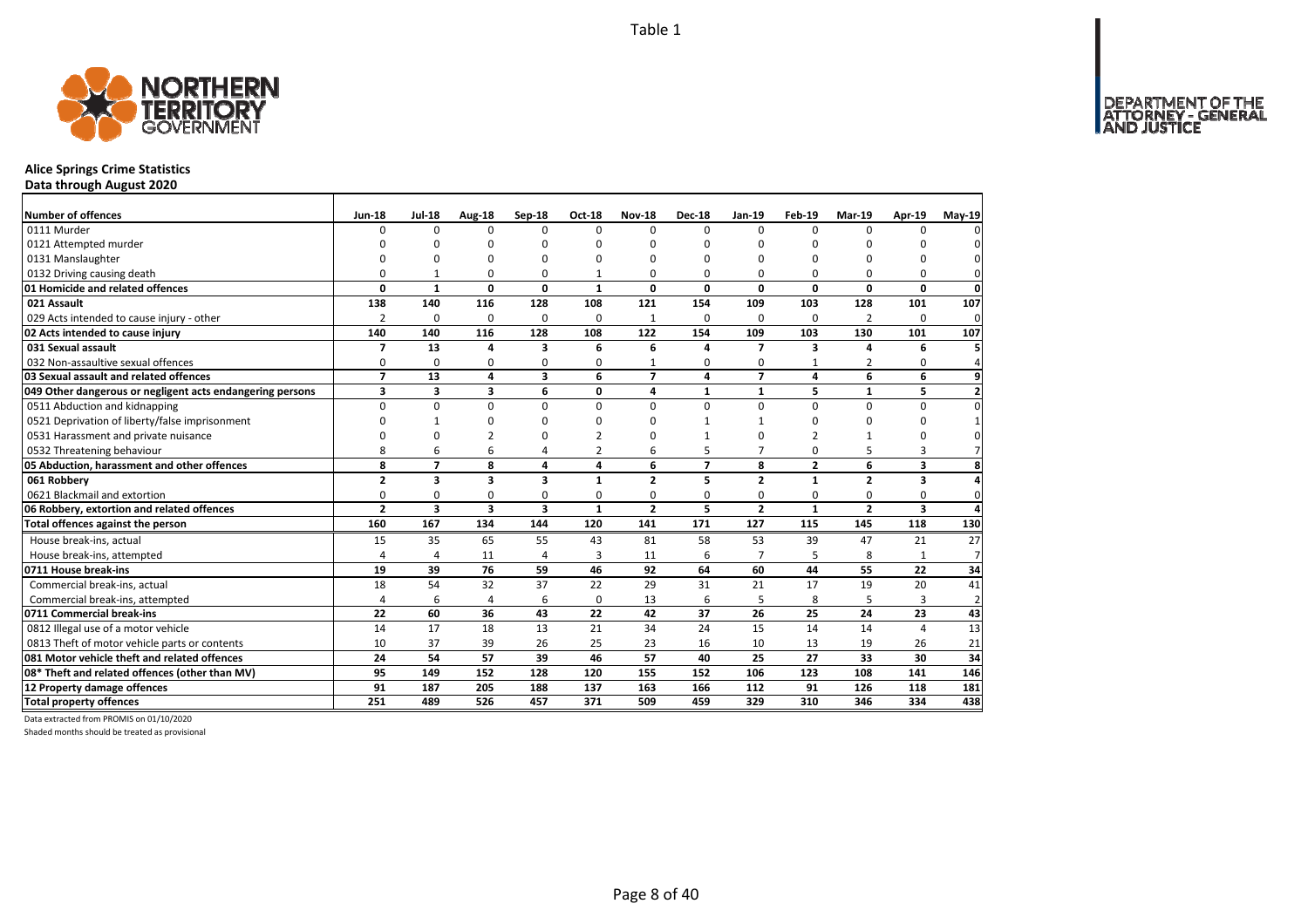Table 1

# Alice Springs Crime Statistics

**Data through August 2020**

| Number of offences | Jun-18 | Jul-18 | Aug-18 | Sep-18 | Oct-18 | Nov-18 | Dec-18 | Jan-19 | Feb-19 | Mar-19 | Apr-19 | May-19 |
|---|---|---|---|---|---|---|---|---|---|---|---|---|
| 0111 Murder | 0 | 0 | 0 | 0 | 0 | 0 | 0 | 0 | 0 | 0 | 0 | 0 |
| 0121 Attempted murder | 0 | 0 | 0 | 0 | 0 | 0 | 0 | 0 | 0 | 0 | 0 | 0 |
| 0131 Manslaughter | 0 | 0 | 0 | 0 | 0 | 0 | 0 | 0 | 0 | 0 | 0 | 0 |
| 0132 Driving causing death | 0 | 1 | 0 | 0 | 1 | 0 | 0 | 0 | 0 | 0 | 0 | 0 |
| **01 Homicide and related offences** | **0** | **1** | **0** | **0** | **1** | **0** | **0** | **0** | **0** | **0** | **0** | **0** |
| **021 Assault** | **138** | **140** | **116** | **128** | **108** | **121** | **154** | **109** | **103** | **128** | **101** | **107** |
| 029 Acts intended to cause injury - other | 2 | 0 | 0 | 0 | 0 | 1 | 0 | 0 | 0 | 2 | 0 | 0 |
| **02 Acts intended to cause injury** | **140** | **140** | **116** | **128** | **108** | **122** | **154** | **109** | **103** | **130** | **101** | **107** |
| **031 Sexual assault** | **7** | **13** | **4** | **3** | **6** | **6** | **4** | **7** | **3** | **4** | **6** | **5** |
| 032 Non-assaultive sexual offences | 0 | 0 | 0 | 0 | 0 | 1 | 0 | 0 | 1 | 2 | 0 | 4 |
| **03 Sexual assault and related offences** | **7** | **13** | **4** | **3** | **6** | **7** | **4** | **7** | **4** | **6** | **6** | **9** |
| **049 Other dangerous or negligent acts endangering persons** | **3** | **3** | **3** | **6** | **0** | **4** | **1** | **1** | **5** | **1** | **5** | **2** |
| 0511 Abduction and kidnapping | 0 | 0 | 0 | 0 | 0 | 0 | 0 | 0 | 0 | 0 | 0 | 0 |
| 0521 Deprivation of liberty/false imprisonment | 0 | 1 | 0 | 0 | 0 | 0 | 1 | 1 | 0 | 0 | 0 | 1 |
| 0531 Harassment and private nuisance | 0 | 0 | 2 | 0 | 2 | 0 | 1 | 0 | 2 | 1 | 0 | 0 |
| 0532 Threatening behaviour | 8 | 6 | 6 | 4 | 2 | 6 | 5 | 7 | 0 | 5 | 3 | 7 |
| **05 Abduction, harassment and other offences** | **8** | **7** | **8** | **4** | **4** | **6** | **7** | **8** | **2** | **6** | **3** | **8** |
| **061 Robbery** | **2** | **3** | **3** | **3** | **1** | **2** | **5** | **2** | **1** | **2** | **3** | **4** |
| 0621 Blackmail and extortion | 0 | 0 | 0 | 0 | 0 | 0 | 0 | 0 | 0 | 0 | 0 | 0 |
| **06 Robbery, extortion and related offences** | **2** | **3** | **3** | **3** | **1** | **2** | **5** | **2** | **1** | **2** | **3** | **4** |
| **Total offences against the person** | **160** | **167** | **134** | **144** | **120** | **141** | **171** | **127** | **115** | **145** | **118** | **130** |
| House break-ins, actual | 15 | 35 | 65 | 55 | 43 | 81 | 58 | 53 | 39 | 47 | 21 | 27 |
| House break-ins, attempted | 4 | 4 | 11 | 4 | 3 | 11 | 6 | 7 | 5 | 8 | 1 | 7 |
| **0711 House break-ins** | **19** | **39** | **76** | **59** | **46** | **92** | **64** | **60** | **44** | **55** | **22** | **34** |
| Commercial break-ins, actual | 18 | 54 | 32 | 37 | 22 | 29 | 31 | 21 | 17 | 19 | 20 | 41 |
| Commercial break-ins, attempted | 4 | 6 | 4 | 6 | 0 | 13 | 6 | 5 | 8 | 5 | 3 | 2 |
| **0711 Commercial break-ins** | **22** | **60** | **36** | **43** | **22** | **42** | **37** | **26** | **25** | **24** | **23** | **43** |
| 0812 Illegal use of a motor vehicle | 14 | 17 | 18 | 13 | 21 | 34 | 24 | 15 | 14 | 14 | 4 | 13 |
| 0813 Theft of motor vehicle parts or contents | 10 | 37 | 39 | 26 | 25 | 23 | 16 | 10 | 13 | 19 | 26 | 21 |
| **081 Motor vehicle theft and related offences** | **24** | **54** | **57** | **39** | **46** | **57** | **40** | **25** | **27** | **33** | **30** | **34** |
| **08* Theft and related offences (other than MV)** | **95** | **149** | **152** | **128** | **120** | **155** | **152** | **106** | **123** | **108** | **141** | **146** |
| **12 Property damage offences** | **91** | **187** | **205** | **188** | **137** | **163** | **166** | **112** | **91** | **126** | **118** | **181** |
| **Total property offences** | **251** | **489** | **526** | **457** | **371** | **509** | **459** | **329** | **310** | **346** | **334** | **438** |

Data extracted from PROMIS on 01/10/2020

Shaded months should be treated as provisional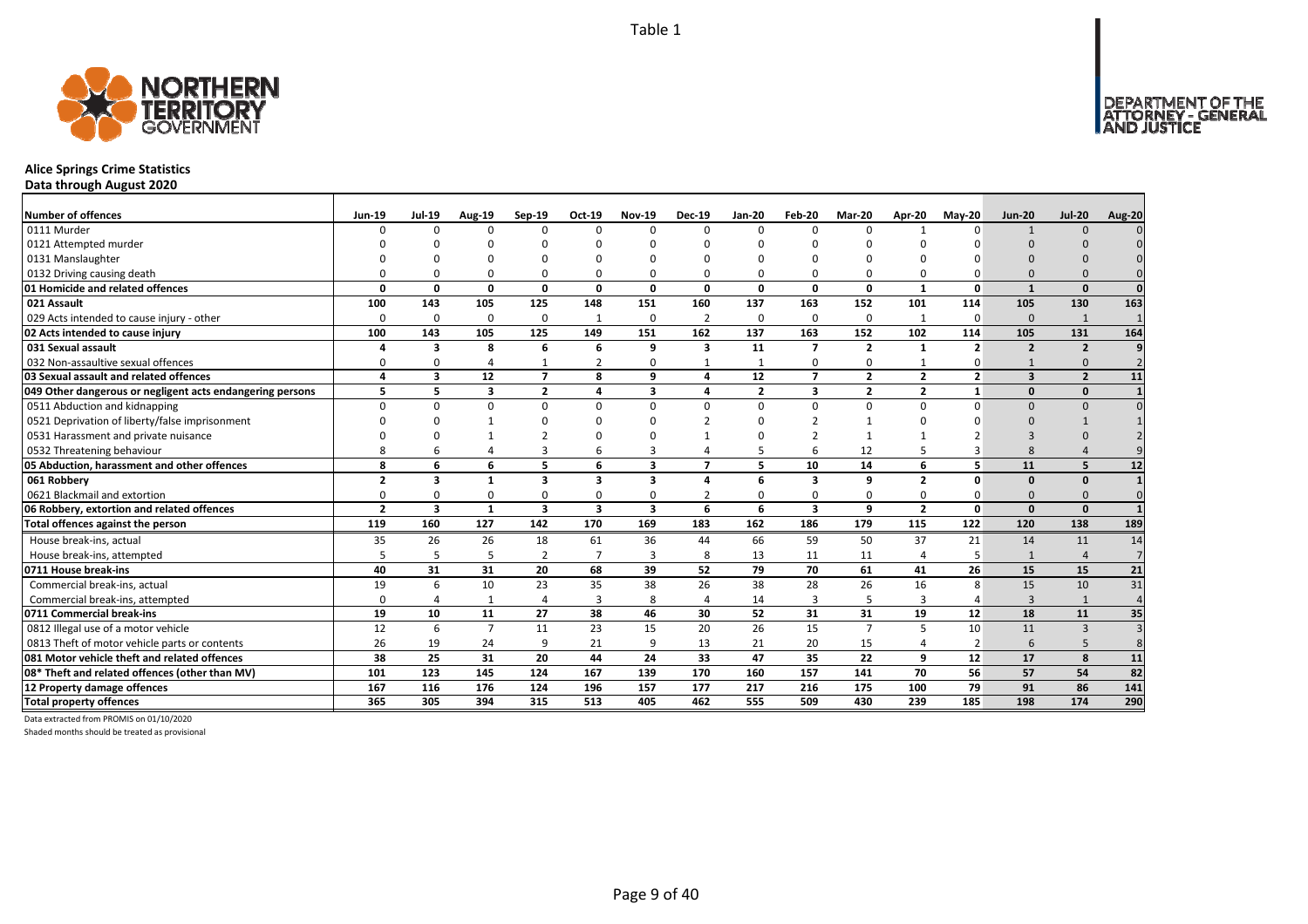Table 1

# Alice Springs Crime Statistics

**Data through August 2020**

| Number of offences | Jun-19 | Jul-19 | Aug-19 | Sep-19 | Oct-19 | Nov-19 | Dec-19 | Jan-20 | Feb-20 | Mar-20 | Apr-20 | May-20 | Jun-20 | Jul-20 | Aug-20 |
|---|---|---|---|---|---|---|---|---|---|---|---|---|---|---|---|
| 0111 Murder | 0 | 0 | 0 | 0 | 0 | 0 | 0 | 0 | 0 | 0 | 1 | 0 | 1 | 0 | 0 |
| 0121 Attempted murder | 0 | 0 | 0 | 0 | 0 | 0 | 0 | 0 | 0 | 0 | 0 | 0 | 0 | 0 | 0 |
| 0131 Manslaughter | 0 | 0 | 0 | 0 | 0 | 0 | 0 | 0 | 0 | 0 | 0 | 0 | 0 | 0 | 0 |
| 0132 Driving causing death | 0 | 0 | 0 | 0 | 0 | 0 | 0 | 0 | 0 | 0 | 0 | 0 | 0 | 0 | 0 |
| **01 Homicide and related offences** | **0** | **0** | **0** | **0** | **0** | **0** | **0** | **0** | **0** | **0** | **1** | **0** | **1** | **0** | **0** |
| **021 Assault** | **100** | **143** | **105** | **125** | **148** | **151** | **160** | **137** | **163** | **152** | **101** | **114** | **105** | **130** | **163** |
| 029 Acts intended to cause injury - other | 0 | 0 | 0 | 0 | 1 | 0 | 2 | 0 | 0 | 0 | 1 | 0 | 0 | 1 | 1 |
| **02 Acts intended to cause injury** | **100** | **143** | **105** | **125** | **149** | **151** | **162** | **137** | **163** | **152** | **102** | **114** | **105** | **131** | **164** |
| **031 Sexual assault** | **4** | **3** | **8** | **6** | **6** | **9** | **3** | **11** | **7** | **2** | **1** | **2** | **2** | **2** | **9** |
| 032 Non-assaultive sexual offences | 0 | 0 | 4 | 1 | 2 | 0 | 1 | 1 | 0 | 0 | 1 | 0 | 1 | 0 | 2 |
| **03 Sexual assault and related offences** | **4** | **3** | **12** | **7** | **8** | **9** | **4** | **12** | **7** | **2** | **2** | **2** | **3** | **2** | **11** |
| **049 Other dangerous or negligent acts endangering persons** | **5** | **5** | **3** | **2** | **4** | **3** | **4** | **2** | **3** | **2** | **2** | **1** | **0** | **0** | **1** |
| 0511 Abduction and kidnapping | 0 | 0 | 0 | 0 | 0 | 0 | 0 | 0 | 0 | 0 | 0 | 0 | 0 | 0 | 0 |
| 0521 Deprivation of liberty/false imprisonment | 0 | 0 | 1 | 0 | 0 | 0 | 2 | 0 | 2 | 1 | 0 | 0 | 0 | 1 | 1 |
| 0531 Harassment and private nuisance | 0 | 0 | 1 | 2 | 0 | 0 | 1 | 0 | 2 | 1 | 1 | 2 | 3 | 0 | 2 |
| 0532 Threatening behaviour | 8 | 6 | 4 | 3 | 6 | 3 | 4 | 5 | 6 | 12 | 5 | 3 | 8 | 4 | 9 |
| **05 Abduction, harassment and other offences** | **8** | **6** | **6** | **5** | **6** | **3** | **7** | **5** | **10** | **14** | **6** | **5** | **11** | **5** | **12** |
| **061 Robbery** | **2** | **3** | **1** | **3** | **3** | **3** | **4** | **6** | **3** | **9** | **2** | **0** | **0** | **0** | **1** |
| 0621 Blackmail and extortion | 0 | 0 | 0 | 0 | 0 | 0 | 2 | 0 | 0 | 0 | 0 | 0 | 0 | 0 | 0 |
| **06 Robbery, extortion and related offences** | **2** | **3** | **1** | **3** | **3** | **3** | **6** | **6** | **3** | **9** | **2** | **0** | **0** | **0** | **1** |
| **Total offences against the person** | **119** | **160** | **127** | **142** | **170** | **169** | **183** | **162** | **186** | **179** | **115** | **122** | **120** | **138** | **189** |
| House break-ins, actual | 35 | 26 | 26 | 18 | 61 | 36 | 44 | 66 | 59 | 50 | 37 | 21 | 14 | 11 | 14 |
| House break-ins, attempted | 5 | 5 | 5 | 2 | 7 | 3 | 8 | 13 | 11 | 11 | 4 | 5 | 1 | 4 | 7 |
| **0711 House break-ins** | **40** | **31** | **31** | **20** | **68** | **39** | **52** | **79** | **70** | **61** | **41** | **26** | **15** | **15** | **21** |
| Commercial break-ins, actual | 19 | 6 | 10 | 23 | 35 | 38 | 26 | 38 | 28 | 26 | 16 | 8 | 15 | 10 | 31 |
| Commercial break-ins, attempted | 0 | 4 | 1 | 4 | 3 | 8 | 4 | 14 | 3 | 5 | 3 | 4 | 3 | 1 | 4 |
| **0711 Commercial break-ins** | **19** | **10** | **11** | **27** | **38** | **46** | **30** | **52** | **31** | **31** | **19** | **12** | **18** | **11** | **35** |
| 0812 Illegal use of a motor vehicle | 12 | 6 | 7 | 11 | 23 | 15 | 20 | 26 | 15 | 7 | 5 | 10 | 11 | 3 | 3 |
| 0813 Theft of motor vehicle parts or contents | 26 | 19 | 24 | 9 | 21 | 9 | 13 | 21 | 20 | 15 | 4 | 2 | 6 | 5 | 8 |
| **081 Motor vehicle theft and related offences** | **38** | **25** | **31** | **20** | **44** | **24** | **33** | **47** | **35** | **22** | **9** | **12** | **17** | **8** | **11** |
| **08* Theft and related offences (other than MV)** | **101** | **123** | **145** | **124** | **167** | **139** | **170** | **160** | **157** | **141** | **70** | **56** | **57** | **54** | **82** |
| **12 Property damage offences** | **167** | **116** | **176** | **124** | **196** | **157** | **177** | **217** | **216** | **175** | **100** | **79** | **91** | **86** | **141** |
| **Total property offences** | **365** | **305** | **394** | **315** | **513** | **405** | **462** | **555** | **509** | **430** | **239** | **185** | **198** | **174** | **290** |

Data extracted from PROMIS on 01/10/2020

Shaded months should be treated as provisional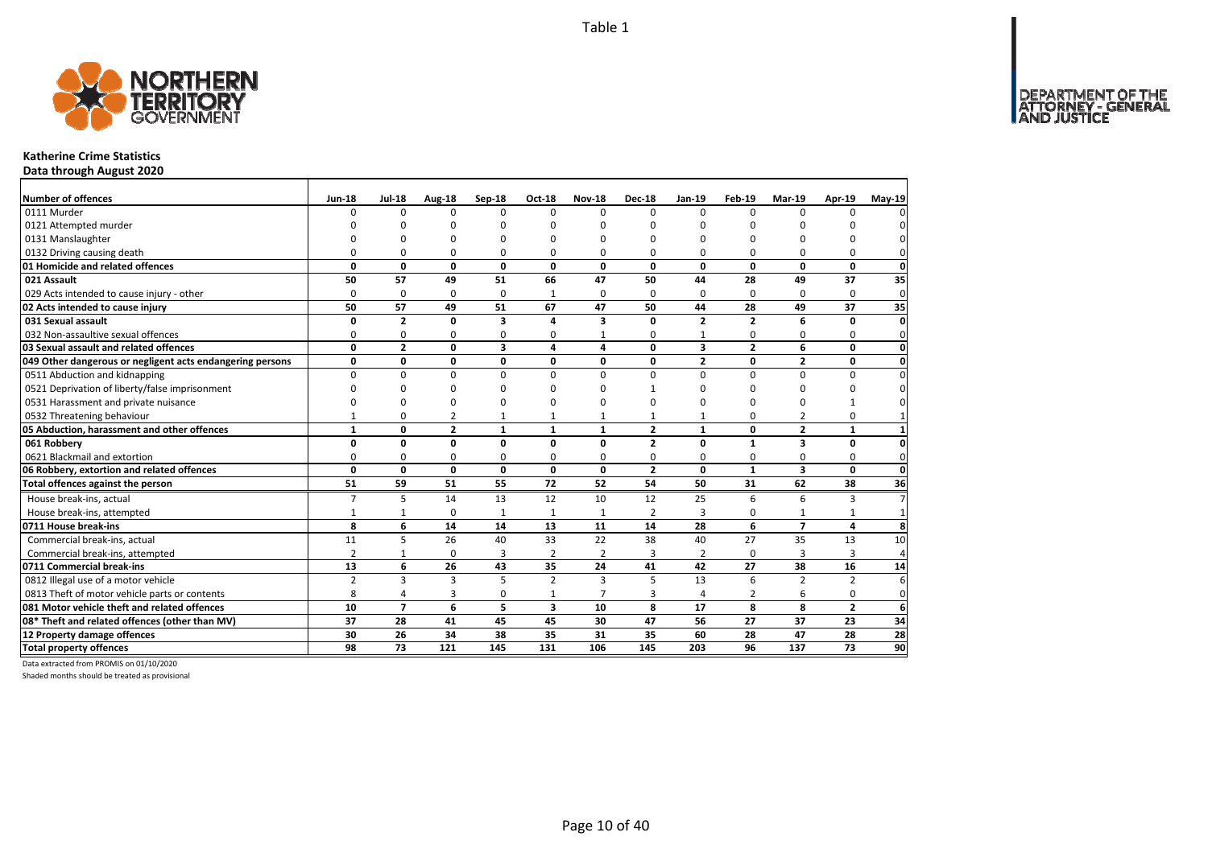Table 1

## Katherine Crime Statistics

**Data through August 2020**

| Number of offences | Jun-18 | Jul-18 | Aug-18 | Sep-18 | Oct-18 | Nov-18 | Dec-18 | Jan-19 | Feb-19 | Mar-19 | Apr-19 | May-19 |
|---|---|---|---|---|---|---|---|---|---|---|---|---|
| 0111 Murder | 0 | 0 | 0 | 0 | 0 | 0 | 0 | 0 | 0 | 0 | 0 | 0 |
| 0121 Attempted murder | 0 | 0 | 0 | 0 | 0 | 0 | 0 | 0 | 0 | 0 | 0 | 0 |
| 0131 Manslaughter | 0 | 0 | 0 | 0 | 0 | 0 | 0 | 0 | 0 | 0 | 0 | 0 |
| 0132 Driving causing death | 0 | 0 | 0 | 0 | 0 | 0 | 0 | 0 | 0 | 0 | 0 | 0 |
| **01 Homicide and related offences** | **0** | **0** | **0** | **0** | **0** | **0** | **0** | **0** | **0** | **0** | **0** | **0** |
| **021 Assault** | **50** | **57** | **49** | **51** | **66** | **47** | **50** | **44** | **28** | **49** | **37** | **35** |
| 029 Acts intended to cause injury - other | 0 | 0 | 0 | 0 | 1 | 0 | 0 | 0 | 0 | 0 | 0 | 0 |
| **02 Acts intended to cause injury** | **50** | **57** | **49** | **51** | **67** | **47** | **50** | **44** | **28** | **49** | **37** | **35** |
| **031 Sexual assault** | **0** | **2** | **0** | **3** | **4** | **3** | **0** | **2** | **2** | **6** | **0** | **0** |
| 032 Non-assaultive sexual offences | 0 | 0 | 0 | 0 | 0 | 1 | 0 | 1 | 0 | 0 | 0 | 0 |
| **03 Sexual assault and related offences** | **0** | **2** | **0** | **3** | **4** | **4** | **0** | **3** | **2** | **6** | **0** | **0** |
| **049 Other dangerous or negligent acts endangering persons** | **0** | **0** | **0** | **0** | **0** | **0** | **0** | **2** | **0** | **2** | **0** | **0** |
| 0511 Abduction and kidnapping | 0 | 0 | 0 | 0 | 0 | 0 | 0 | 0 | 0 | 0 | 0 | 0 |
| 0521 Deprivation of liberty/false imprisonment | 0 | 0 | 0 | 0 | 0 | 0 | 1 | 0 | 0 | 0 | 0 | 0 |
| 0531 Harassment and private nuisance | 0 | 0 | 0 | 0 | 0 | 0 | 0 | 0 | 0 | 0 | 1 | 0 |
| 0532 Threatening behaviour | 1 | 0 | 2 | 1 | 1 | 1 | 1 | 1 | 0 | 2 | 0 | 1 |
| **05 Abduction, harassment and other offences** | **1** | **0** | **2** | **1** | **1** | **1** | **2** | **1** | **0** | **2** | **1** | **1** |
| **061 Robbery** | **0** | **0** | **0** | **0** | **0** | **0** | **2** | **0** | **1** | **3** | **0** | **0** |
| 0621 Blackmail and extortion | 0 | 0 | 0 | 0 | 0 | 0 | 0 | 0 | 0 | 0 | 0 | 0 |
| **06 Robbery, extortion and related offences** | **0** | **0** | **0** | **0** | **0** | **0** | **2** | **0** | **1** | **3** | **0** | **0** |
| **Total offences against the person** | **51** | **59** | **51** | **55** | **72** | **52** | **54** | **50** | **31** | **62** | **38** | **36** |
| House break-ins, actual | 7 | 5 | 14 | 13 | 12 | 10 | 12 | 25 | 6 | 6 | 3 | 7 |
| House break-ins, attempted | 1 | 1 | 0 | 1 | 1 | 1 | 2 | 3 | 0 | 1 | 1 | 1 |
| **0711 House break-ins** | **8** | **6** | **14** | **14** | **13** | **11** | **14** | **28** | **6** | **7** | **4** | **8** |
| Commercial break-ins, actual | 11 | 5 | 26 | 40 | 33 | 22 | 38 | 40 | 27 | 35 | 13 | 10 |
| Commercial break-ins, attempted | 2 | 1 | 0 | 3 | 2 | 2 | 3 | 2 | 0 | 3 | 3 | 4 |
| **0711 Commercial break-ins** | **13** | **6** | **26** | **43** | **35** | **24** | **41** | **42** | **27** | **38** | **16** | **14** |
| 0812 Illegal use of a motor vehicle | 2 | 3 | 3 | 5 | 2 | 3 | 5 | 13 | 6 | 2 | 2 | 6 |
| 0813 Theft of motor vehicle parts or contents | 8 | 4 | 3 | 0 | 1 | 7 | 3 | 4 | 2 | 6 | 0 | 0 |
| **081 Motor vehicle theft and related offences** | **10** | **7** | **6** | **5** | **3** | **10** | **8** | **17** | **8** | **8** | **2** | **6** |
| **08* Theft and related offences (other than MV)** | **37** | **28** | **41** | **45** | **45** | **30** | **47** | **56** | **27** | **37** | **23** | **34** |
| **12 Property damage offences** | **30** | **26** | **34** | **38** | **35** | **31** | **35** | **60** | **28** | **47** | **28** | **28** |
| **Total property offences** | **98** | **73** | **121** | **145** | **131** | **106** | **145** | **203** | **96** | **137** | **73** | **90** |

Data extracted from PROMIS on 01/10/2020

Shaded months should be treated as provisional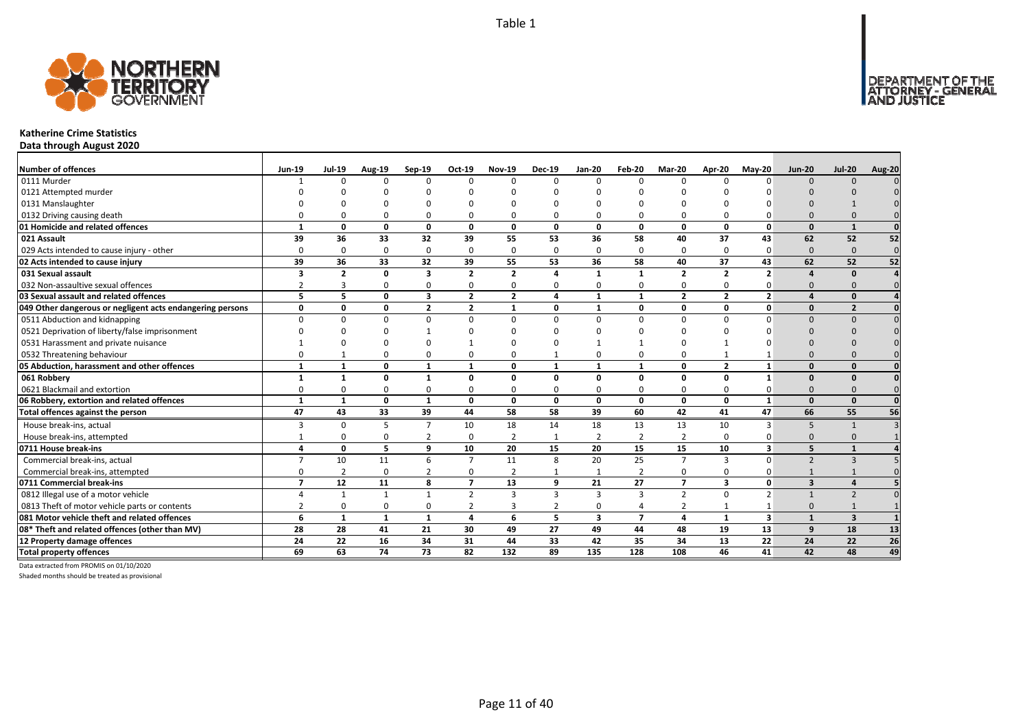Table 1

# Katherine Crime Statistics

## Data through August 2020

| Number of offences | Jun-19 | Jul-19 | Aug-19 | Sep-19 | Oct-19 | Nov-19 | Dec-19 | Jan-20 | Feb-20 | Mar-20 | Apr-20 | May-20 | Jun-20 | Jul-20 | Aug-20 |
|---|---|---|---|---|---|---|---|---|---|---|---|---|---|---|---|
| 0111 Murder | 1 | 0 | 0 | 0 | 0 | 0 | 0 | 0 | 0 | 0 | 0 | 0 | 0 | 0 | 0 |
| 0121 Attempted murder | 0 | 0 | 0 | 0 | 0 | 0 | 0 | 0 | 0 | 0 | 0 | 0 | 0 | 0 | 0 |
| 0131 Manslaughter | 0 | 0 | 0 | 0 | 0 | 0 | 0 | 0 | 0 | 0 | 0 | 0 | 0 | 1 | 0 |
| 0132 Driving causing death | 0 | 0 | 0 | 0 | 0 | 0 | 0 | 0 | 0 | 0 | 0 | 0 | 0 | 0 | 0 |
| **01 Homicide and related offences** | **1** | **0** | **0** | **0** | **0** | **0** | **0** | **0** | **0** | **0** | **0** | **0** | **0** | **1** | **0** |
| **021 Assault** | **39** | **36** | **33** | **32** | **39** | **55** | **53** | **36** | **58** | **40** | **37** | **43** | **62** | **52** | **52** |
| 029 Acts intended to cause injury - other | 0 | 0 | 0 | 0 | 0 | 0 | 0 | 0 | 0 | 0 | 0 | 0 | 0 | 0 | 0 |
| **02 Acts intended to cause injury** | **39** | **36** | **33** | **32** | **39** | **55** | **53** | **36** | **58** | **40** | **37** | **43** | **62** | **52** | **52** |
| **031 Sexual assault** | **3** | **2** | **0** | **3** | **2** | **2** | **4** | **1** | **1** | **2** | **2** | **2** | **4** | **0** | **4** |
| 032 Non-assaultive sexual offences | 2 | 3 | 0 | 0 | 0 | 0 | 0 | 0 | 0 | 0 | 0 | 0 | 0 | 0 | 0 |
| **03 Sexual assault and related offences** | **5** | **5** | **0** | **3** | **2** | **2** | **4** | **1** | **1** | **2** | **2** | **2** | **4** | **0** | **4** |
| **049 Other dangerous or negligent acts endangering persons** | **0** | **0** | **0** | **2** | **2** | **1** | **0** | **1** | **0** | **0** | **0** | **0** | **0** | **2** | **0** |
| 0511 Abduction and kidnapping | 0 | 0 | 0 | 0 | 0 | 0 | 0 | 0 | 0 | 0 | 0 | 0 | 0 | 0 | 0 |
| 0521 Deprivation of liberty/false imprisonment | 0 | 0 | 0 | 1 | 0 | 0 | 0 | 0 | 0 | 0 | 0 | 0 | 0 | 0 | 0 |
| 0531 Harassment and private nuisance | 1 | 0 | 0 | 0 | 1 | 0 | 0 | 1 | 1 | 0 | 1 | 0 | 0 | 0 | 0 |
| 0532 Threatening behaviour | 0 | 1 | 0 | 0 | 0 | 0 | 1 | 0 | 0 | 0 | 1 | 1 | 0 | 0 | 0 |
| **05 Abduction, harassment and other offences** | **1** | **1** | **0** | **1** | **1** | **0** | **1** | **1** | **1** | **0** | **2** | **1** | **0** | **0** | **0** |
| **061 Robbery** | **1** | **1** | **0** | **1** | **0** | **0** | **0** | **0** | **0** | **0** | **0** | **1** | **0** | **0** | **0** |
| 0621 Blackmail and extortion | 0 | 0 | 0 | 0 | 0 | 0 | 0 | 0 | 0 | 0 | 0 | 0 | 0 | 0 | 0 |
| **06 Robbery, extortion and related offences** | **1** | **1** | **0** | **1** | **0** | **0** | **0** | **0** | **0** | **0** | **0** | **1** | **0** | **0** | **0** |
| **Total offences against the person** | **47** | **43** | **33** | **39** | **44** | **58** | **58** | **39** | **60** | **42** | **41** | **47** | **66** | **55** | **56** |
| House break-ins, actual | 3 | 0 | 5 | 7 | 10 | 18 | 14 | 18 | 13 | 13 | 10 | 3 | 5 | 1 | 3 |
| House break-ins, attempted | 1 | 0 | 0 | 2 | 0 | 2 | 1 | 2 | 2 | 2 | 0 | 0 | 0 | 0 | 1 |
| **0711 House break-ins** | **4** | **0** | **5** | **9** | **10** | **20** | **15** | **20** | **15** | **15** | **10** | **3** | **5** | **1** | **4** |
| Commercial break-ins, actual | 7 | 10 | 11 | 6 | 7 | 11 | 8 | 20 | 25 | 7 | 3 | 0 | 2 | 3 | 5 |
| Commercial break-ins, attempted | 0 | 2 | 0 | 2 | 0 | 2 | 1 | 1 | 2 | 0 | 0 | 0 | 1 | 1 | 0 |
| **0711 Commercial break-ins** | **7** | **12** | **11** | **8** | **7** | **13** | **9** | **21** | **27** | **7** | **3** | **0** | **3** | **4** | **5** |
| 0812 Illegal use of a motor vehicle | 4 | 1 | 1 | 1 | 2 | 3 | 3 | 3 | 3 | 2 | 0 | 2 | 1 | 2 | 0 |
| 0813 Theft of motor vehicle parts or contents | 2 | 0 | 0 | 0 | 2 | 3 | 2 | 0 | 4 | 2 | 1 | 1 | 0 | 1 | 1 |
| **081 Motor vehicle theft and related offences** | **6** | **1** | **1** | **1** | **4** | **6** | **5** | **3** | **7** | **4** | **1** | **3** | **1** | **3** | **1** |
| **08* Theft and related offences (other than MV)** | **28** | **28** | **41** | **21** | **30** | **49** | **27** | **49** | **44** | **48** | **19** | **13** | **9** | **18** | **13** |
| **12 Property damage offences** | **24** | **22** | **16** | **34** | **31** | **44** | **33** | **42** | **35** | **34** | **13** | **22** | **24** | **22** | **26** |
| **Total property offences** | **69** | **63** | **74** | **73** | **82** | **132** | **89** | **135** | **128** | **108** | **46** | **41** | **42** | **48** | **49** |

Data extracted from PROMIS on 01/10/2020

Shaded months should be treated as provisional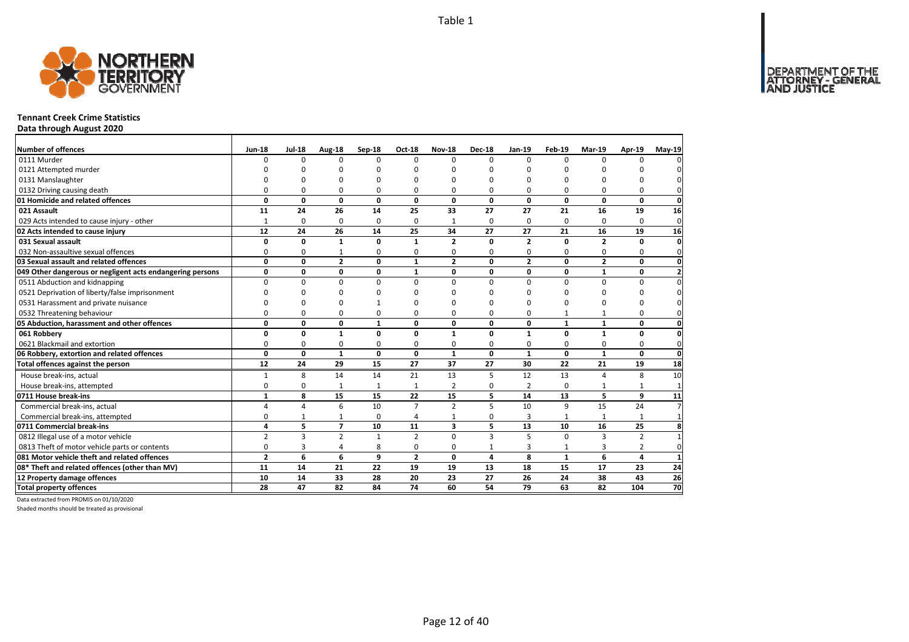Table 1

# Tennant Creek Crime Statistics

**Data through August 2020**

| Number of offences | Jun-18 | Jul-18 | Aug-18 | Sep-18 | Oct-18 | Nov-18 | Dec-18 | Jan-19 | Feb-19 | Mar-19 | Apr-19 | May-19 |
|---|---|---|---|---|---|---|---|---|---|---|---|---|
| 0111 Murder | 0 | 0 | 0 | 0 | 0 | 0 | 0 | 0 | 0 | 0 | 0 | 0 |
| 0121 Attempted murder | 0 | 0 | 0 | 0 | 0 | 0 | 0 | 0 | 0 | 0 | 0 | 0 |
| 0131 Manslaughter | 0 | 0 | 0 | 0 | 0 | 0 | 0 | 0 | 0 | 0 | 0 | 0 |
| 0132 Driving causing death | 0 | 0 | 0 | 0 | 0 | 0 | 0 | 0 | 0 | 0 | 0 | 0 |
| **01 Homicide and related offences** | **0** | **0** | **0** | **0** | **0** | **0** | **0** | **0** | **0** | **0** | **0** | **0** |
| **021 Assault** | **11** | **24** | **26** | **14** | **25** | **33** | **27** | **27** | **21** | **16** | **19** | **16** |
| 029 Acts intended to cause injury - other | 1 | 0 | 0 | 0 | 0 | 1 | 0 | 0 | 0 | 0 | 0 | 0 |
| **02 Acts intended to cause injury** | **12** | **24** | **26** | **14** | **25** | **34** | **27** | **27** | **21** | **16** | **19** | **16** |
| **031 Sexual assault** | **0** | **0** | **1** | **0** | **1** | **2** | **0** | **2** | **0** | **2** | **0** | **0** |
| 032 Non-assaultive sexual offences | 0 | 0 | 1 | 0 | 0 | 0 | 0 | 0 | 0 | 0 | 0 | 0 |
| **03 Sexual assault and related offences** | **0** | **0** | **2** | **0** | **1** | **2** | **0** | **2** | **0** | **2** | **0** | **0** |
| **049 Other dangerous or negligent acts endangering persons** | **0** | **0** | **0** | **0** | **1** | **0** | **0** | **0** | **0** | **1** | **0** | **2** |
| 0511 Abduction and kidnapping | 0 | 0 | 0 | 0 | 0 | 0 | 0 | 0 | 0 | 0 | 0 | 0 |
| 0521 Deprivation of liberty/false imprisonment | 0 | 0 | 0 | 0 | 0 | 0 | 0 | 0 | 0 | 0 | 0 | 0 |
| 0531 Harassment and private nuisance | 0 | 0 | 0 | 1 | 0 | 0 | 0 | 0 | 0 | 0 | 0 | 0 |
| 0532 Threatening behaviour | 0 | 0 | 0 | 0 | 0 | 0 | 0 | 0 | 1 | 1 | 0 | 0 |
| **05 Abduction, harassment and other offences** | **0** | **0** | **0** | **1** | **0** | **0** | **0** | **0** | **1** | **1** | **0** | **0** |
| **061 Robbery** | **0** | **0** | **1** | **0** | **0** | **1** | **0** | **1** | **0** | **1** | **0** | **0** |
| 0621 Blackmail and extortion | 0 | 0 | 0 | 0 | 0 | 0 | 0 | 0 | 0 | 0 | 0 | 0 |
| **06 Robbery, extortion and related offences** | **0** | **0** | **1** | **0** | **0** | **1** | **0** | **1** | **0** | **1** | **0** | **0** |
| **Total offences against the person** | **12** | **24** | **29** | **15** | **27** | **37** | **27** | **30** | **22** | **21** | **19** | **18** |
| House break-ins, actual | 1 | 8 | 14 | 14 | 21 | 13 | 5 | 12 | 13 | 4 | 8 | 10 |
| House break-ins, attempted | 0 | 0 | 1 | 1 | 1 | 2 | 0 | 2 | 0 | 1 | 1 | 1 |
| **0711 House break-ins** | **1** | **8** | **15** | **15** | **22** | **15** | **5** | **14** | **13** | **5** | **9** | **11** |
| Commercial break-ins, actual | 4 | 4 | 6 | 10 | 7 | 2 | 5 | 10 | 9 | 15 | 24 | 7 |
| Commercial break-ins, attempted | 0 | 1 | 1 | 0 | 4 | 1 | 0 | 3 | 1 | 1 | 1 | 1 |
| **0711 Commercial break-ins** | **4** | **5** | **7** | **10** | **11** | **3** | **5** | **13** | **10** | **16** | **25** | **8** |
| 0812 Illegal use of a motor vehicle | 2 | 3 | 2 | 1 | 2 | 0 | 3 | 5 | 0 | 3 | 2 | 1 |
| 0813 Theft of motor vehicle parts or contents | 0 | 3 | 4 | 8 | 0 | 0 | 1 | 3 | 1 | 3 | 2 | 0 |
| **081 Motor vehicle theft and related offences** | **2** | **6** | **6** | **9** | **2** | **0** | **4** | **8** | **1** | **6** | **4** | **1** |
| **08* Theft and related offences (other than MV)** | **11** | **14** | **21** | **22** | **19** | **19** | **13** | **18** | **15** | **17** | **23** | **24** |
| **12 Property damage offences** | **10** | **14** | **33** | **28** | **20** | **23** | **27** | **26** | **24** | **38** | **43** | **26** |
| **Total property offences** | **28** | **47** | **82** | **84** | **74** | **60** | **54** | **79** | **63** | **82** | **104** | **70** |

Data extracted from PROMIS on 01/10/2020

Shaded months should be treated as provisional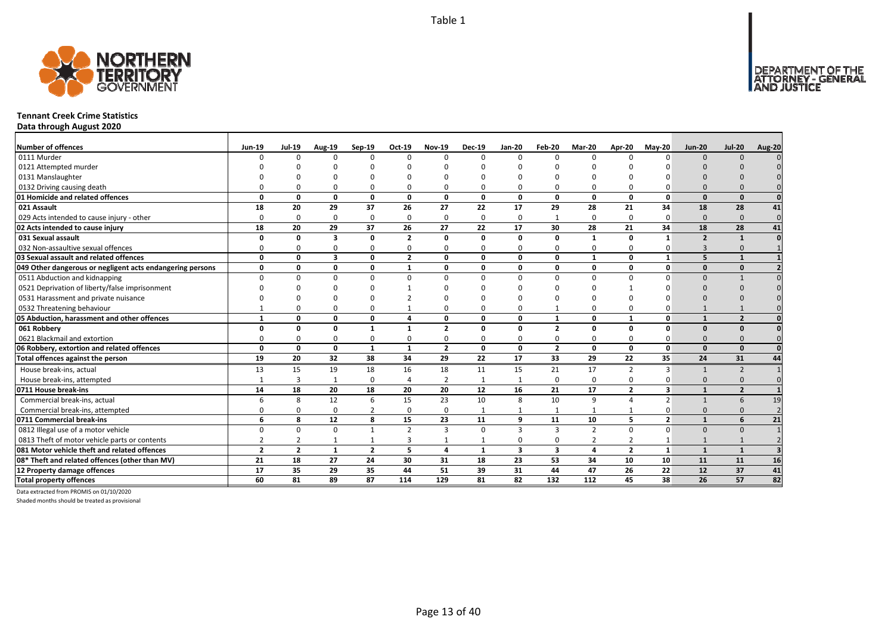Table 1

**Tennant Creek Crime Statistics**
**Data through August 2020**

| Number of offences | Jun-19 | Jul-19 | Aug-19 | Sep-19 | Oct-19 | Nov-19 | Dec-19 | Jan-20 | Feb-20 | Mar-20 | Apr-20 | May-20 | Jun-20 | Jul-20 | Aug-20 |
|---|---|---|---|---|---|---|---|---|---|---|---|---|---|---|---|
| 0111 Murder | 0 | 0 | 0 | 0 | 0 | 0 | 0 | 0 | 0 | 0 | 0 | 0 | 0 | 0 | 0 |
| 0121 Attempted murder | 0 | 0 | 0 | 0 | 0 | 0 | 0 | 0 | 0 | 0 | 0 | 0 | 0 | 0 | 0 |
| 0131 Manslaughter | 0 | 0 | 0 | 0 | 0 | 0 | 0 | 0 | 0 | 0 | 0 | 0 | 0 | 0 | 0 |
| 0132 Driving causing death | 0 | 0 | 0 | 0 | 0 | 0 | 0 | 0 | 0 | 0 | 0 | 0 | 0 | 0 | 0 |
| **01 Homicide and related offences** | **0** | **0** | **0** | **0** | **0** | **0** | **0** | **0** | **0** | **0** | **0** | **0** | **0** | **0** | **0** |
| **021 Assault** | **18** | **20** | **29** | **37** | **26** | **27** | **22** | **17** | **29** | **28** | **21** | **34** | **18** | **28** | **41** |
| 029 Acts intended to cause injury - other | 0 | 0 | 0 | 0 | 0 | 0 | 0 | 0 | 1 | 0 | 0 | 0 | 0 | 0 | 0 |
| **02 Acts intended to cause injury** | **18** | **20** | **29** | **37** | **26** | **27** | **22** | **17** | **30** | **28** | **21** | **34** | **18** | **28** | **41** |
| **031 Sexual assault** | **0** | **0** | **3** | **0** | **2** | **0** | **0** | **0** | **0** | **1** | **0** | **1** | **2** | **1** | **0** |
| 032 Non-assaultive sexual offences | 0 | 0 | 0 | 0 | 0 | 0 | 0 | 0 | 0 | 0 | 0 | 0 | 3 | 0 | 1 |
| **03 Sexual assault and related offences** | **0** | **0** | **3** | **0** | **2** | **0** | **0** | **0** | **0** | **1** | **0** | **1** | **5** | **1** | **1** |
| **049 Other dangerous or negligent acts endangering persons** | **0** | **0** | **0** | **0** | **1** | **0** | **0** | **0** | **0** | **0** | **0** | **0** | **0** | **0** | **2** |
| 0511 Abduction and kidnapping | 0 | 0 | 0 | 0 | 0 | 0 | 0 | 0 | 0 | 0 | 0 | 0 | 0 | 1 | 0 |
| 0521 Deprivation of liberty/false imprisonment | 0 | 0 | 0 | 0 | 1 | 0 | 0 | 0 | 0 | 0 | 1 | 0 | 0 | 0 | 0 |
| 0531 Harassment and private nuisance | 0 | 0 | 0 | 0 | 2 | 0 | 0 | 0 | 0 | 0 | 0 | 0 | 0 | 0 | 0 |
| 0532 Threatening behaviour | 1 | 0 | 0 | 0 | 1 | 0 | 0 | 0 | 1 | 0 | 0 | 0 | 1 | 1 | 0 |
| **05 Abduction, harassment and other offences** | **1** | **0** | **0** | **0** | **4** | **0** | **0** | **0** | **1** | **0** | **1** | **0** | **1** | **2** | **0** |
| **061 Robbery** | **0** | **0** | **0** | **1** | **1** | **2** | **0** | **0** | **2** | **0** | **0** | **0** | **0** | **0** | **0** |
| 0621 Blackmail and extortion | 0 | 0 | 0 | 0 | 0 | 0 | 0 | 0 | 0 | 0 | 0 | 0 | 0 | 0 | 0 |
| **06 Robbery, extortion and related offences** | **0** | **0** | **0** | **1** | **1** | **2** | **0** | **0** | **2** | **0** | **0** | **0** | **0** | **0** | **0** |
| **Total offences against the person** | **19** | **20** | **32** | **38** | **34** | **29** | **22** | **17** | **33** | **29** | **22** | **35** | **24** | **31** | **44** |
| House break-ins, actual | 13 | 15 | 19 | 18 | 16 | 18 | 11 | 15 | 21 | 17 | 2 | 3 | 1 | 2 | 1 |
| House break-ins, attempted | 1 | 3 | 1 | 0 | 4 | 2 | 1 | 1 | 0 | 0 | 0 | 0 | 0 | 0 | 0 |
| **0711 House break-ins** | **14** | **18** | **20** | **18** | **20** | **20** | **12** | **16** | **21** | **17** | **2** | **3** | **1** | **2** | **1** |
| Commercial break-ins, actual | 6 | 8 | 12 | 6 | 15 | 23 | 10 | 8 | 10 | 9 | 4 | 2 | 1 | 6 | 19 |
| Commercial break-ins, attempted | 0 | 0 | 0 | 2 | 0 | 0 | 1 | 1 | 1 | 1 | 1 | 0 | 0 | 0 | 2 |
| **0711 Commercial break-ins** | **6** | **8** | **12** | **8** | **15** | **23** | **11** | **9** | **11** | **10** | **5** | **2** | **1** | **6** | **21** |
| 0812 Illegal use of a motor vehicle | 0 | 0 | 0 | 1 | 2 | 3 | 0 | 3 | 3 | 2 | 0 | 0 | 0 | 0 | 1 |
| 0813 Theft of motor vehicle parts or contents | 2 | 2 | 1 | 1 | 3 | 1 | 1 | 0 | 0 | 2 | 2 | 1 | 1 | 1 | 2 |
| **081 Motor vehicle theft and related offences** | **2** | **2** | **1** | **2** | **5** | **4** | **1** | **3** | **3** | **4** | **2** | **1** | **1** | **1** | **3** |
| **08* Theft and related offences (other than MV)** | **21** | **18** | **27** | **24** | **30** | **31** | **18** | **23** | **53** | **34** | **10** | **10** | **11** | **11** | **16** |
| **12 Property damage offences** | **17** | **35** | **29** | **35** | **44** | **51** | **39** | **31** | **44** | **47** | **26** | **22** | **12** | **37** | **41** |
| **Total property offences** | **60** | **81** | **89** | **87** | **114** | **129** | **81** | **82** | **132** | **112** | **45** | **38** | **26** | **57** | **82** |

Data extracted from PROMIS on 01/10/2020

Shaded months should be treated as provisional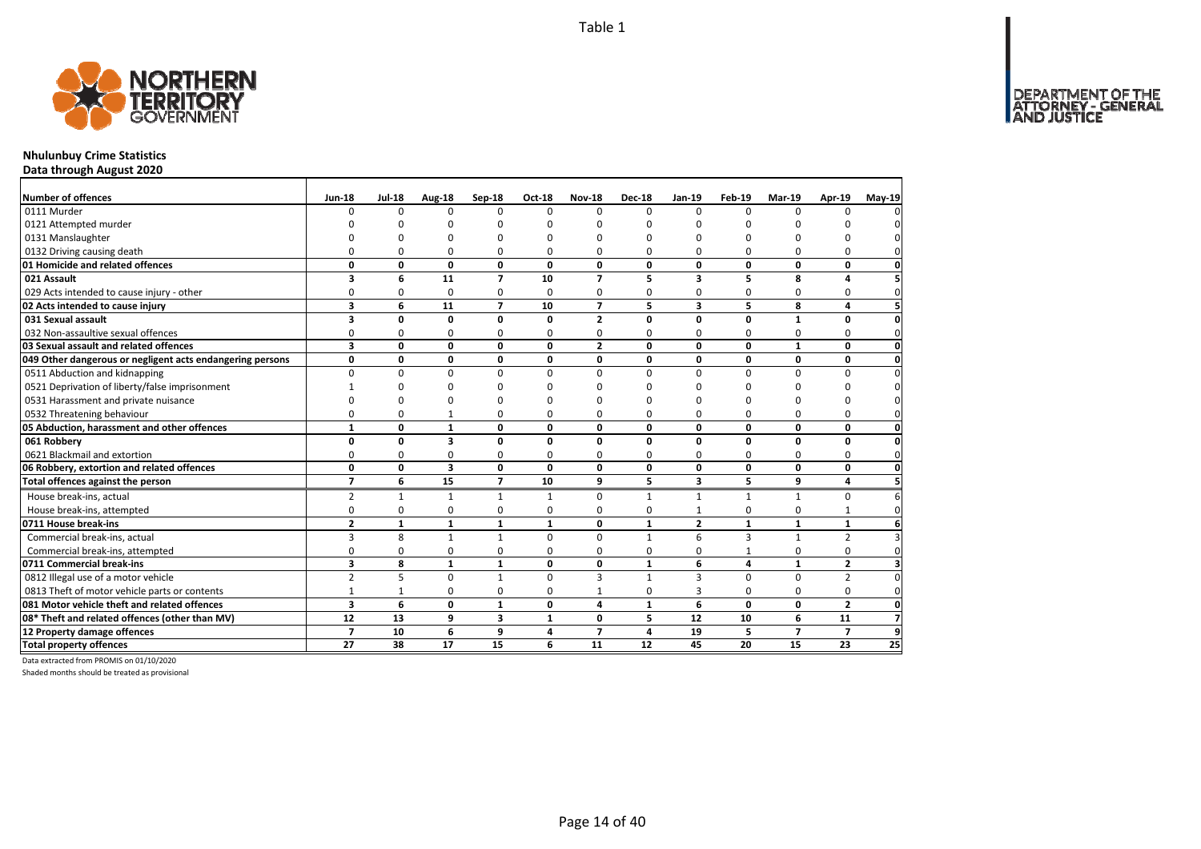Table 1

## Nhulunbuy Crime Statistics

**Data through August 2020**

| Number of offences | Jun-18 | Jul-18 | Aug-18 | Sep-18 | Oct-18 | Nov-18 | Dec-18 | Jan-19 | Feb-19 | Mar-19 | Apr-19 | May-19 |
|---|---|---|---|---|---|---|---|---|---|---|---|---|
| 0111 Murder | 0 | 0 | 0 | 0 | 0 | 0 | 0 | 0 | 0 | 0 | 0 | 0 |
| 0121 Attempted murder | 0 | 0 | 0 | 0 | 0 | 0 | 0 | 0 | 0 | 0 | 0 | 0 |
| 0131 Manslaughter | 0 | 0 | 0 | 0 | 0 | 0 | 0 | 0 | 0 | 0 | 0 | 0 |
| 0132 Driving causing death | 0 | 0 | 0 | 0 | 0 | 0 | 0 | 0 | 0 | 0 | 0 | 0 |
| **01 Homicide and related offences** | **0** | **0** | **0** | **0** | **0** | **0** | **0** | **0** | **0** | **0** | **0** | **0** |
| **021 Assault** | **3** | **6** | **11** | **7** | **10** | **7** | **5** | **3** | **5** | **8** | **4** | **5** |
| 029 Acts intended to cause injury - other | 0 | 0 | 0 | 0 | 0 | 0 | 0 | 0 | 0 | 0 | 0 | 0 |
| **02 Acts intended to cause injury** | **3** | **6** | **11** | **7** | **10** | **7** | **5** | **3** | **5** | **8** | **4** | **5** |
| **031 Sexual assault** | **3** | **0** | **0** | **0** | **0** | **2** | **0** | **0** | **0** | **1** | **0** | **0** |
| 032 Non-assaultive sexual offences | 0 | 0 | 0 | 0 | 0 | 0 | 0 | 0 | 0 | 0 | 0 | 0 |
| **03 Sexual assault and related offences** | **3** | **0** | **0** | **0** | **0** | **2** | **0** | **0** | **0** | **1** | **0** | **0** |
| **049 Other dangerous or negligent acts endangering persons** | **0** | **0** | **0** | **0** | **0** | **0** | **0** | **0** | **0** | **0** | **0** | **0** |
| 0511 Abduction and kidnapping | 0 | 0 | 0 | 0 | 0 | 0 | 0 | 0 | 0 | 0 | 0 | 0 |
| 0521 Deprivation of liberty/false imprisonment | 1 | 0 | 0 | 0 | 0 | 0 | 0 | 0 | 0 | 0 | 0 | 0 |
| 0531 Harassment and private nuisance | 0 | 0 | 0 | 0 | 0 | 0 | 0 | 0 | 0 | 0 | 0 | 0 |
| 0532 Threatening behaviour | 0 | 0 | 1 | 0 | 0 | 0 | 0 | 0 | 0 | 0 | 0 | 0 |
| **05 Abduction, harassment and other offences** | **1** | **0** | **1** | **0** | **0** | **0** | **0** | **0** | **0** | **0** | **0** | **0** |
| **061 Robbery** | **0** | **0** | **3** | **0** | **0** | **0** | **0** | **0** | **0** | **0** | **0** | **0** |
| 0621 Blackmail and extortion | 0 | 0 | 0 | 0 | 0 | 0 | 0 | 0 | 0 | 0 | 0 | 0 |
| **06 Robbery, extortion and related offences** | **0** | **0** | **3** | **0** | **0** | **0** | **0** | **0** | **0** | **0** | **0** | **0** |
| **Total offences against the person** | **7** | **6** | **15** | **7** | **10** | **9** | **5** | **3** | **5** | **9** | **4** | **5** |
| House break-ins, actual | 2 | 1 | 1 | 1 | 1 | 0 | 1 | 1 | 1 | 1 | 0 | 6 |
| House break-ins, attempted | 0 | 0 | 0 | 0 | 0 | 0 | 0 | 1 | 0 | 0 | 1 | 0 |
| **0711 House break-ins** | **2** | **1** | **1** | **1** | **1** | **0** | **1** | **2** | **1** | **1** | **1** | **6** |
| Commercial break-ins, actual | 3 | 8 | 1 | 1 | 0 | 0 | 1 | 6 | 3 | 1 | 2 | 3 |
| Commercial break-ins, attempted | 0 | 0 | 0 | 0 | 0 | 0 | 0 | 0 | 1 | 0 | 0 | 0 |
| **0711 Commercial break-ins** | **3** | **8** | **1** | **1** | **0** | **0** | **1** | **6** | **4** | **1** | **2** | **3** |
| 0812 Illegal use of a motor vehicle | 2 | 5 | 0 | 1 | 0 | 3 | 1 | 3 | 0 | 0 | 2 | 0 |
| 0813 Theft of motor vehicle parts or contents | 1 | 1 | 0 | 0 | 0 | 1 | 0 | 3 | 0 | 0 | 0 | 0 |
| **081 Motor vehicle theft and related offences** | **3** | **6** | **0** | **1** | **0** | **4** | **1** | **6** | **0** | **0** | **2** | **0** |
| **08* Theft and related offences (other than MV)** | **12** | **13** | **9** | **3** | **1** | **0** | **5** | **12** | **10** | **6** | **11** | **7** |
| **12 Property damage offences** | **7** | **10** | **6** | **9** | **4** | **7** | **4** | **19** | **5** | **7** | **7** | **9** |
| **Total property offences** | **27** | **38** | **17** | **15** | **6** | **11** | **12** | **45** | **20** | **15** | **23** | **25** |

Data extracted from PROMIS on 01/10/2020

Shaded months should be treated as provisional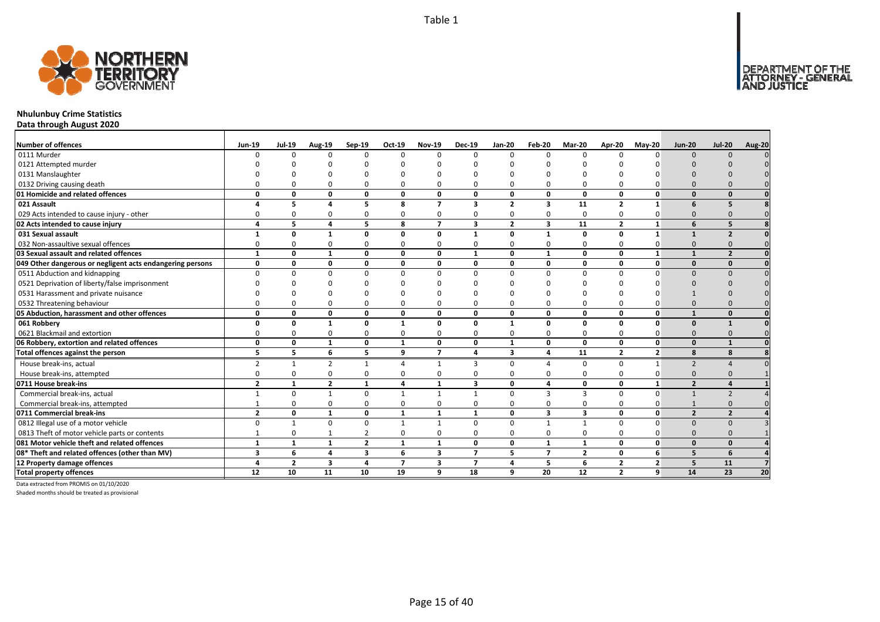Table 1

**Nhulunbuy Crime Statistics**
**Data through August 2020**

| Number of offences | Jun-19 | Jul-19 | Aug-19 | Sep-19 | Oct-19 | Nov-19 | Dec-19 | Jan-20 | Feb-20 | Mar-20 | Apr-20 | May-20 | Jun-20 | Jul-20 | Aug-20 |
|---|---|---|---|---|---|---|---|---|---|---|---|---|---|---|---|
| 0111 Murder | 0 | 0 | 0 | 0 | 0 | 0 | 0 | 0 | 0 | 0 | 0 | 0 | 0 | 0 | 0 |
| 0121 Attempted murder | 0 | 0 | 0 | 0 | 0 | 0 | 0 | 0 | 0 | 0 | 0 | 0 | 0 | 0 | 0 |
| 0131 Manslaughter | 0 | 0 | 0 | 0 | 0 | 0 | 0 | 0 | 0 | 0 | 0 | 0 | 0 | 0 | 0 |
| 0132 Driving causing death | 0 | 0 | 0 | 0 | 0 | 0 | 0 | 0 | 0 | 0 | 0 | 0 | 0 | 0 | 0 |
| **01 Homicide and related offences** | **0** | **0** | **0** | **0** | **0** | **0** | **0** | **0** | **0** | **0** | **0** | **0** | **0** | **0** | **0** |
| **021 Assault** | **4** | **5** | **4** | **5** | **8** | **7** | **3** | **2** | **3** | **11** | **2** | **1** | **6** | **5** | **8** |
| 029 Acts intended to cause injury - other | 0 | 0 | 0 | 0 | 0 | 0 | 0 | 0 | 0 | 0 | 0 | 0 | 0 | 0 | 0 |
| **02 Acts intended to cause injury** | **4** | **5** | **4** | **5** | **8** | **7** | **3** | **2** | **3** | **11** | **2** | **1** | **6** | **5** | **8** |
| **031 Sexual assault** | **1** | **0** | **1** | **0** | **0** | **0** | **1** | **0** | **1** | **0** | **0** | **1** | **1** | **2** | **0** |
| 032 Non-assaultive sexual offences | 0 | 0 | 0 | 0 | 0 | 0 | 0 | 0 | 0 | 0 | 0 | 0 | 0 | 0 | 0 |
| **03 Sexual assault and related offences** | **1** | **0** | **1** | **0** | **0** | **0** | **1** | **0** | **1** | **0** | **0** | **1** | **1** | **2** | **0** |
| **049 Other dangerous or negligent acts endangering persons** | **0** | **0** | **0** | **0** | **0** | **0** | **0** | **0** | **0** | **0** | **0** | **0** | **0** | **0** | **0** |
| 0511 Abduction and kidnapping | 0 | 0 | 0 | 0 | 0 | 0 | 0 | 0 | 0 | 0 | 0 | 0 | 0 | 0 | 0 |
| 0521 Deprivation of liberty/false imprisonment | 0 | 0 | 0 | 0 | 0 | 0 | 0 | 0 | 0 | 0 | 0 | 0 | 0 | 0 | 0 |
| 0531 Harassment and private nuisance | 0 | 0 | 0 | 0 | 0 | 0 | 0 | 0 | 0 | 0 | 0 | 0 | 1 | 0 | 0 |
| 0532 Threatening behaviour | 0 | 0 | 0 | 0 | 0 | 0 | 0 | 0 | 0 | 0 | 0 | 0 | 0 | 0 | 0 |
| **05 Abduction, harassment and other offences** | **0** | **0** | **0** | **0** | **0** | **0** | **0** | **0** | **0** | **0** | **0** | **0** | **1** | **0** | **0** |
| **061 Robbery** | **0** | **0** | **1** | **0** | **1** | **0** | **0** | **1** | **0** | **0** | **0** | **0** | **0** | **1** | **0** |
| 0621 Blackmail and extortion | 0 | 0 | 0 | 0 | 0 | 0 | 0 | 0 | 0 | 0 | 0 | 0 | 0 | 0 | 0 |
| **06 Robbery, extortion and related offences** | **0** | **0** | **1** | **0** | **1** | **0** | **0** | **1** | **0** | **0** | **0** | **0** | **0** | **1** | **0** |
| **Total offences against the person** | **5** | **5** | **6** | **5** | **9** | **7** | **4** | **3** | **4** | **11** | **2** | **2** | **8** | **8** | **8** |
| House break-ins, actual | 2 | 1 | 2 | 1 | 4 | 1 | 3 | 0 | 4 | 0 | 0 | 1 | 2 | 4 | 0 |
| House break-ins, attempted | 0 | 0 | 0 | 0 | 0 | 0 | 0 | 0 | 0 | 0 | 0 | 0 | 0 | 0 | 1 |
| **0711 House break-ins** | **2** | **1** | **2** | **1** | **4** | **1** | **3** | **0** | **4** | **0** | **0** | **1** | **2** | **4** | **1** |
| Commercial break-ins, actual | 1 | 0 | 1 | 0 | 1 | 1 | 1 | 0 | 3 | 3 | 0 | 0 | 1 | 2 | 4 |
| Commercial break-ins, attempted | 1 | 0 | 0 | 0 | 0 | 0 | 0 | 0 | 0 | 0 | 0 | 0 | 1 | 0 | 0 |
| **0711 Commercial break-ins** | **2** | **0** | **1** | **0** | **1** | **1** | **1** | **0** | **3** | **3** | **0** | **0** | **2** | **2** | **4** |
| 0812 Illegal use of a motor vehicle | 0 | 1 | 0 | 0 | 1 | 1 | 0 | 0 | 1 | 1 | 0 | 0 | 0 | 0 | 3 |
| 0813 Theft of motor vehicle parts or contents | 1 | 0 | 1 | 2 | 0 | 0 | 0 | 0 | 0 | 0 | 0 | 0 | 0 | 0 | 1 |
| **081 Motor vehicle theft and related offences** | **1** | **1** | **1** | **2** | **1** | **1** | **0** | **0** | **1** | **1** | **0** | **0** | **0** | **0** | **4** |
| **08* Theft and related offences (other than MV)** | **3** | **6** | **4** | **3** | **6** | **3** | **7** | **5** | **7** | **2** | **0** | **6** | **5** | **6** | **4** |
| **12 Property damage offences** | **4** | **2** | **3** | **4** | **7** | **3** | **7** | **4** | **5** | **6** | **2** | **2** | **5** | **11** | **7** |
| **Total property offences** | **12** | **10** | **11** | **10** | **19** | **9** | **18** | **9** | **20** | **12** | **2** | **9** | **14** | **23** | **20** |

Data extracted from PROMIS on 01/10/2020

Shaded months should be treated as provisional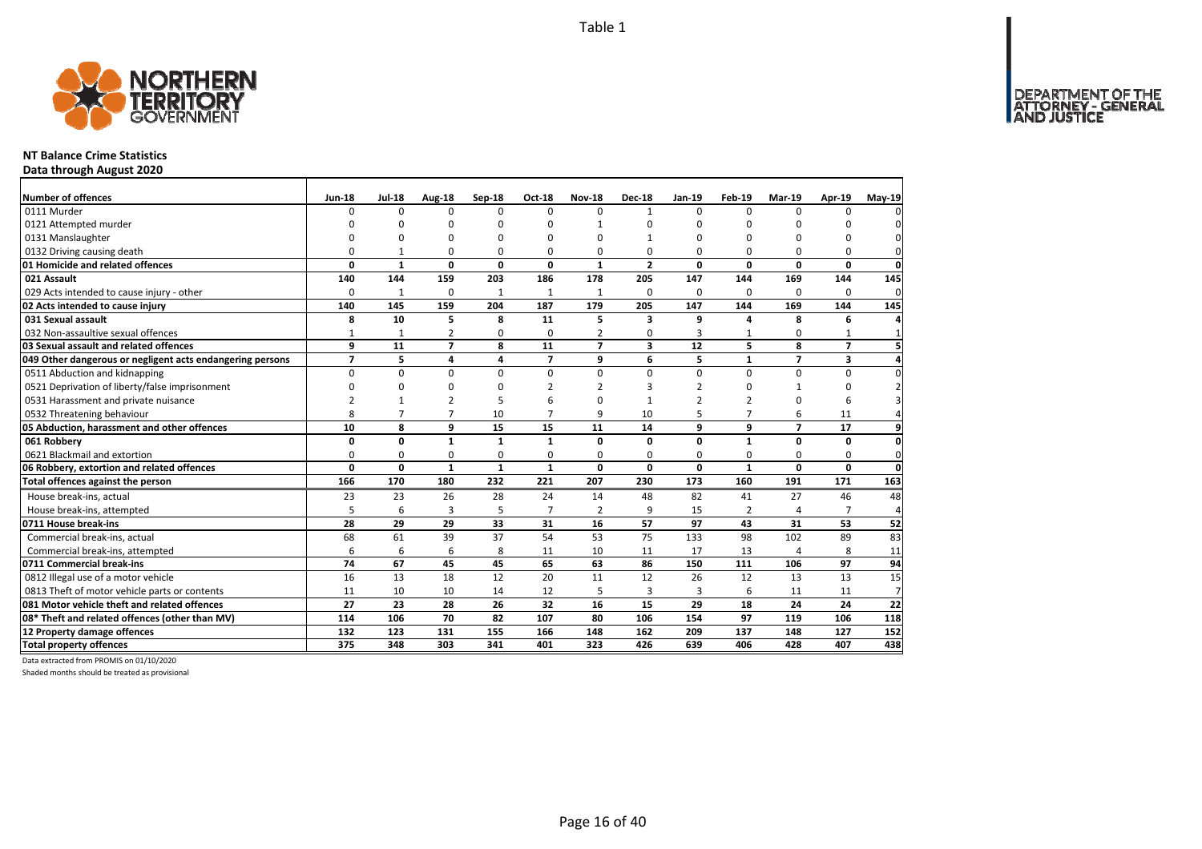Table 1

# NT Balance Crime Statistics

**Data through August 2020**

| Number of offences | Jun-18 | Jul-18 | Aug-18 | Sep-18 | Oct-18 | Nov-18 | Dec-18 | Jan-19 | Feb-19 | Mar-19 | Apr-19 | May-19 |
|---|---|---|---|---|---|---|---|---|---|---|---|---|
| 0111 Murder | 0 | 0 | 0 | 0 | 0 | 0 | 1 | 0 | 0 | 0 | 0 | 0 |
| 0121 Attempted murder | 0 | 0 | 0 | 0 | 0 | 1 | 0 | 0 | 0 | 0 | 0 | 0 |
| 0131 Manslaughter | 0 | 0 | 0 | 0 | 0 | 0 | 1 | 0 | 0 | 0 | 0 | 0 |
| 0132 Driving causing death | 0 | 1 | 0 | 0 | 0 | 0 | 0 | 0 | 0 | 0 | 0 | 0 |
| **01 Homicide and related offences** | **0** | **1** | **0** | **0** | **0** | **1** | **2** | **0** | **0** | **0** | **0** | **0** |
| **021 Assault** | **140** | **144** | **159** | **203** | **186** | **178** | **205** | **147** | **144** | **169** | **144** | **145** |
| 029 Acts intended to cause injury - other | 0 | 1 | 0 | 1 | 1 | 1 | 0 | 0 | 0 | 0 | 0 | 0 |
| **02 Acts intended to cause injury** | **140** | **145** | **159** | **204** | **187** | **179** | **205** | **147** | **144** | **169** | **144** | **145** |
| **031 Sexual assault** | **8** | **10** | **5** | **8** | **11** | **5** | **3** | **9** | **4** | **8** | **6** | **4** |
| 032 Non-assaultive sexual offences | 1 | 1 | 2 | 0 | 0 | 2 | 0 | 3 | 1 | 0 | 1 | 1 |
| **03 Sexual assault and related offences** | **9** | **11** | **7** | **8** | **11** | **7** | **3** | **12** | **5** | **8** | **7** | **5** |
| **049 Other dangerous or negligent acts endangering persons** | **7** | **5** | **4** | **4** | **7** | **9** | **6** | **5** | **1** | **7** | **3** | **4** |
| 0511 Abduction and kidnapping | 0 | 0 | 0 | 0 | 0 | 0 | 0 | 0 | 0 | 0 | 0 | 0 |
| 0521 Deprivation of liberty/false imprisonment | 0 | 0 | 0 | 0 | 2 | 2 | 3 | 2 | 0 | 1 | 0 | 2 |
| 0531 Harassment and private nuisance | 2 | 1 | 2 | 5 | 6 | 0 | 1 | 2 | 2 | 0 | 6 | 3 |
| 0532 Threatening behaviour | 8 | 7 | 7 | 10 | 7 | 9 | 10 | 5 | 7 | 6 | 11 | 4 |
| **05 Abduction, harassment and other offences** | **10** | **8** | **9** | **15** | **15** | **11** | **14** | **9** | **9** | **7** | **17** | **9** |
| **061 Robbery** | **0** | **0** | **1** | **1** | **1** | **0** | **0** | **0** | **1** | **0** | **0** | **0** |
| 0621 Blackmail and extortion | 0 | 0 | 0 | 0 | 0 | 0 | 0 | 0 | 0 | 0 | 0 | 0 |
| **06 Robbery, extortion and related offences** | **0** | **0** | **1** | **1** | **1** | **0** | **0** | **0** | **1** | **0** | **0** | **0** |
| **Total offences against the person** | **166** | **170** | **180** | **232** | **221** | **207** | **230** | **173** | **160** | **191** | **171** | **163** |
| House break-ins, actual | 23 | 23 | 26 | 28 | 24 | 14 | 48 | 82 | 41 | 27 | 46 | 48 |
| House break-ins, attempted | 5 | 6 | 3 | 5 | 7 | 2 | 9 | 15 | 2 | 4 | 7 | 4 |
| **0711 House break-ins** | **28** | **29** | **29** | **33** | **31** | **16** | **57** | **97** | **43** | **31** | **53** | **52** |
| Commercial break-ins, actual | 68 | 61 | 39 | 37 | 54 | 53 | 75 | 133 | 98 | 102 | 89 | 83 |
| Commercial break-ins, attempted | 6 | 6 | 6 | 8 | 11 | 10 | 11 | 17 | 13 | 4 | 8 | 11 |
| **0711 Commercial break-ins** | **74** | **67** | **45** | **45** | **65** | **63** | **86** | **150** | **111** | **106** | **97** | **94** |
| 0812 Illegal use of a motor vehicle | 16 | 13 | 18 | 12 | 20 | 11 | 12 | 26 | 12 | 13 | 13 | 15 |
| 0813 Theft of motor vehicle parts or contents | 11 | 10 | 10 | 14 | 12 | 5 | 3 | 3 | 6 | 11 | 11 | 7 |
| **081 Motor vehicle theft and related offences** | **27** | **23** | **28** | **26** | **32** | **16** | **15** | **29** | **18** | **24** | **24** | **22** |
| **08* Theft and related offences (other than MV)** | **114** | **106** | **70** | **82** | **107** | **80** | **106** | **154** | **97** | **119** | **106** | **118** |
| **12 Property damage offences** | **132** | **123** | **131** | **155** | **166** | **148** | **162** | **209** | **137** | **148** | **127** | **152** |
| **Total property offences** | **375** | **348** | **303** | **341** | **401** | **323** | **426** | **639** | **406** | **428** | **407** | **438** |

Data extracted from PROMIS on 01/10/2020

Shaded months should be treated as provisional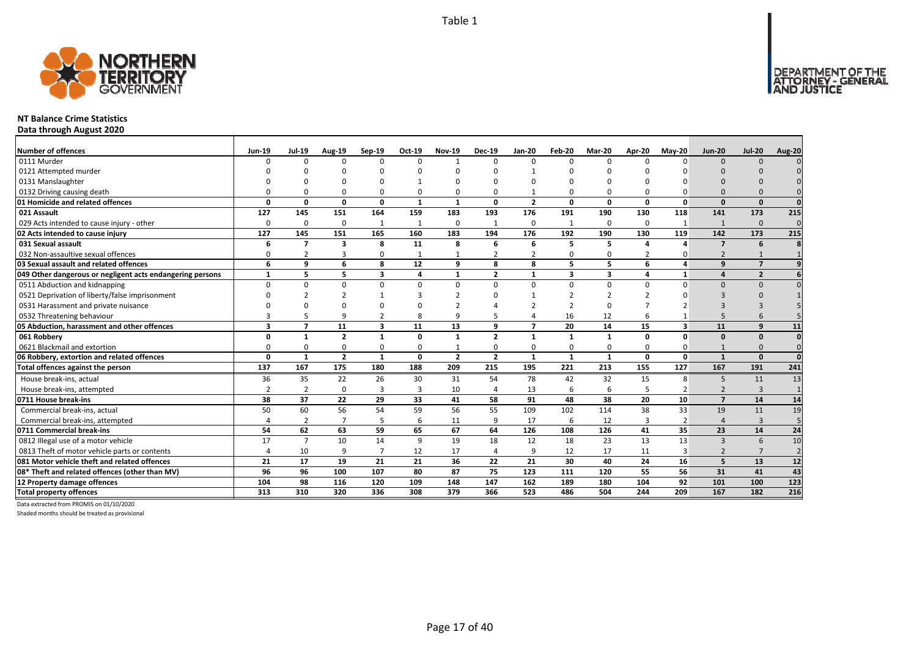Table 1

**NT Balance Crime Statistics**

**Data through August 2020**

| Number of offences | Jun-19 | Jul-19 | Aug-19 | Sep-19 | Oct-19 | Nov-19 | Dec-19 | Jan-20 | Feb-20 | Mar-20 | Apr-20 | May-20 | Jun-20 | Jul-20 | Aug-20 |
|---|---|---|---|---|---|---|---|---|---|---|---|---|---|---|---|
| 0111 Murder | 0 | 0 | 0 | 0 | 0 | 1 | 0 | 0 | 0 | 0 | 0 | 0 | 0 | 0 | 0 |
| 0121 Attempted murder | 0 | 0 | 0 | 0 | 0 | 0 | 0 | 1 | 0 | 0 | 0 | 0 | 0 | 0 | 0 |
| 0131 Manslaughter | 0 | 0 | 0 | 0 | 1 | 0 | 0 | 0 | 0 | 0 | 0 | 0 | 0 | 0 | 0 |
| 0132 Driving causing death | 0 | 0 | 0 | 0 | 0 | 0 | 0 | 1 | 0 | 0 | 0 | 0 | 0 | 0 | 0 |
| **01 Homicide and related offences** | **0** | **0** | **0** | **0** | **1** | **1** | **0** | **2** | **0** | **0** | **0** | **0** | **0** | **0** | **0** |
| **021 Assault** | **127** | **145** | **151** | **164** | **159** | **183** | **193** | **176** | **191** | **190** | **130** | **118** | **141** | **173** | **215** |
| 029 Acts intended to cause injury - other | 0 | 0 | 0 | 1 | 1 | 0 | 1 | 0 | 1 | 0 | 0 | 1 | 1 | 0 | 0 |
| **02 Acts intended to cause injury** | **127** | **145** | **151** | **165** | **160** | **183** | **194** | **176** | **192** | **190** | **130** | **119** | **142** | **173** | **215** |
| **031 Sexual assault** | **6** | **7** | **3** | **8** | **11** | **8** | **6** | **6** | **5** | **5** | **4** | **4** | **7** | **6** | **8** |
| 032 Non-assaultive sexual offences | 0 | 2 | 3 | 0 | 1 | 1 | 2 | 2 | 0 | 0 | 2 | 0 | 2 | 1 | 1 |
| **03 Sexual assault and related offences** | **6** | **9** | **6** | **8** | **12** | **9** | **8** | **8** | **5** | **5** | **6** | **4** | **9** | **7** | **9** |
| **049 Other dangerous or negligent acts endangering persons** | **1** | **5** | **5** | **3** | **4** | **1** | **2** | **1** | **3** | **3** | **4** | **1** | **4** | **2** | **6** |
| 0511 Abduction and kidnapping | 0 | 0 | 0 | 0 | 0 | 0 | 0 | 0 | 0 | 0 | 0 | 0 | 0 | 0 | 0 |
| 0521 Deprivation of liberty/false imprisonment | 0 | 2 | 2 | 1 | 3 | 2 | 0 | 1 | 2 | 2 | 2 | 0 | 3 | 0 | 1 |
| 0531 Harassment and private nuisance | 0 | 0 | 0 | 0 | 0 | 2 | 4 | 2 | 2 | 0 | 7 | 2 | 3 | 3 | 5 |
| 0532 Threatening behaviour | 3 | 5 | 9 | 2 | 8 | 9 | 5 | 4 | 16 | 12 | 6 | 1 | 5 | 6 | 5 |
| **05 Abduction, harassment and other offences** | **3** | **7** | **11** | **3** | **11** | **13** | **9** | **7** | **20** | **14** | **15** | **3** | **11** | **9** | **11** |
| **061 Robbery** | **0** | **1** | **2** | **1** | **0** | **1** | **2** | **1** | **1** | **1** | **0** | **0** | **0** | **0** | **0** |
| 0621 Blackmail and extortion | 0 | 0 | 0 | 0 | 0 | 1 | 0 | 0 | 0 | 0 | 0 | 0 | 1 | 0 | 0 |
| **06 Robbery, extortion and related offences** | **0** | **1** | **2** | **1** | **0** | **2** | **2** | **1** | **1** | **1** | **0** | **0** | **1** | **0** | **0** |
| **Total offences against the person** | **137** | **167** | **175** | **180** | **188** | **209** | **215** | **195** | **221** | **213** | **155** | **127** | **167** | **191** | **241** |
| House break-ins, actual | 36 | 35 | 22 | 26 | 30 | 31 | 54 | 78 | 42 | 32 | 15 | 8 | 5 | 11 | 13 |
| House break-ins, attempted | 2 | 2 | 0 | 3 | 3 | 10 | 4 | 13 | 6 | 6 | 5 | 2 | 2 | 3 | 1 |
| **0711 House break-ins** | **38** | **37** | **22** | **29** | **33** | **41** | **58** | **91** | **48** | **38** | **20** | **10** | **7** | **14** | **14** |
| Commercial break-ins, actual | 50 | 60 | 56 | 54 | 59 | 56 | 55 | 109 | 102 | 114 | 38 | 33 | 19 | 11 | 19 |
| Commercial break-ins, attempted | 4 | 2 | 7 | 5 | 6 | 11 | 9 | 17 | 6 | 12 | 3 | 2 | 4 | 3 | 5 |
| **0711 Commercial break-ins** | **54** | **62** | **63** | **59** | **65** | **67** | **64** | **126** | **108** | **126** | **41** | **35** | **23** | **14** | **24** |
| 0812 Illegal use of a motor vehicle | 17 | 7 | 10 | 14 | 9 | 19 | 18 | 12 | 18 | 23 | 13 | 13 | 3 | 6 | 10 |
| 0813 Theft of motor vehicle parts or contents | 4 | 10 | 9 | 7 | 12 | 17 | 4 | 9 | 12 | 17 | 11 | 3 | 2 | 7 | 2 |
| **081 Motor vehicle theft and related offences** | **21** | **17** | **19** | **21** | **21** | **36** | **22** | **21** | **30** | **40** | **24** | **16** | **5** | **13** | **12** |
| **08* Theft and related offences (other than MV)** | **96** | **96** | **100** | **107** | **80** | **87** | **75** | **123** | **111** | **120** | **55** | **56** | **31** | **41** | **43** |
| **12 Property damage offences** | **104** | **98** | **116** | **120** | **109** | **148** | **147** | **162** | **189** | **180** | **104** | **92** | **101** | **100** | **123** |
| **Total property offences** | **313** | **310** | **320** | **336** | **308** | **379** | **366** | **523** | **486** | **504** | **244** | **209** | **167** | **182** | **216** |

Data extracted from PROMIS on 01/10/2020

Shaded months should be treated as provisional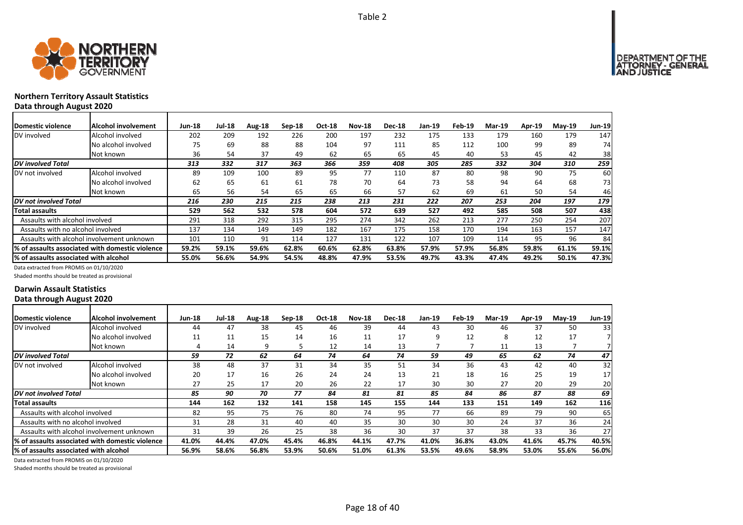Table 2

## Northern Territory Assault Statistics

**Data through August 2020**

| Domestic violence | Alcohol involvement | Jun-18 | Jul-18 | Aug-18 | Sep-18 | Oct-18 | Nov-18 | Dec-18 | Jan-19 | Feb-19 | Mar-19 | Apr-19 | May-19 | Jun-19 |
|---|---|---|---|---|---|---|---|---|---|---|---|---|---|---|
| DV involved | Alcohol involved | 202 | 209 | 192 | 226 | 200 | 197 | 232 | 175 | 133 | 179 | 160 | 179 | 147 |
| | No alcohol involved | 75 | 69 | 88 | 88 | 104 | 97 | 111 | 85 | 112 | 100 | 99 | 89 | 74 |
| | Not known | 36 | 54 | 37 | 49 | 62 | 65 | 65 | 45 | 40 | 53 | 45 | 42 | 38 |
| ***DV involved Total*** | | *313* | *332* | *317* | *363* | *366* | *359* | *408* | *305* | *285* | *332* | *304* | *310* | *259* |
| DV not involved | Alcohol involved | 89 | 109 | 100 | 89 | 95 | 77 | 110 | 87 | 80 | 98 | 90 | 75 | 60 |
| | No alcohol involved | 62 | 65 | 61 | 61 | 78 | 70 | 64 | 73 | 58 | 94 | 64 | 68 | 73 |
| | Not known | 65 | 56 | 54 | 65 | 65 | 66 | 57 | 62 | 69 | 61 | 50 | 54 | 46 |
| ***DV not involved Total*** | | *216* | *230* | *215* | *215* | *238* | *213* | *231* | *222* | *207* | *253* | *204* | *197* | *179* |
| **Total assaults** | | **529** | **562** | **532** | **578** | **604** | **572** | **639** | **527** | **492** | **585** | **508** | **507** | **438** |
| Assaults with alcohol involved | | 291 | 318 | 292 | 315 | 295 | 274 | 342 | 262 | 213 | 277 | 250 | 254 | 207 |
| Assaults with no alcohol involved | | 137 | 134 | 149 | 149 | 182 | 167 | 175 | 158 | 170 | 194 | 163 | 157 | 147 |
| Assaults with alcohol involvement unknown | | 101 | 110 | 91 | 114 | 127 | 131 | 122 | 107 | 109 | 114 | 95 | 96 | 84 |
| **% of assaults associated with domestic violence** | | **59.2%** | **59.1%** | **59.6%** | **62.8%** | **60.6%** | **62.8%** | **63.8%** | **57.9%** | **57.9%** | **56.8%** | **59.8%** | **61.1%** | **59.1%** |
| **% of assaults associated with alcohol** | | **55.0%** | **56.6%** | **54.9%** | **54.5%** | **48.8%** | **47.9%** | **53.5%** | **49.7%** | **43.3%** | **47.4%** | **49.2%** | **50.1%** | **47.3%** |

Data extracted from PROMIS on 01/10/2020

Shaded months should be treated as provisional

## Darwin Assault Statistics

**Data through August 2020**

| Domestic violence | Alcohol involvement | Jun-18 | Jul-18 | Aug-18 | Sep-18 | Oct-18 | Nov-18 | Dec-18 | Jan-19 | Feb-19 | Mar-19 | Apr-19 | May-19 | Jun-19 |
|---|---|---|---|---|---|---|---|---|---|---|---|---|---|---|
| DV involved | Alcohol involved | 44 | 47 | 38 | 45 | 46 | 39 | 44 | 43 | 30 | 46 | 37 | 50 | 33 |
| | No alcohol involved | 11 | 11 | 15 | 14 | 16 | 11 | 17 | 9 | 12 | 8 | 12 | 17 | 7 |
| | Not known | 4 | 14 | 9 | 5 | 12 | 14 | 13 | 7 | 7 | 11 | 13 | 7 | 7 |
| ***DV involved Total*** | | *59* | *72* | *62* | *64* | *74* | *64* | *74* | *59* | *49* | *65* | *62* | *74* | *47* |
| DV not involved | Alcohol involved | 38 | 48 | 37 | 31 | 34 | 35 | 51 | 34 | 36 | 43 | 42 | 40 | 32 |
| | No alcohol involved | 20 | 17 | 16 | 26 | 24 | 24 | 13 | 21 | 18 | 16 | 25 | 19 | 17 |
| | Not known | 27 | 25 | 17 | 20 | 26 | 22 | 17 | 30 | 30 | 27 | 20 | 29 | 20 |
| ***DV not involved Total*** | | *85* | *90* | *70* | *77* | *84* | *81* | *81* | *85* | *84* | *86* | *87* | *88* | *69* |
| **Total assaults** | | **144** | **162** | **132** | **141** | **158** | **145** | **155** | **144** | **133** | **151** | **149** | **162** | **116** |
| Assaults with alcohol involved | | 82 | 95 | 75 | 76 | 80 | 74 | 95 | 77 | 66 | 89 | 79 | 90 | 65 |
| Assaults with no alcohol involved | | 31 | 28 | 31 | 40 | 40 | 35 | 30 | 30 | 30 | 24 | 37 | 36 | 24 |
| Assaults with alcohol involvement unknown | | 31 | 39 | 26 | 25 | 38 | 36 | 30 | 37 | 37 | 38 | 33 | 36 | 27 |
| **% of assaults associated with domestic violence** | | **41.0%** | **44.4%** | **47.0%** | **45.4%** | **46.8%** | **44.1%** | **47.7%** | **41.0%** | **36.8%** | **43.0%** | **41.6%** | **45.7%** | **40.5%** |
| **% of assaults associated with alcohol** | | **56.9%** | **58.6%** | **56.8%** | **53.9%** | **50.6%** | **51.0%** | **61.3%** | **53.5%** | **49.6%** | **58.9%** | **53.0%** | **55.6%** | **56.0%** |

Data extracted from PROMIS on 01/10/2020

Shaded months should be treated as provisional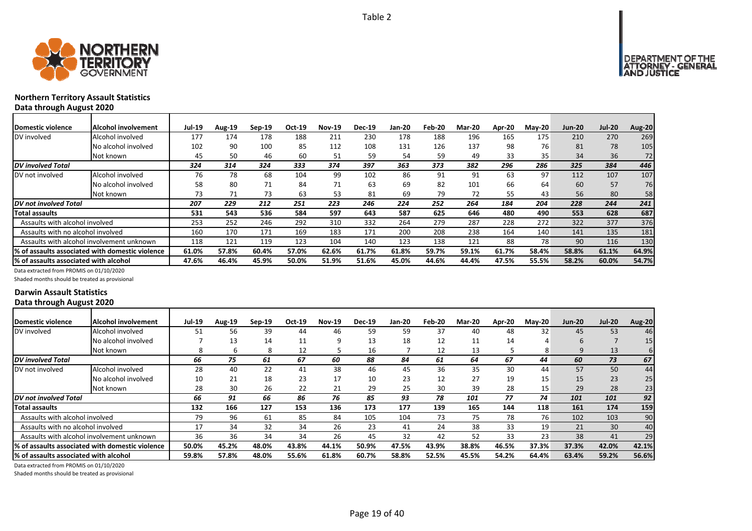Table 2

## Northern Territory Assault Statistics

**Data through August 2020**

| Domestic violence | Alcohol involvement | Jul-19 | Aug-19 | Sep-19 | Oct-19 | Nov-19 | Dec-19 | Jan-20 | Feb-20 | Mar-20 | Apr-20 | May-20 | Jun-20 | Jul-20 | Aug-20 |
|---|---|---|---|---|---|---|---|---|---|---|---|---|---|---|---|
| DV involved | Alcohol involved | 177 | 174 | 178 | 188 | 211 | 230 | 178 | 188 | 196 | 165 | 175 | 210 | 270 | 269 |
| | No alcohol involved | 102 | 90 | 100 | 85 | 112 | 108 | 131 | 126 | 137 | 98 | 76 | 81 | 78 | 105 |
| | Not known | 45 | 50 | 46 | 60 | 51 | 59 | 54 | 59 | 49 | 33 | 35 | 34 | 36 | 72 |
| ***DV involved Total*** | | ***324*** | ***314*** | ***324*** | ***333*** | ***374*** | ***397*** | ***363*** | ***373*** | ***382*** | ***296*** | ***286*** | ***325*** | ***384*** | ***446*** |
| DV not involved | Alcohol involved | 76 | 78 | 68 | 104 | 99 | 102 | 86 | 91 | 91 | 63 | 97 | 112 | 107 | 107 |
| | No alcohol involved | 58 | 80 | 71 | 84 | 71 | 63 | 69 | 82 | 101 | 66 | 64 | 60 | 57 | 76 |
| | Not known | 73 | 71 | 73 | 63 | 53 | 81 | 69 | 79 | 72 | 55 | 43 | 56 | 80 | 58 |
| ***DV not involved Total*** | | ***207*** | ***229*** | ***212*** | ***251*** | ***223*** | ***246*** | ***224*** | ***252*** | ***264*** | ***184*** | ***204*** | ***228*** | ***244*** | ***241*** |
| **Total assaults** | | **531** | **543** | **536** | **584** | **597** | **643** | **587** | **625** | **646** | **480** | **490** | **553** | **628** | **687** |
| Assaults with alcohol involved | | 253 | 252 | 246 | 292 | 310 | 332 | 264 | 279 | 287 | 228 | 272 | 322 | 377 | 376 |
| Assaults with no alcohol involved | | 160 | 170 | 171 | 169 | 183 | 171 | 200 | 208 | 238 | 164 | 140 | 141 | 135 | 181 |
| Assaults with alcohol involvement unknown | | 118 | 121 | 119 | 123 | 104 | 140 | 123 | 138 | 121 | 88 | 78 | 90 | 116 | 130 |
| **% of assaults associated with domestic violence** | | **61.0%** | **57.8%** | **60.4%** | **57.0%** | **62.6%** | **61.7%** | **61.8%** | **59.7%** | **59.1%** | **61.7%** | **58.4%** | **58.8%** | **61.1%** | **64.9%** |
| **% of assaults associated with alcohol** | | **47.6%** | **46.4%** | **45.9%** | **50.0%** | **51.9%** | **51.6%** | **45.0%** | **44.6%** | **44.4%** | **47.5%** | **55.5%** | **58.2%** | **60.0%** | **54.7%** |

Data extracted from PROMIS on 01/10/2020

Shaded months should be treated as provisional

## Darwin Assault Statistics

**Data through August 2020**

| Domestic violence | Alcohol involvement | Jul-19 | Aug-19 | Sep-19 | Oct-19 | Nov-19 | Dec-19 | Jan-20 | Feb-20 | Mar-20 | Apr-20 | May-20 | Jun-20 | Jul-20 | Aug-20 |
|---|---|---|---|---|---|---|---|---|---|---|---|---|---|---|---|
| DV involved | Alcohol involved | 51 | 56 | 39 | 44 | 46 | 59 | 59 | 37 | 40 | 48 | 32 | 45 | 53 | 46 |
| | No alcohol involved | 7 | 13 | 14 | 11 | 9 | 13 | 18 | 12 | 11 | 14 | 4 | 6 | 7 | 15 |
| | Not known | 8 | 6 | 8 | 12 | 5 | 16 | 7 | 12 | 13 | 5 | 8 | 9 | 13 | 6 |
| ***DV involved Total*** | | ***66*** | ***75*** | ***61*** | ***67*** | ***60*** | ***88*** | ***84*** | ***61*** | ***64*** | ***67*** | ***44*** | ***60*** | ***73*** | ***67*** |
| DV not involved | Alcohol involved | 28 | 40 | 22 | 41 | 38 | 46 | 45 | 36 | 35 | 30 | 44 | 57 | 50 | 44 |
| | No alcohol involved | 10 | 21 | 18 | 23 | 17 | 10 | 23 | 12 | 27 | 19 | 15 | 15 | 23 | 25 |
| | Not known | 28 | 30 | 26 | 22 | 21 | 29 | 25 | 30 | 39 | 28 | 15 | 29 | 28 | 23 |
| ***DV not involved Total*** | | ***66*** | ***91*** | ***66*** | ***86*** | ***76*** | ***85*** | ***93*** | ***78*** | ***101*** | ***77*** | ***74*** | ***101*** | ***101*** | ***92*** |
| **Total assaults** | | **132** | **166** | **127** | **153** | **136** | **173** | **177** | **139** | **165** | **144** | **118** | **161** | **174** | **159** |
| Assaults with alcohol involved | | 79 | 96 | 61 | 85 | 84 | 105 | 104 | 73 | 75 | 78 | 76 | 102 | 103 | 90 |
| Assaults with no alcohol involved | | 17 | 34 | 32 | 34 | 26 | 23 | 41 | 24 | 38 | 33 | 19 | 21 | 30 | 40 |
| Assaults with alcohol involvement unknown | | 36 | 36 | 34 | 34 | 26 | 45 | 32 | 42 | 52 | 33 | 23 | 38 | 41 | 29 |
| **% of assaults associated with domestic violence** | | **50.0%** | **45.2%** | **48.0%** | **43.8%** | **44.1%** | **50.9%** | **47.5%** | **43.9%** | **38.8%** | **46.5%** | **37.3%** | **37.3%** | **42.0%** | **42.1%** |
| **% of assaults associated with alcohol** | | **59.8%** | **57.8%** | **48.0%** | **55.6%** | **61.8%** | **60.7%** | **58.8%** | **52.5%** | **45.5%** | **54.2%** | **64.4%** | **63.4%** | **59.2%** | **56.6%** |

Data extracted from PROMIS on 01/10/2020

Shaded months should be treated as provisional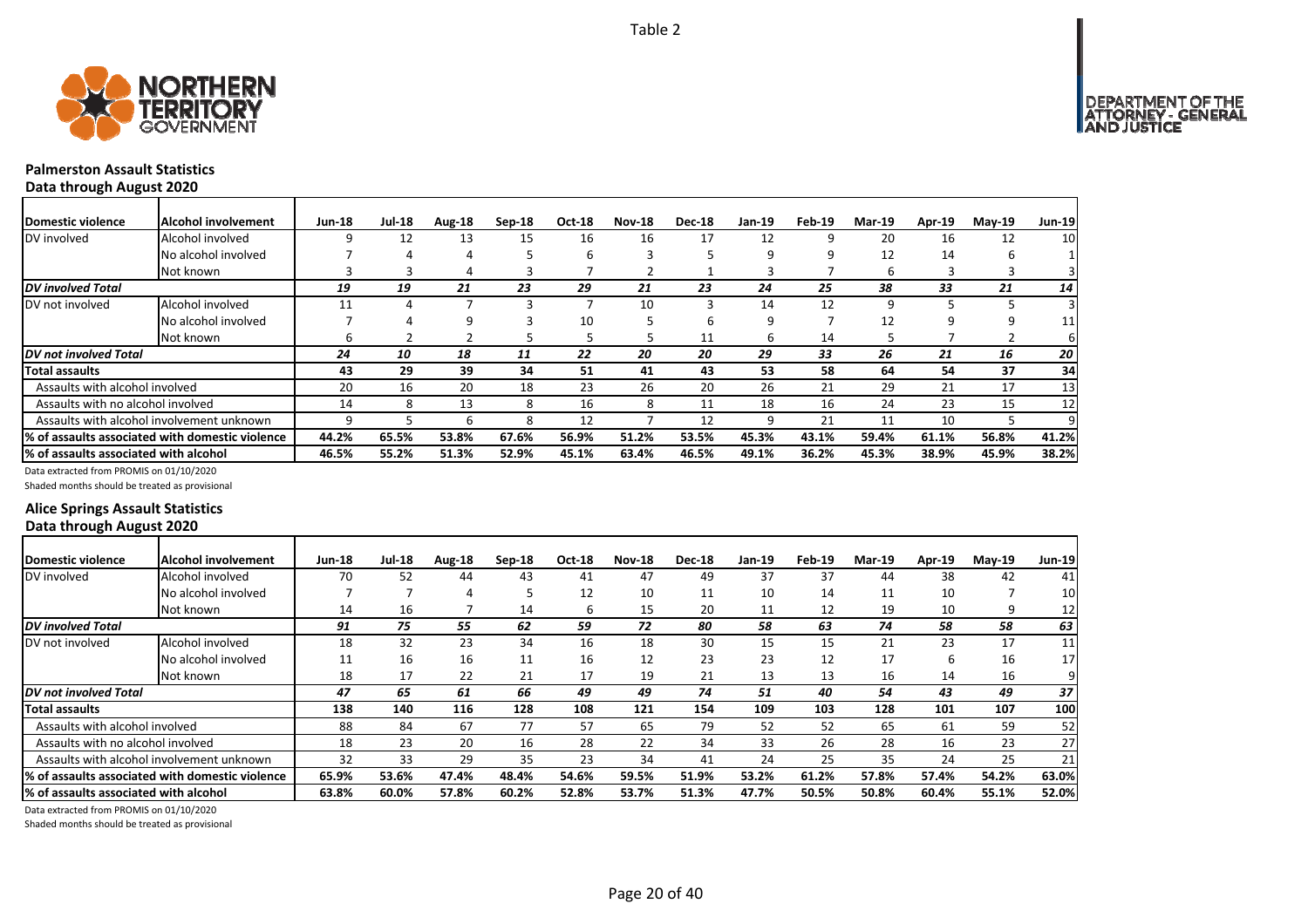Table 2

## Palmerston Assault Statistics

**Data through August 2020**

| Domestic violence | Alcohol involvement | Jun-18 | Jul-18 | Aug-18 | Sep-18 | Oct-18 | Nov-18 | Dec-18 | Jan-19 | Feb-19 | Mar-19 | Apr-19 | May-19 | Jun-19 |
|---|---|---|---|---|---|---|---|---|---|---|---|---|---|---|
| DV involved | Alcohol involved | 9 | 12 | 13 | 15 | 16 | 16 | 17 | 12 | 9 | 20 | 16 | 12 | 10 |
| | No alcohol involved | 7 | 4 | 4 | 5 | 6 | 3 | 5 | 9 | 9 | 12 | 14 | 6 | 1 |
| | Not known | 3 | 3 | 4 | 3 | 7 | 2 | 1 | 3 | 7 | 6 | 3 | 3 | 3 |
| ***DV involved Total*** | | *19* | *19* | *21* | *23* | *29* | *21* | *23* | *24* | *25* | *38* | *33* | *21* | *14* |
| DV not involved | Alcohol involved | 11 | 4 | 7 | 3 | 7 | 10 | 3 | 14 | 12 | 9 | 5 | 5 | 3 |
| | No alcohol involved | 7 | 4 | 9 | 3 | 10 | 5 | 6 | 9 | 7 | 12 | 9 | 9 | 11 |
| | Not known | 6 | 2 | 2 | 5 | 5 | 5 | 11 | 6 | 14 | 5 | 7 | 2 | 6 |
| ***DV not involved Total*** | | *24* | *10* | *18* | *11* | *22* | *20* | *20* | *29* | *33* | *26* | *21* | *16* | *20* |
| **Total assaults** | | **43** | **29** | **39** | **34** | **51** | **41** | **43** | **53** | **58** | **64** | **54** | **37** | **34** |
| Assaults with alcohol involved | | 20 | 16 | 20 | 18 | 23 | 26 | 20 | 26 | 21 | 29 | 21 | 17 | 13 |
| Assaults with no alcohol involved | | 14 | 8 | 13 | 8 | 16 | 8 | 11 | 18 | 16 | 24 | 23 | 15 | 12 |
| Assaults with alcohol involvement unknown | | 9 | 5 | 6 | 8 | 12 | 7 | 12 | 9 | 21 | 11 | 10 | 5 | 9 |
| **% of assaults associated with domestic violence** | | **44.2%** | **65.5%** | **53.8%** | **67.6%** | **56.9%** | **51.2%** | **53.5%** | **45.3%** | **43.1%** | **59.4%** | **61.1%** | **56.8%** | **41.2%** |
| **% of assaults associated with alcohol** | | **46.5%** | **55.2%** | **51.3%** | **52.9%** | **45.1%** | **63.4%** | **46.5%** | **49.1%** | **36.2%** | **45.3%** | **38.9%** | **45.9%** | **38.2%** |

Data extracted from PROMIS on 01/10/2020

Shaded months should be treated as provisional

## Alice Springs Assault Statistics

**Data through August 2020**

| Domestic violence | Alcohol involvement | Jun-18 | Jul-18 | Aug-18 | Sep-18 | Oct-18 | Nov-18 | Dec-18 | Jan-19 | Feb-19 | Mar-19 | Apr-19 | May-19 | Jun-19 |
|---|---|---|---|---|---|---|---|---|---|---|---|---|---|---|
| DV involved | Alcohol involved | 70 | 52 | 44 | 43 | 41 | 47 | 49 | 37 | 37 | 44 | 38 | 42 | 41 |
| | No alcohol involved | 7 | 7 | 4 | 5 | 12 | 10 | 11 | 10 | 14 | 11 | 10 | 7 | 10 |
| | Not known | 14 | 16 | 7 | 14 | 6 | 15 | 20 | 11 | 12 | 19 | 10 | 9 | 12 |
| ***DV involved Total*** | | *91* | *75* | *55* | *62* | *59* | *72* | *80* | *58* | *63* | *74* | *58* | *58* | *63* |
| DV not involved | Alcohol involved | 18 | 32 | 23 | 34 | 16 | 18 | 30 | 15 | 15 | 21 | 23 | 17 | 11 |
| | No alcohol involved | 11 | 16 | 16 | 11 | 16 | 12 | 23 | 23 | 12 | 17 | 6 | 16 | 17 |
| | Not known | 18 | 17 | 22 | 21 | 17 | 19 | 21 | 13 | 13 | 16 | 14 | 16 | 9 |
| ***DV not involved Total*** | | *47* | *65* | *61* | *66* | *49* | *49* | *74* | *51* | *40* | *54* | *43* | *49* | *37* |
| **Total assaults** | | **138** | **140** | **116** | **128** | **108** | **121** | **154** | **109** | **103** | **128** | **101** | **107** | **100** |
| Assaults with alcohol involved | | 88 | 84 | 67 | 77 | 57 | 65 | 79 | 52 | 52 | 65 | 61 | 59 | 52 |
| Assaults with no alcohol involved | | 18 | 23 | 20 | 16 | 28 | 22 | 34 | 33 | 26 | 28 | 16 | 23 | 27 |
| Assaults with alcohol involvement unknown | | 32 | 33 | 29 | 35 | 23 | 34 | 41 | 24 | 25 | 35 | 24 | 25 | 21 |
| **% of assaults associated with domestic violence** | | **65.9%** | **53.6%** | **47.4%** | **48.4%** | **54.6%** | **59.5%** | **51.9%** | **53.2%** | **61.2%** | **57.8%** | **57.4%** | **54.2%** | **63.0%** |
| **% of assaults associated with alcohol** | | **63.8%** | **60.0%** | **57.8%** | **60.2%** | **52.8%** | **53.7%** | **51.3%** | **47.7%** | **50.5%** | **50.8%** | **60.4%** | **55.1%** | **52.0%** |

Data extracted from PROMIS on 01/10/2020

Shaded months should be treated as provisional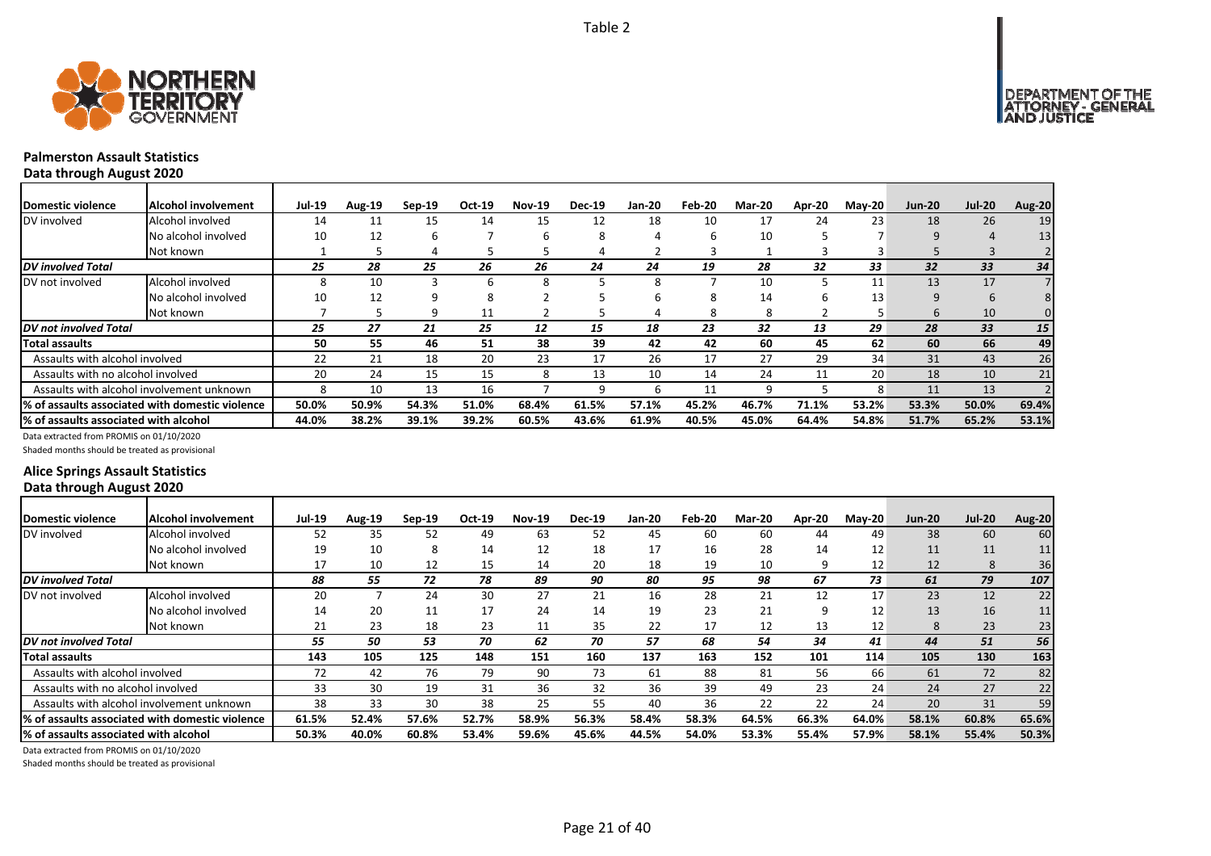Table 2

## Palmerston Assault Statistics

### Data through August 2020

| Domestic violence | Alcohol involvement | Jul-19 | Aug-19 | Sep-19 | Oct-19 | Nov-19 | Dec-19 | Jan-20 | Feb-20 | Mar-20 | Apr-20 | May-20 | Jun-20 | Jul-20 | Aug-20 |
|---|---|---|---|---|---|---|---|---|---|---|---|---|---|---|---|
| DV involved | Alcohol involved | 14 | 11 | 15 | 14 | 15 | 12 | 18 | 10 | 17 | 24 | 23 | 18 | 26 | 19 |
| | No alcohol involved | 10 | 12 | 6 | 7 | 6 | 8 | 4 | 6 | 10 | 5 | 7 | 9 | 4 | 13 |
| | Not known | 1 | 5 | 4 | 5 | 5 | 4 | 2 | 3 | 1 | 3 | 3 | 5 | 3 | 2 |
| ***DV involved Total*** | | ***25*** | ***28*** | ***25*** | ***26*** | ***26*** | ***24*** | ***24*** | ***19*** | ***28*** | ***32*** | ***33*** | ***32*** | ***33*** | ***34*** |
| DV not involved | Alcohol involved | 8 | 10 | 3 | 6 | 8 | 5 | 8 | 7 | 10 | 5 | 11 | 13 | 17 | 7 |
| | No alcohol involved | 10 | 12 | 9 | 8 | 2 | 5 | 6 | 8 | 14 | 6 | 13 | 9 | 6 | 8 |
| | Not known | 7 | 5 | 9 | 11 | 2 | 5 | 4 | 8 | 8 | 2 | 5 | 6 | 10 | 0 |
| ***DV not involved Total*** | | ***25*** | ***27*** | ***21*** | ***25*** | ***12*** | ***15*** | ***18*** | ***23*** | ***32*** | ***13*** | ***29*** | ***28*** | ***33*** | ***15*** |
| **Total assaults** | | **50** | **55** | **46** | **51** | **38** | **39** | **42** | **42** | **60** | **45** | **62** | **60** | **66** | **49** |
| Assaults with alcohol involved | | 22 | 21 | 18 | 20 | 23 | 17 | 26 | 17 | 27 | 29 | 34 | 31 | 43 | 26 |
| Assaults with no alcohol involved | | 20 | 24 | 15 | 15 | 8 | 13 | 10 | 14 | 24 | 11 | 20 | 18 | 10 | 21 |
| Assaults with alcohol involvement unknown | | 8 | 10 | 13 | 16 | 7 | 9 | 6 | 11 | 9 | 5 | 8 | 11 | 13 | 2 |
| **% of assaults associated with domestic violence** | | **50.0%** | **50.9%** | **54.3%** | **51.0%** | **68.4%** | **61.5%** | **57.1%** | **45.2%** | **46.7%** | **71.1%** | **53.2%** | **53.3%** | **50.0%** | **69.4%** |
| **% of assaults associated with alcohol** | | **44.0%** | **38.2%** | **39.1%** | **39.2%** | **60.5%** | **43.6%** | **61.9%** | **40.5%** | **45.0%** | **64.4%** | **54.8%** | **51.7%** | **65.2%** | **53.1%** |

Data extracted from PROMIS on 01/10/2020

Shaded months should be treated as provisional

## Alice Springs Assault Statistics

### Data through August 2020

| Domestic violence | Alcohol involvement | Jul-19 | Aug-19 | Sep-19 | Oct-19 | Nov-19 | Dec-19 | Jan-20 | Feb-20 | Mar-20 | Apr-20 | May-20 | Jun-20 | Jul-20 | Aug-20 |
|---|---|---|---|---|---|---|---|---|---|---|---|---|---|---|---|
| DV involved | Alcohol involved | 52 | 35 | 52 | 49 | 63 | 52 | 45 | 60 | 60 | 44 | 49 | 38 | 60 | 60 |
| | No alcohol involved | 19 | 10 | 8 | 14 | 12 | 18 | 17 | 16 | 28 | 14 | 12 | 11 | 11 | 11 |
| | Not known | 17 | 10 | 12 | 15 | 14 | 20 | 18 | 19 | 10 | 9 | 12 | 12 | 8 | 36 |
| ***DV involved Total*** | | ***88*** | ***55*** | ***72*** | ***78*** | ***89*** | ***90*** | ***80*** | ***95*** | ***98*** | ***67*** | ***73*** | ***61*** | ***79*** | ***107*** |
| DV not involved | Alcohol involved | 20 | 7 | 24 | 30 | 27 | 21 | 16 | 28 | 21 | 12 | 17 | 23 | 12 | 22 |
| | No alcohol involved | 14 | 20 | 11 | 17 | 24 | 14 | 19 | 23 | 21 | 9 | 12 | 13 | 16 | 11 |
| | Not known | 21 | 23 | 18 | 23 | 11 | 35 | 22 | 17 | 12 | 13 | 12 | 8 | 23 | 23 |
| ***DV not involved Total*** | | ***55*** | ***50*** | ***53*** | ***70*** | ***62*** | ***70*** | ***57*** | ***68*** | ***54*** | ***34*** | ***41*** | ***44*** | ***51*** | ***56*** |
| **Total assaults** | | **143** | **105** | **125** | **148** | **151** | **160** | **137** | **163** | **152** | **101** | **114** | **105** | **130** | **163** |
| Assaults with alcohol involved | | 72 | 42 | 76 | 79 | 90 | 73 | 61 | 88 | 81 | 56 | 66 | 61 | 72 | 82 |
| Assaults with no alcohol involved | | 33 | 30 | 19 | 31 | 36 | 32 | 36 | 39 | 49 | 23 | 24 | 24 | 27 | 22 |
| Assaults with alcohol involvement unknown | | 38 | 33 | 30 | 38 | 25 | 55 | 40 | 36 | 22 | 22 | 24 | 20 | 31 | 59 |
| **% of assaults associated with domestic violence** | | **61.5%** | **52.4%** | **57.6%** | **52.7%** | **58.9%** | **56.3%** | **58.4%** | **58.3%** | **64.5%** | **66.3%** | **64.0%** | **58.1%** | **60.8%** | **65.6%** |
| **% of assaults associated with alcohol** | | **50.3%** | **40.0%** | **60.8%** | **53.4%** | **59.6%** | **45.6%** | **44.5%** | **54.0%** | **53.3%** | **55.4%** | **57.9%** | **58.1%** | **55.4%** | **50.3%** |

Data extracted from PROMIS on 01/10/2020

Shaded months should be treated as provisional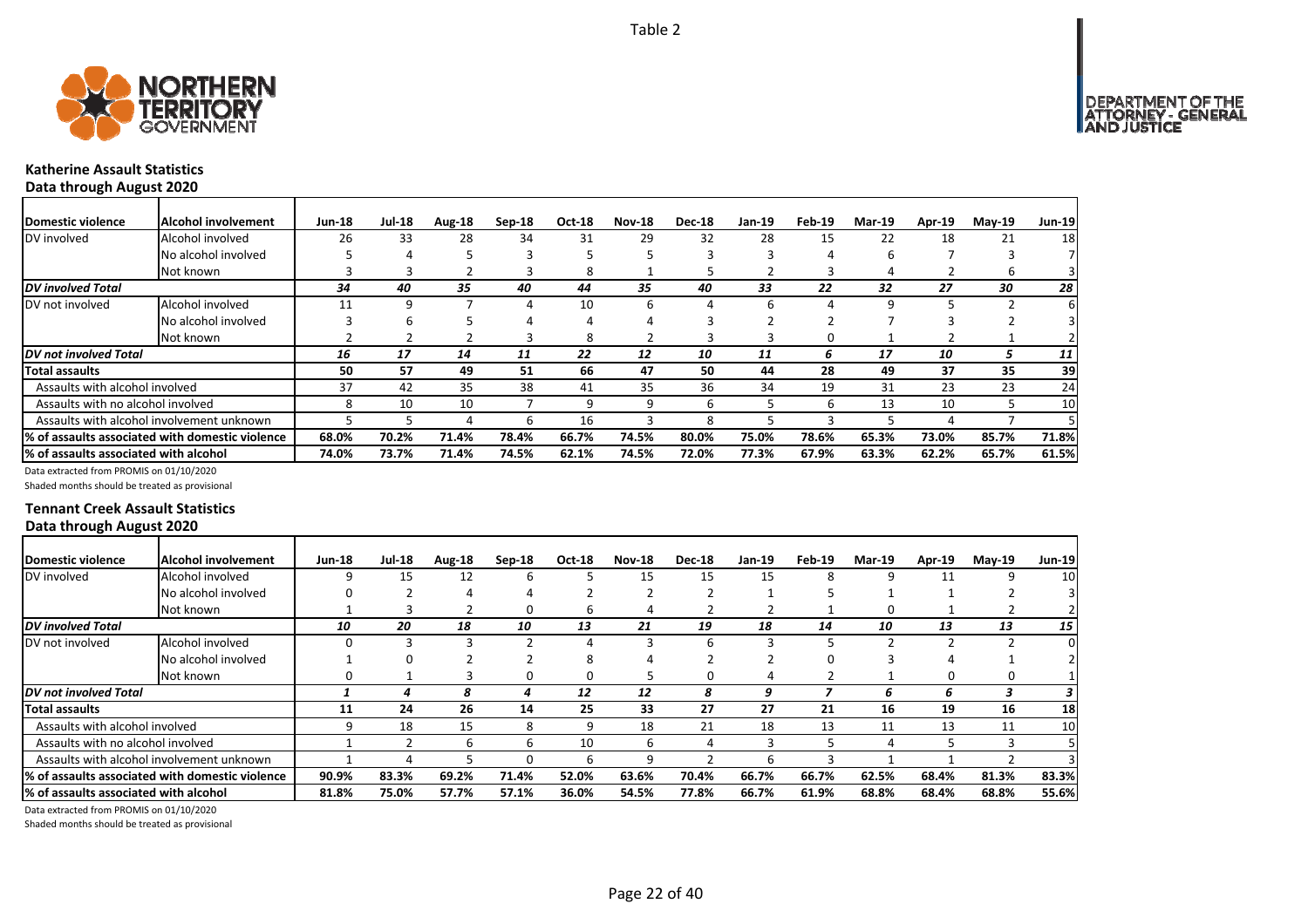Table 2

## Katherine Assault Statistics

### Data through August 2020

| Domestic violence | Alcohol involvement | Jun-18 | Jul-18 | Aug-18 | Sep-18 | Oct-18 | Nov-18 | Dec-18 | Jan-19 | Feb-19 | Mar-19 | Apr-19 | May-19 | Jun-19 |
|---|---|---|---|---|---|---|---|---|---|---|---|---|---|---|
| DV involved | Alcohol involved | 26 | 33 | 28 | 34 | 31 | 29 | 32 | 28 | 15 | 22 | 18 | 21 | 18 |
| | No alcohol involved | 5 | 4 | 5 | 3 | 5 | 5 | 3 | 3 | 4 | 6 | 7 | 3 | 7 |
| | Not known | 3 | 3 | 2 | 3 | 8 | 1 | 5 | 2 | 3 | 4 | 2 | 6 | 3 |
| *DV involved Total* | | *34* | *40* | *35* | *40* | *44* | *35* | *40* | *33* | *22* | *32* | *27* | *30* | *28* |
| DV not involved | Alcohol involved | 11 | 9 | 7 | 4 | 10 | 6 | 4 | 6 | 4 | 9 | 5 | 2 | 6 |
| | No alcohol involved | 3 | 6 | 5 | 4 | 4 | 4 | 3 | 2 | 2 | 7 | 3 | 2 | 3 |
| | Not known | 2 | 2 | 2 | 3 | 8 | 2 | 3 | 3 | 0 | 1 | 2 | 1 | 2 |
| *DV not involved Total* | | *16* | *17* | *14* | *11* | *22* | *12* | *10* | *11* | *6* | *17* | *10* | *5* | *11* |
| **Total assaults** | | **50** | **57** | **49** | **51** | **66** | **47** | **50** | **44** | **28** | **49** | **37** | **35** | **39** |
| Assaults with alcohol involved | | 37 | 42 | 35 | 38 | 41 | 35 | 36 | 34 | 19 | 31 | 23 | 23 | 24 |
| Assaults with no alcohol involved | | 8 | 10 | 10 | 7 | 9 | 9 | 6 | 5 | 6 | 13 | 10 | 5 | 10 |
| Assaults with alcohol involvement unknown | | 5 | 5 | 4 | 6 | 16 | 3 | 8 | 5 | 3 | 5 | 4 | 7 | 5 |
| **% of assaults associated with domestic violence** | | **68.0%** | **70.2%** | **71.4%** | **78.4%** | **66.7%** | **74.5%** | **80.0%** | **75.0%** | **78.6%** | **65.3%** | **73.0%** | **85.7%** | **71.8%** |
| **% of assaults associated with alcohol** | | **74.0%** | **73.7%** | **71.4%** | **74.5%** | **62.1%** | **74.5%** | **72.0%** | **77.3%** | **67.9%** | **63.3%** | **62.2%** | **65.7%** | **61.5%** |

Data extracted from PROMIS on 01/10/2020

Shaded months should be treated as provisional

## Tennant Creek Assault Statistics

### Data through August 2020

| Domestic violence | Alcohol involvement | Jun-18 | Jul-18 | Aug-18 | Sep-18 | Oct-18 | Nov-18 | Dec-18 | Jan-19 | Feb-19 | Mar-19 | Apr-19 | May-19 | Jun-19 |
|---|---|---|---|---|---|---|---|---|---|---|---|---|---|---|
| DV involved | Alcohol involved | 9 | 15 | 12 | 6 | 5 | 15 | 15 | 15 | 8 | 9 | 11 | 9 | 10 |
| | No alcohol involved | 0 | 2 | 4 | 4 | 2 | 2 | 2 | 1 | 5 | 1 | 1 | 2 | 3 |
| | Not known | 1 | 3 | 2 | 0 | 6 | 4 | 2 | 2 | 1 | 0 | 1 | 2 | 2 |
| *DV involved Total* | | *10* | *20* | *18* | *10* | *13* | *21* | *19* | *18* | *14* | *10* | *13* | *13* | *15* |
| DV not involved | Alcohol involved | 0 | 3 | 3 | 2 | 4 | 3 | 6 | 3 | 5 | 2 | 2 | 2 | 0 |
| | No alcohol involved | 1 | 0 | 2 | 2 | 8 | 4 | 2 | 2 | 0 | 3 | 4 | 1 | 2 |
| | Not known | 0 | 1 | 3 | 0 | 0 | 5 | 0 | 4 | 2 | 1 | 0 | 0 | 1 |
| *DV not involved Total* | | *1* | *4* | *8* | *4* | *12* | *12* | *8* | *9* | *7* | *6* | *6* | *3* | *3* |
| **Total assaults** | | **11** | **24** | **26** | **14** | **25** | **33** | **27** | **27** | **21** | **16** | **19** | **16** | **18** |
| Assaults with alcohol involved | | 9 | 18 | 15 | 8 | 9 | 18 | 21 | 18 | 13 | 11 | 13 | 11 | 10 |
| Assaults with no alcohol involved | | 1 | 2 | 6 | 6 | 10 | 6 | 4 | 3 | 5 | 4 | 5 | 3 | 5 |
| Assaults with alcohol involvement unknown | | 1 | 4 | 5 | 0 | 6 | 9 | 2 | 6 | 3 | 1 | 1 | 2 | 3 |
| **% of assaults associated with domestic violence** | | **90.9%** | **83.3%** | **69.2%** | **71.4%** | **52.0%** | **63.6%** | **70.4%** | **66.7%** | **66.7%** | **62.5%** | **68.4%** | **81.3%** | **83.3%** |
| **% of assaults associated with alcohol** | | **81.8%** | **75.0%** | **57.7%** | **57.1%** | **36.0%** | **54.5%** | **77.8%** | **66.7%** | **61.9%** | **68.8%** | **68.4%** | **68.8%** | **55.6%** |

Data extracted from PROMIS on 01/10/2020

Shaded months should be treated as provisional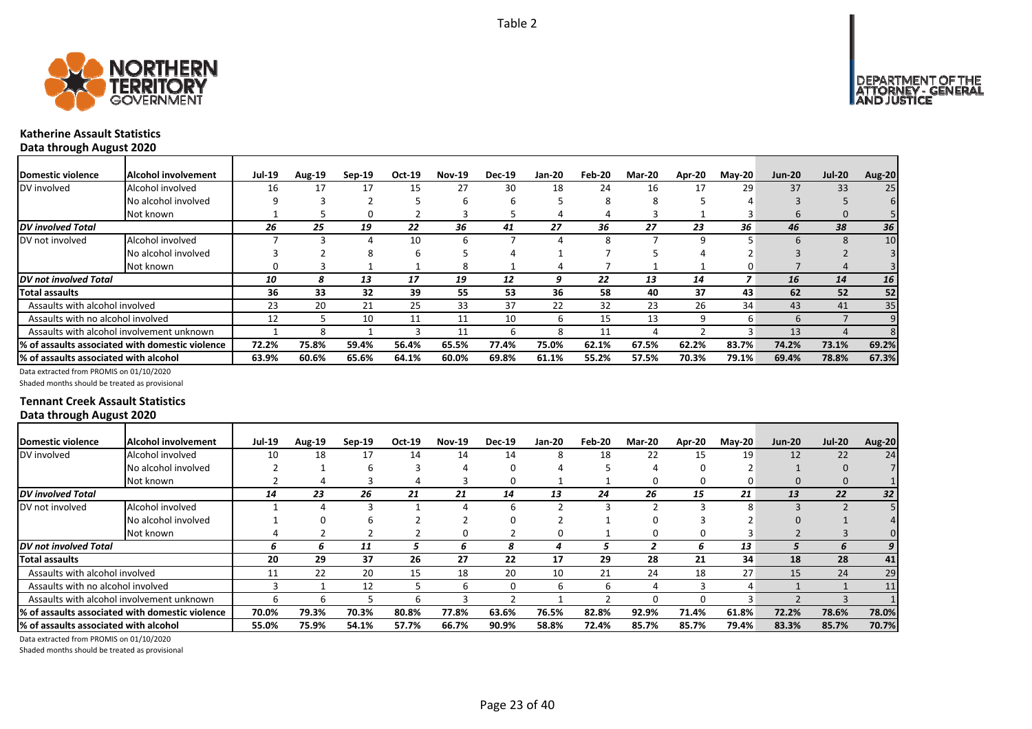Table 2

## Katherine Assault Statistics

### Data through August 2020

| Domestic violence | Alcohol involvement | Jul-19 | Aug-19 | Sep-19 | Oct-19 | Nov-19 | Dec-19 | Jan-20 | Feb-20 | Mar-20 | Apr-20 | May-20 | Jun-20 | Jul-20 | Aug-20 |
|---|---|---|---|---|---|---|---|---|---|---|---|---|---|---|---|
| DV involved | Alcohol involved | 16 | 17 | 17 | 15 | 27 | 30 | 18 | 24 | 16 | 17 | 29 | 37 | 33 | 25 |
| | No alcohol involved | 9 | 3 | 2 | 5 | 6 | 6 | 5 | 8 | 8 | 5 | 4 | 3 | 5 | 6 |
| | Not known | 1 | 5 | 0 | 2 | 3 | 5 | 4 | 4 | 3 | 1 | 3 | 6 | 0 | 5 |
| *DV involved Total* | | *26* | *25* | *19* | *22* | *36* | *41* | *27* | *36* | *27* | *23* | *36* | *46* | *38* | *36* |
| DV not involved | Alcohol involved | 7 | 3 | 4 | 10 | 6 | 7 | 4 | 8 | 7 | 9 | 5 | 6 | 8 | 10 |
| | No alcohol involved | 3 | 2 | 8 | 6 | 5 | 4 | 1 | 7 | 5 | 4 | 2 | 3 | 2 | 3 |
| | Not known | 0 | 3 | 1 | 1 | 8 | 1 | 4 | 7 | 1 | 1 | 0 | 7 | 4 | 3 |
| *DV not involved Total* | | *10* | *8* | *13* | *17* | *19* | *12* | *9* | *22* | *13* | *14* | *7* | *16* | *14* | *16* |
| **Total assaults** | | **36** | **33** | **32** | **39** | **55** | **53** | **36** | **58** | **40** | **37** | **43** | **62** | **52** | **52** |
| Assaults with alcohol involved | | 23 | 20 | 21 | 25 | 33 | 37 | 22 | 32 | 23 | 26 | 34 | 43 | 41 | 35 |
| Assaults with no alcohol involved | | 12 | 5 | 10 | 11 | 11 | 10 | 6 | 15 | 13 | 9 | 6 | 6 | 7 | 9 |
| Assaults with alcohol involvement unknown | | 1 | 8 | 1 | 3 | 11 | 6 | 8 | 11 | 4 | 2 | 3 | 13 | 4 | 8 |
| **% of assaults associated with domestic violence** | | **72.2%** | **75.8%** | **59.4%** | **56.4%** | **65.5%** | **77.4%** | **75.0%** | **62.1%** | **67.5%** | **62.2%** | **83.7%** | **74.2%** | **73.1%** | **69.2%** |
| **% of assaults associated with alcohol** | | **63.9%** | **60.6%** | **65.6%** | **64.1%** | **60.0%** | **69.8%** | **61.1%** | **55.2%** | **57.5%** | **70.3%** | **79.1%** | **69.4%** | **78.8%** | **67.3%** |

Data extracted from PROMIS on 01/10/2020

Shaded months should be treated as provisional

## Tennant Creek Assault Statistics

### Data through August 2020

| Domestic violence | Alcohol involvement | Jul-19 | Aug-19 | Sep-19 | Oct-19 | Nov-19 | Dec-19 | Jan-20 | Feb-20 | Mar-20 | Apr-20 | May-20 | Jun-20 | Jul-20 | Aug-20 |
|---|---|---|---|---|---|---|---|---|---|---|---|---|---|---|---|
| DV involved | Alcohol involved | 10 | 18 | 17 | 14 | 14 | 14 | 8 | 18 | 22 | 15 | 19 | 12 | 22 | 24 |
| | No alcohol involved | 2 | 1 | 6 | 3 | 4 | 0 | 4 | 5 | 4 | 0 | 2 | 1 | 0 | 7 |
| | Not known | 2 | 4 | 3 | 4 | 3 | 0 | 1 | 1 | 0 | 0 | 0 | 0 | 0 | 1 |
| *DV involved Total* | | *14* | *23* | *26* | *21* | *21* | *14* | *13* | *24* | *26* | *15* | *21* | *13* | *22* | *32* |
| DV not involved | Alcohol involved | 1 | 4 | 3 | 1 | 4 | 6 | 2 | 3 | 2 | 3 | 8 | 3 | 2 | 5 |
| | No alcohol involved | 1 | 0 | 6 | 2 | 2 | 0 | 2 | 1 | 0 | 3 | 2 | 0 | 1 | 4 |
| | Not known | 4 | 2 | 2 | 2 | 0 | 2 | 0 | 1 | 0 | 0 | 3 | 2 | 3 | 0 |
| *DV not involved Total* | | *6* | *6* | *11* | *5* | *6* | *8* | *4* | *5* | *2* | *6* | *13* | *5* | *6* | *9* |
| **Total assaults** | | **20** | **29** | **37** | **26** | **27** | **22** | **17** | **29** | **28** | **21** | **34** | **18** | **28** | **41** |
| Assaults with alcohol involved | | 11 | 22 | 20 | 15 | 18 | 20 | 10 | 21 | 24 | 18 | 27 | 15 | 24 | 29 |
| Assaults with no alcohol involved | | 3 | 1 | 12 | 5 | 6 | 0 | 6 | 6 | 4 | 3 | 4 | 1 | 1 | 11 |
| Assaults with alcohol involvement unknown | | 6 | 6 | 5 | 6 | 3 | 2 | 1 | 2 | 0 | 0 | 3 | 2 | 3 | 1 |
| **% of assaults associated with domestic violence** | | **70.0%** | **79.3%** | **70.3%** | **80.8%** | **77.8%** | **63.6%** | **76.5%** | **82.8%** | **92.9%** | **71.4%** | **61.8%** | **72.2%** | **78.6%** | **78.0%** |
| **% of assaults associated with alcohol** | | **55.0%** | **75.9%** | **54.1%** | **57.7%** | **66.7%** | **90.9%** | **58.8%** | **72.4%** | **85.7%** | **85.7%** | **79.4%** | **83.3%** | **85.7%** | **70.7%** |

Data extracted from PROMIS on 01/10/2020

Shaded months should be treated as provisional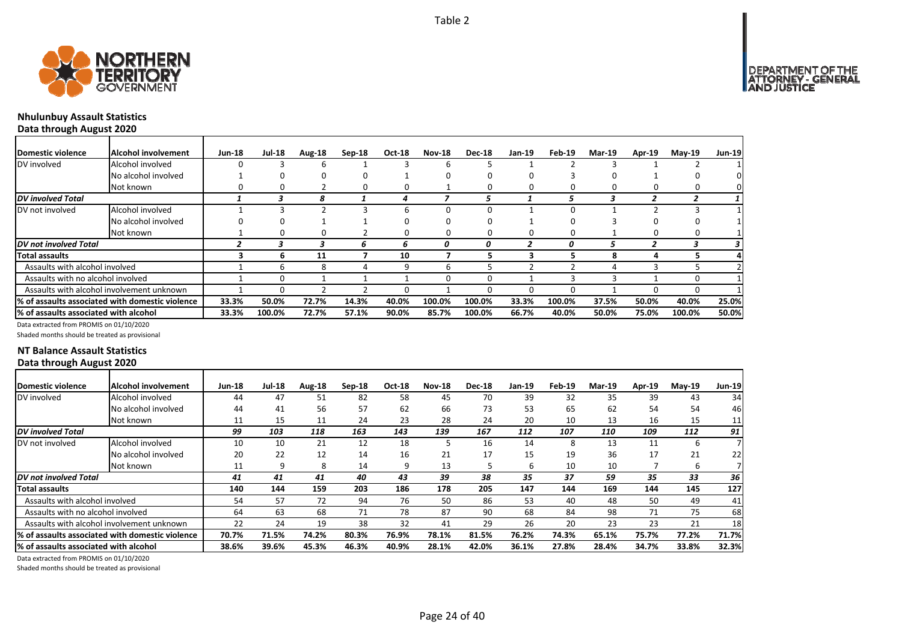Table 2

## Nhulunbuy Assault Statistics
### Data through August 2020

| Domestic violence | Alcohol involvement | Jun-18 | Jul-18 | Aug-18 | Sep-18 | Oct-18 | Nov-18 | Dec-18 | Jan-19 | Feb-19 | Mar-19 | Apr-19 | May-19 | Jun-19 |
|---|---|---|---|---|---|---|---|---|---|---|---|---|---|---|
| DV involved | Alcohol involved | 0 | 3 | 6 | 1 | 3 | 6 | 5 | 1 | 2 | 3 | 1 | 2 | 1 |
| | No alcohol involved | 1 | 0 | 0 | 0 | 1 | 0 | 0 | 0 | 3 | 0 | 1 | 0 | 0 |
| | Not known | 0 | 0 | 2 | 0 | 0 | 1 | 0 | 0 | 0 | 0 | 0 | 0 | 0 |
| *DV involved Total* | | *1* | *3* | *8* | *1* | *4* | *7* | *5* | *1* | *5* | *3* | *2* | *2* | *1* |
| DV not involved | Alcohol involved | 1 | 3 | 2 | 3 | 6 | 0 | 0 | 1 | 0 | 1 | 2 | 3 | 1 |
| | No alcohol involved | 0 | 0 | 1 | 1 | 0 | 0 | 0 | 1 | 0 | 3 | 0 | 0 | 1 |
| | Not known | 1 | 0 | 0 | 2 | 0 | 0 | 0 | 0 | 0 | 1 | 0 | 0 | 1 |
| *DV not involved Total* | | *2* | *3* | *3* | *6* | *6* | *0* | *0* | *2* | *0* | *5* | *2* | *3* | *3* |
| **Total assaults** | | **3** | **6** | **11** | **7** | **10** | **7** | **5** | **3** | **5** | **8** | **4** | **5** | **4** |
| Assaults with alcohol involved | | 1 | 6 | 8 | 4 | 9 | 6 | 5 | 2 | 2 | 4 | 3 | 5 | 2 |
| Assaults with no alcohol involved | | 1 | 0 | 1 | 1 | 1 | 0 | 0 | 1 | 3 | 3 | 1 | 0 | 1 |
| Assaults with alcohol involvement unknown | | 1 | 0 | 2 | 2 | 0 | 1 | 0 | 0 | 0 | 1 | 0 | 0 | 1 |
| **% of assaults associated with domestic violence** | | **33.3%** | **50.0%** | **72.7%** | **14.3%** | **40.0%** | **100.0%** | **100.0%** | **33.3%** | **100.0%** | **37.5%** | **50.0%** | **40.0%** | **25.0%** |
| **% of assaults associated with alcohol** | | **33.3%** | **100.0%** | **72.7%** | **57.1%** | **90.0%** | **85.7%** | **100.0%** | **66.7%** | **40.0%** | **50.0%** | **75.0%** | **100.0%** | **50.0%** |

Data extracted from PROMIS on 01/10/2020

Shaded months should be treated as provisional

## NT Balance Assault Statistics
### Data through August 2020

| Domestic violence | Alcohol involvement | Jun-18 | Jul-18 | Aug-18 | Sep-18 | Oct-18 | Nov-18 | Dec-18 | Jan-19 | Feb-19 | Mar-19 | Apr-19 | May-19 | Jun-19 |
|---|---|---|---|---|---|---|---|---|---|---|---|---|---|---|
| DV involved | Alcohol involved | 44 | 47 | 51 | 82 | 58 | 45 | 70 | 39 | 32 | 35 | 39 | 43 | 34 |
| | No alcohol involved | 44 | 41 | 56 | 57 | 62 | 66 | 73 | 53 | 65 | 62 | 54 | 54 | 46 |
| | Not known | 11 | 15 | 11 | 24 | 23 | 28 | 24 | 20 | 10 | 13 | 16 | 15 | 11 |
| *DV involved Total* | | *99* | *103* | *118* | *163* | *143* | *139* | *167* | *112* | *107* | *110* | *109* | *112* | *91* |
| DV not involved | Alcohol involved | 10 | 10 | 21 | 12 | 18 | 5 | 16 | 14 | 8 | 13 | 11 | 6 | 7 |
| | No alcohol involved | 20 | 22 | 12 | 14 | 16 | 21 | 17 | 15 | 19 | 36 | 17 | 21 | 22 |
| | Not known | 11 | 9 | 8 | 14 | 9 | 13 | 5 | 6 | 10 | 10 | 7 | 6 | 7 |
| *DV not involved Total* | | *41* | *41* | *41* | *40* | *43* | *39* | *38* | *35* | *37* | *59* | *35* | *33* | *36* |
| **Total assaults** | | **140** | **144** | **159** | **203** | **186** | **178** | **205** | **147** | **144** | **169** | **144** | **145** | **127** |
| Assaults with alcohol involved | | 54 | 57 | 72 | 94 | 76 | 50 | 86 | 53 | 40 | 48 | 50 | 49 | 41 |
| Assaults with no alcohol involved | | 64 | 63 | 68 | 71 | 78 | 87 | 90 | 68 | 84 | 98 | 71 | 75 | 68 |
| Assaults with alcohol involvement unknown | | 22 | 24 | 19 | 38 | 32 | 41 | 29 | 26 | 20 | 23 | 23 | 21 | 18 |
| **% of assaults associated with domestic violence** | | **70.7%** | **71.5%** | **74.2%** | **80.3%** | **76.9%** | **78.1%** | **81.5%** | **76.2%** | **74.3%** | **65.1%** | **75.7%** | **77.2%** | **71.7%** |
| **% of assaults associated with alcohol** | | **38.6%** | **39.6%** | **45.3%** | **46.3%** | **40.9%** | **28.1%** | **42.0%** | **36.1%** | **27.8%** | **28.4%** | **34.7%** | **33.8%** | **32.3%** |

Data extracted from PROMIS on 01/10/2020

Shaded months should be treated as provisional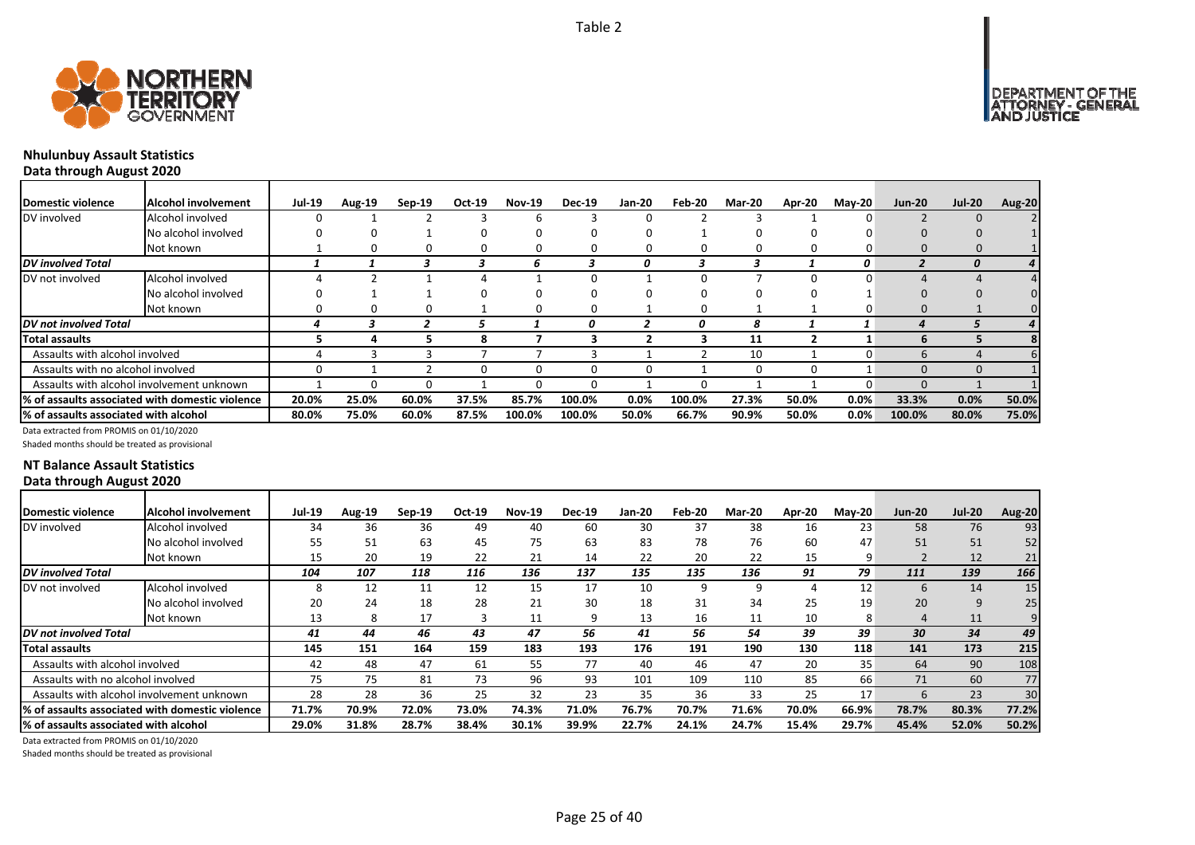Table 2

## Nhulunbuy Assault Statistics

### Data through August 2020

| Domestic violence | Alcohol involvement | Jul-19 | Aug-19 | Sep-19 | Oct-19 | Nov-19 | Dec-19 | Jan-20 | Feb-20 | Mar-20 | Apr-20 | May-20 | Jun-20 | Jul-20 | Aug-20 |
|---|---|---|---|---|---|---|---|---|---|---|---|---|---|---|---|
| DV involved | Alcohol involved | 0 | 1 | 2 | 3 | 6 | 3 | 0 | 2 | 3 | 1 | 0 | 2 | 0 | 2 |
| | No alcohol involved | 0 | 0 | 1 | 0 | 0 | 0 | 0 | 1 | 0 | 0 | 0 | 0 | 0 | 1 |
| | Not known | 1 | 0 | 0 | 0 | 0 | 0 | 0 | 0 | 0 | 0 | 0 | 0 | 0 | 1 |
| *DV involved Total* | | *1* | *1* | *3* | *3* | *6* | *3* | *0* | *3* | *3* | *1* | *0* | *2* | *0* | *4* |
| DV not involved | Alcohol involved | 4 | 2 | 1 | 4 | 1 | 0 | 1 | 0 | 7 | 0 | 0 | 4 | 4 | 4 |
| | No alcohol involved | 0 | 1 | 1 | 0 | 0 | 0 | 0 | 0 | 0 | 0 | 1 | 0 | 0 | 0 |
| | Not known | 0 | 0 | 0 | 1 | 0 | 0 | 1 | 0 | 1 | 1 | 0 | 0 | 1 | 0 |
| *DV not involved Total* | | *4* | *3* | *2* | *5* | *1* | *0* | *2* | *0* | *8* | *1* | *1* | *4* | *5* | *4* |
| **Total assaults** | | **5** | **4** | **5** | **8** | **7** | **3** | **2** | **3** | **11** | **2** | **1** | **6** | **5** | **8** |
| Assaults with alcohol involved | | 4 | 3 | 3 | 7 | 7 | 3 | 1 | 2 | 10 | 1 | 0 | 6 | 4 | 6 |
| Assaults with no alcohol involved | | 0 | 1 | 2 | 0 | 0 | 0 | 0 | 1 | 0 | 0 | 1 | 0 | 0 | 1 |
| Assaults with alcohol involvement unknown | | 1 | 0 | 0 | 1 | 0 | 0 | 1 | 0 | 1 | 1 | 0 | 0 | 1 | 1 |
| **% of assaults associated with domestic violence** | | **20.0%** | **25.0%** | **60.0%** | **37.5%** | **85.7%** | **100.0%** | **0.0%** | **100.0%** | **27.3%** | **50.0%** | **0.0%** | **33.3%** | **0.0%** | **50.0%** |
| **% of assaults associated with alcohol** | | **80.0%** | **75.0%** | **60.0%** | **87.5%** | **100.0%** | **100.0%** | **50.0%** | **66.7%** | **90.9%** | **50.0%** | **0.0%** | **100.0%** | **80.0%** | **75.0%** |

Data extracted from PROMIS on 01/10/2020

Shaded months should be treated as provisional

## NT Balance Assault Statistics

### Data through August 2020

| Domestic violence | Alcohol involvement | Jul-19 | Aug-19 | Sep-19 | Oct-19 | Nov-19 | Dec-19 | Jan-20 | Feb-20 | Mar-20 | Apr-20 | May-20 | Jun-20 | Jul-20 | Aug-20 |
|---|---|---|---|---|---|---|---|---|---|---|---|---|---|---|---|
| DV involved | Alcohol involved | 34 | 36 | 36 | 49 | 40 | 60 | 30 | 37 | 38 | 16 | 23 | 58 | 76 | 93 |
| | No alcohol involved | 55 | 51 | 63 | 45 | 75 | 63 | 83 | 78 | 76 | 60 | 47 | 51 | 51 | 52 |
| | Not known | 15 | 20 | 19 | 22 | 21 | 14 | 22 | 20 | 22 | 15 | 9 | 2 | 12 | 21 |
| *DV involved Total* | | *104* | *107* | *118* | *116* | *136* | *137* | *135* | *135* | *136* | *91* | *79* | *111* | *139* | *166* |
| DV not involved | Alcohol involved | 8 | 12 | 11 | 12 | 15 | 17 | 10 | 9 | 9 | 4 | 12 | 6 | 14 | 15 |
| | No alcohol involved | 20 | 24 | 18 | 28 | 21 | 30 | 18 | 31 | 34 | 25 | 19 | 20 | 9 | 25 |
| | Not known | 13 | 8 | 17 | 3 | 11 | 9 | 13 | 16 | 11 | 10 | 8 | 4 | 11 | 9 |
| *DV not involved Total* | | *41* | *44* | *46* | *43* | *47* | *56* | *41* | *56* | *54* | *39* | *39* | *30* | *34* | *49* |
| **Total assaults** | | **145** | **151** | **164** | **159** | **183** | **193** | **176** | **191** | **190** | **130** | **118** | **141** | **173** | **215** |
| Assaults with alcohol involved | | 42 | 48 | 47 | 61 | 55 | 77 | 40 | 46 | 47 | 20 | 35 | 64 | 90 | 108 |
| Assaults with no alcohol involved | | 75 | 75 | 81 | 73 | 96 | 93 | 101 | 109 | 110 | 85 | 66 | 71 | 60 | 77 |
| Assaults with alcohol involvement unknown | | 28 | 28 | 36 | 25 | 32 | 23 | 35 | 36 | 33 | 25 | 17 | 6 | 23 | 30 |
| **% of assaults associated with domestic violence** | | **71.7%** | **70.9%** | **72.0%** | **73.0%** | **74.3%** | **71.0%** | **76.7%** | **70.7%** | **71.6%** | **70.0%** | **66.9%** | **78.7%** | **80.3%** | **77.2%** |
| **% of assaults associated with alcohol** | | **29.0%** | **31.8%** | **28.7%** | **38.4%** | **30.1%** | **39.9%** | **22.7%** | **24.1%** | **24.7%** | **15.4%** | **29.7%** | **45.4%** | **52.0%** | **50.2%** |

Data extracted from PROMIS on 01/10/2020

Shaded months should be treated as provisional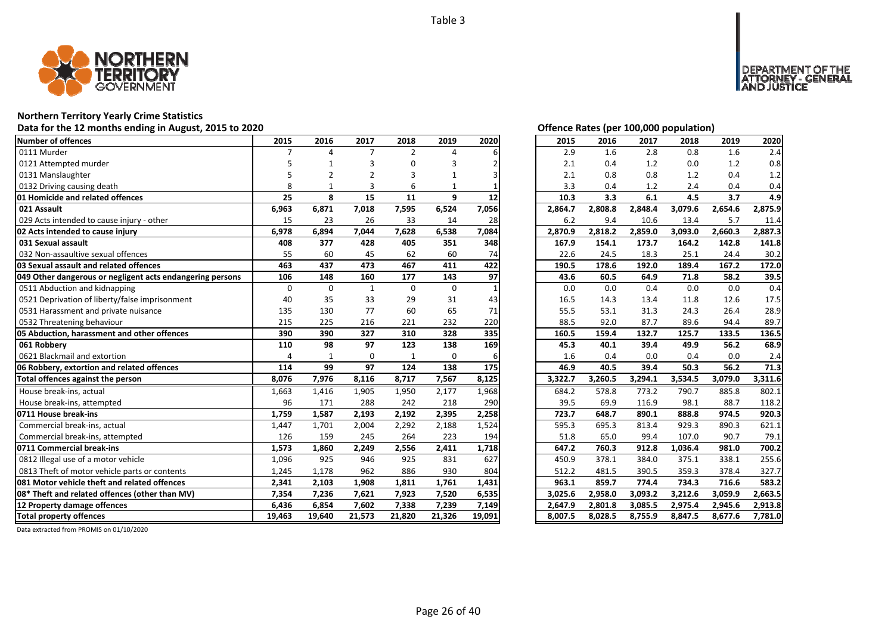Table 3

**Northern Territory Yearly Crime Statistics**

**Data for the 12 months ending in August, 2015 to 2020**

**Offence Rates (per 100,000 population)**

| Number of offences | 2015 | 2016 | 2017 | 2018 | 2019 | 2020 | 2015 | 2016 | 2017 | 2018 | 2019 | 2020 |
|---|---|---|---|---|---|---|---|---|---|---|---|---|
| 0111 Murder | 7 | 4 | 7 | 2 | 4 | 6 | 2.9 | 1.6 | 2.8 | 0.8 | 1.6 | 2.4 |
| 0121 Attempted murder | 5 | 1 | 3 | 0 | 3 | 2 | 2.1 | 0.4 | 1.2 | 0.0 | 1.2 | 0.8 |
| 0131 Manslaughter | 5 | 2 | 2 | 3 | 1 | 3 | 2.1 | 0.8 | 0.8 | 1.2 | 0.4 | 1.2 |
| 0132 Driving causing death | 8 | 1 | 3 | 6 | 1 | 1 | 3.3 | 0.4 | 1.2 | 2.4 | 0.4 | 0.4 |
| **01 Homicide and related offences** | **25** | **8** | **15** | **11** | **9** | **12** | **10.3** | **3.3** | **6.1** | **4.5** | **3.7** | **4.9** |
| **021 Assault** | **6,963** | **6,871** | **7,018** | **7,595** | **6,524** | **7,056** | **2,864.7** | **2,808.8** | **2,848.4** | **3,079.6** | **2,654.6** | **2,875.9** |
| 029 Acts intended to cause injury - other | 15 | 23 | 26 | 33 | 14 | 28 | 6.2 | 9.4 | 10.6 | 13.4 | 5.7 | 11.4 |
| **02 Acts intended to cause injury** | **6,978** | **6,894** | **7,044** | **7,628** | **6,538** | **7,084** | **2,870.9** | **2,818.2** | **2,859.0** | **3,093.0** | **2,660.3** | **2,887.3** |
| **031 Sexual assault** | **408** | **377** | **428** | **405** | **351** | **348** | **167.9** | **154.1** | **173.7** | **164.2** | **142.8** | **141.8** |
| 032 Non-assaultive sexual offences | 55 | 60 | 45 | 62 | 60 | 74 | 22.6 | 24.5 | 18.3 | 25.1 | 24.4 | 30.2 |
| **03 Sexual assault and related offences** | **463** | **437** | **473** | **467** | **411** | **422** | **190.5** | **178.6** | **192.0** | **189.4** | **167.2** | **172.0** |
| **049 Other dangerous or negligent acts endangering persons** | **106** | **148** | **160** | **177** | **143** | **97** | **43.6** | **60.5** | **64.9** | **71.8** | **58.2** | **39.5** |
| 0511 Abduction and kidnapping | 0 | 0 | 1 | 0 | 0 | 1 | 0.0 | 0.0 | 0.4 | 0.0 | 0.0 | 0.4 |
| 0521 Deprivation of liberty/false imprisonment | 40 | 35 | 33 | 29 | 31 | 43 | 16.5 | 14.3 | 13.4 | 11.8 | 12.6 | 17.5 |
| 0531 Harassment and private nuisance | 135 | 130 | 77 | 60 | 65 | 71 | 55.5 | 53.1 | 31.3 | 24.3 | 26.4 | 28.9 |
| 0532 Threatening behaviour | 215 | 225 | 216 | 221 | 232 | 220 | 88.5 | 92.0 | 87.7 | 89.6 | 94.4 | 89.7 |
| **05 Abduction, harassment and other offences** | **390** | **390** | **327** | **310** | **328** | **335** | **160.5** | **159.4** | **132.7** | **125.7** | **133.5** | **136.5** |
| **061 Robbery** | **110** | **98** | **97** | **123** | **138** | **169** | **45.3** | **40.1** | **39.4** | **49.9** | **56.2** | **68.9** |
| 0621 Blackmail and extortion | 4 | 1 | 0 | 1 | 0 | 6 | 1.6 | 0.4 | 0.0 | 0.4 | 0.0 | 2.4 |
| **06 Robbery, extortion and related offences** | **114** | **99** | **97** | **124** | **138** | **175** | **46.9** | **40.5** | **39.4** | **50.3** | **56.2** | **71.3** |
| **Total offences against the person** | **8,076** | **7,976** | **8,116** | **8,717** | **7,567** | **8,125** | **3,322.7** | **3,260.5** | **3,294.1** | **3,534.5** | **3,079.0** | **3,311.6** |
| House break-ins, actual | 1,663 | 1,416 | 1,905 | 1,950 | 2,177 | 1,968 | 684.2 | 578.8 | 773.2 | 790.7 | 885.8 | 802.1 |
| House break-ins, attempted | 96 | 171 | 288 | 242 | 218 | 290 | 39.5 | 69.9 | 116.9 | 98.1 | 88.7 | 118.2 |
| **0711 House break-ins** | **1,759** | **1,587** | **2,193** | **2,192** | **2,395** | **2,258** | **723.7** | **648.7** | **890.1** | **888.8** | **974.5** | **920.3** |
| Commercial break-ins, actual | 1,447 | 1,701 | 2,004 | 2,292 | 2,188 | 1,524 | 595.3 | 695.3 | 813.4 | 929.3 | 890.3 | 621.1 |
| Commercial break-ins, attempted | 126 | 159 | 245 | 264 | 223 | 194 | 51.8 | 65.0 | 99.4 | 107.0 | 90.7 | 79.1 |
| **0711 Commercial break-ins** | **1,573** | **1,860** | **2,249** | **2,556** | **2,411** | **1,718** | **647.2** | **760.3** | **912.8** | **1,036.4** | **981.0** | **700.2** |
| 0812 Illegal use of a motor vehicle | 1,096 | 925 | 946 | 925 | 831 | 627 | 450.9 | 378.1 | 384.0 | 375.1 | 338.1 | 255.6 |
| 0813 Theft of motor vehicle parts or contents | 1,245 | 1,178 | 962 | 886 | 930 | 804 | 512.2 | 481.5 | 390.5 | 359.3 | 378.4 | 327.7 |
| **081 Motor vehicle theft and related offences** | **2,341** | **2,103** | **1,908** | **1,811** | **1,761** | **1,431** | **963.1** | **859.7** | **774.4** | **734.3** | **716.6** | **583.2** |
| **08* Theft and related offences (other than MV)** | **7,354** | **7,236** | **7,621** | **7,923** | **7,520** | **6,535** | **3,025.6** | **2,958.0** | **3,093.2** | **3,212.6** | **3,059.9** | **2,663.5** |
| **12 Property damage offences** | **6,436** | **6,854** | **7,602** | **7,338** | **7,239** | **7,149** | **2,647.9** | **2,801.8** | **3,085.5** | **2,975.4** | **2,945.6** | **2,913.8** |
| **Total property offences** | **19,463** | **19,640** | **21,573** | **21,820** | **21,326** | **19,091** | **8,007.5** | **8,028.5** | **8,755.9** | **8,847.5** | **8,677.6** | **7,781.0** |

Data extracted from PROMIS on 01/10/2020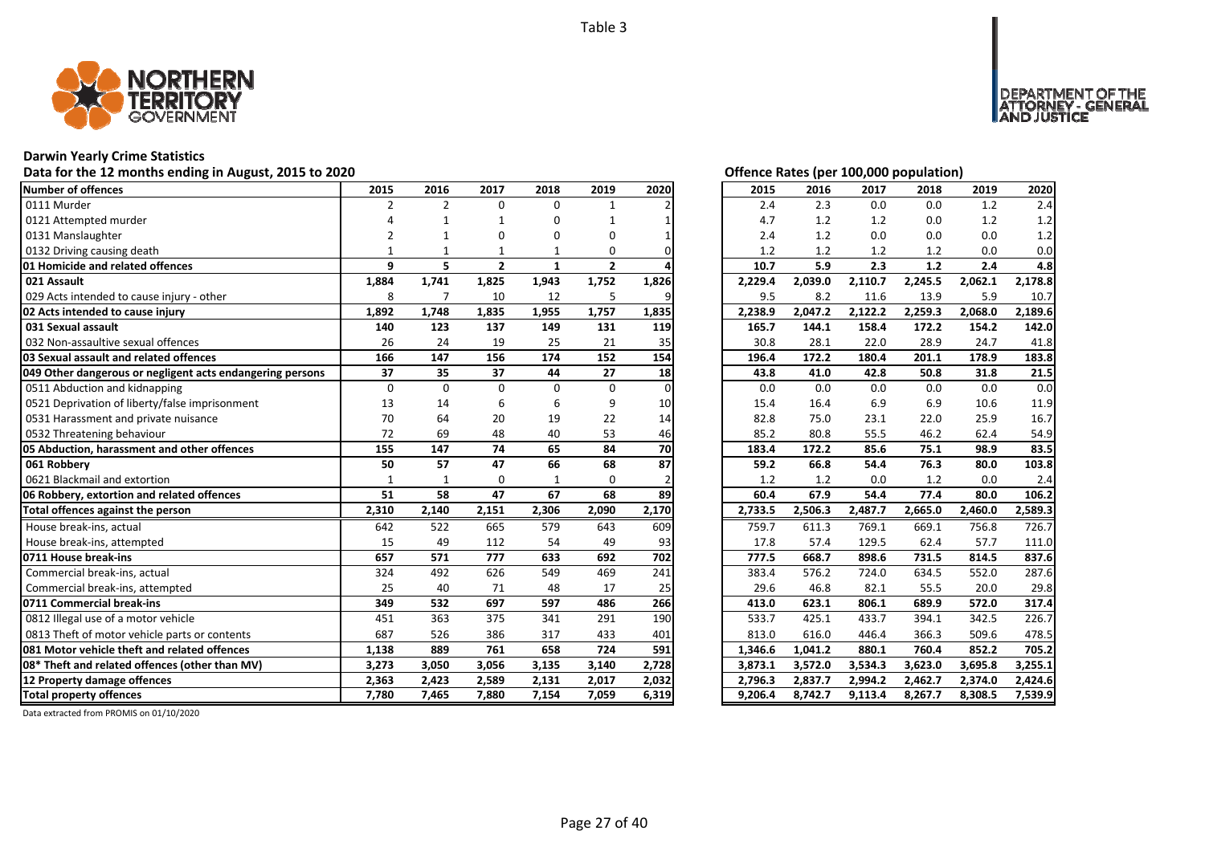Table 3

# Darwin Yearly Crime Statistics

## Data for the 12 months ending in August, 2015 to 2020

Offence Rates (per 100,000 population)

| Number of offences | 2015 | 2016 | 2017 | 2018 | 2019 | 2020 | 2015 | 2016 | 2017 | 2018 | 2019 | 2020 |
|---|---|---|---|---|---|---|---|---|---|---|---|---|
| 0111 Murder | 2 | 2 | 0 | 0 | 1 | 2 | 2.4 | 2.3 | 0.0 | 0.0 | 1.2 | 2.4 |
| 0121 Attempted murder | 4 | 1 | 1 | 0 | 1 | 1 | 4.7 | 1.2 | 1.2 | 0.0 | 1.2 | 1.2 |
| 0131 Manslaughter | 2 | 1 | 0 | 0 | 0 | 1 | 2.4 | 1.2 | 0.0 | 0.0 | 0.0 | 1.2 |
| 0132 Driving causing death | 1 | 1 | 1 | 1 | 0 | 0 | 1.2 | 1.2 | 1.2 | 1.2 | 0.0 | 0.0 |
| **01 Homicide and related offences** | **9** | **5** | **2** | **1** | **2** | **4** | **10.7** | **5.9** | **2.3** | **1.2** | **2.4** | **4.8** |
| **021 Assault** | **1,884** | **1,741** | **1,825** | **1,943** | **1,752** | **1,826** | **2,229.4** | **2,039.0** | **2,110.7** | **2,245.5** | **2,062.1** | **2,178.8** |
| 029 Acts intended to cause injury - other | 8 | 7 | 10 | 12 | 5 | 9 | 9.5 | 8.2 | 11.6 | 13.9 | 5.9 | 10.7 |
| **02 Acts intended to cause injury** | **1,892** | **1,748** | **1,835** | **1,955** | **1,757** | **1,835** | **2,238.9** | **2,047.2** | **2,122.2** | **2,259.3** | **2,068.0** | **2,189.6** |
| **031 Sexual assault** | **140** | **123** | **137** | **149** | **131** | **119** | **165.7** | **144.1** | **158.4** | **172.2** | **154.2** | **142.0** |
| 032 Non-assaultive sexual offences | 26 | 24 | 19 | 25 | 21 | 35 | 30.8 | 28.1 | 22.0 | 28.9 | 24.7 | 41.8 |
| **03 Sexual assault and related offences** | **166** | **147** | **156** | **174** | **152** | **154** | **196.4** | **172.2** | **180.4** | **201.1** | **178.9** | **183.8** |
| **049 Other dangerous or negligent acts endangering persons** | **37** | **35** | **37** | **44** | **27** | **18** | **43.8** | **41.0** | **42.8** | **50.8** | **31.8** | **21.5** |
| 0511 Abduction and kidnapping | 0 | 0 | 0 | 0 | 0 | 0 | 0.0 | 0.0 | 0.0 | 0.0 | 0.0 | 0.0 |
| 0521 Deprivation of liberty/false imprisonment | 13 | 14 | 6 | 6 | 9 | 10 | 15.4 | 16.4 | 6.9 | 6.9 | 10.6 | 11.9 |
| 0531 Harassment and private nuisance | 70 | 64 | 20 | 19 | 22 | 14 | 82.8 | 75.0 | 23.1 | 22.0 | 25.9 | 16.7 |
| 0532 Threatening behaviour | 72 | 69 | 48 | 40 | 53 | 46 | 85.2 | 80.8 | 55.5 | 46.2 | 62.4 | 54.9 |
| **05 Abduction, harassment and other offences** | **155** | **147** | **74** | **65** | **84** | **70** | **183.4** | **172.2** | **85.6** | **75.1** | **98.9** | **83.5** |
| **061 Robbery** | **50** | **57** | **47** | **66** | **68** | **87** | **59.2** | **66.8** | **54.4** | **76.3** | **80.0** | **103.8** |
| 0621 Blackmail and extortion | 1 | 1 | 0 | 1 | 0 | 2 | 1.2 | 1.2 | 0.0 | 1.2 | 0.0 | 2.4 |
| **06 Robbery, extortion and related offences** | **51** | **58** | **47** | **67** | **68** | **89** | **60.4** | **67.9** | **54.4** | **77.4** | **80.0** | **106.2** |
| **Total offences against the person** | **2,310** | **2,140** | **2,151** | **2,306** | **2,090** | **2,170** | **2,733.5** | **2,506.3** | **2,487.7** | **2,665.0** | **2,460.0** | **2,589.3** |
| House break-ins, actual | 642 | 522 | 665 | 579 | 643 | 609 | 759.7 | 611.3 | 769.1 | 669.1 | 756.8 | 726.7 |
| House break-ins, attempted | 15 | 49 | 112 | 54 | 49 | 93 | 17.8 | 57.4 | 129.5 | 62.4 | 57.7 | 111.0 |
| **0711 House break-ins** | **657** | **571** | **777** | **633** | **692** | **702** | **777.5** | **668.7** | **898.6** | **731.5** | **814.5** | **837.6** |
| Commercial break-ins, actual | 324 | 492 | 626 | 549 | 469 | 241 | 383.4 | 576.2 | 724.0 | 634.5 | 552.0 | 287.6 |
| Commercial break-ins, attempted | 25 | 40 | 71 | 48 | 17 | 25 | 29.6 | 46.8 | 82.1 | 55.5 | 20.0 | 29.8 |
| **0711 Commercial break-ins** | **349** | **532** | **697** | **597** | **486** | **266** | **413.0** | **623.1** | **806.1** | **689.9** | **572.0** | **317.4** |
| 0812 Illegal use of a motor vehicle | 451 | 363 | 375 | 341 | 291 | 190 | 533.7 | 425.1 | 433.7 | 394.1 | 342.5 | 226.7 |
| 0813 Theft of motor vehicle parts or contents | 687 | 526 | 386 | 317 | 433 | 401 | 813.0 | 616.0 | 446.4 | 366.3 | 509.6 | 478.5 |
| **081 Motor vehicle theft and related offences** | **1,138** | **889** | **761** | **658** | **724** | **591** | **1,346.6** | **1,041.2** | **880.1** | **760.4** | **852.2** | **705.2** |
| **08* Theft and related offences (other than MV)** | **3,273** | **3,050** | **3,056** | **3,135** | **3,140** | **2,728** | **3,873.1** | **3,572.0** | **3,534.3** | **3,623.0** | **3,695.8** | **3,255.1** |
| **12 Property damage offences** | **2,363** | **2,423** | **2,589** | **2,131** | **2,017** | **2,032** | **2,796.3** | **2,837.7** | **2,994.2** | **2,462.7** | **2,374.0** | **2,424.6** |
| **Total property offences** | **7,780** | **7,465** | **7,880** | **7,154** | **7,059** | **6,319** | **9,206.4** | **8,742.7** | **9,113.4** | **8,267.7** | **8,308.5** | **7,539.9** |

Data extracted from PROMIS on 01/10/2020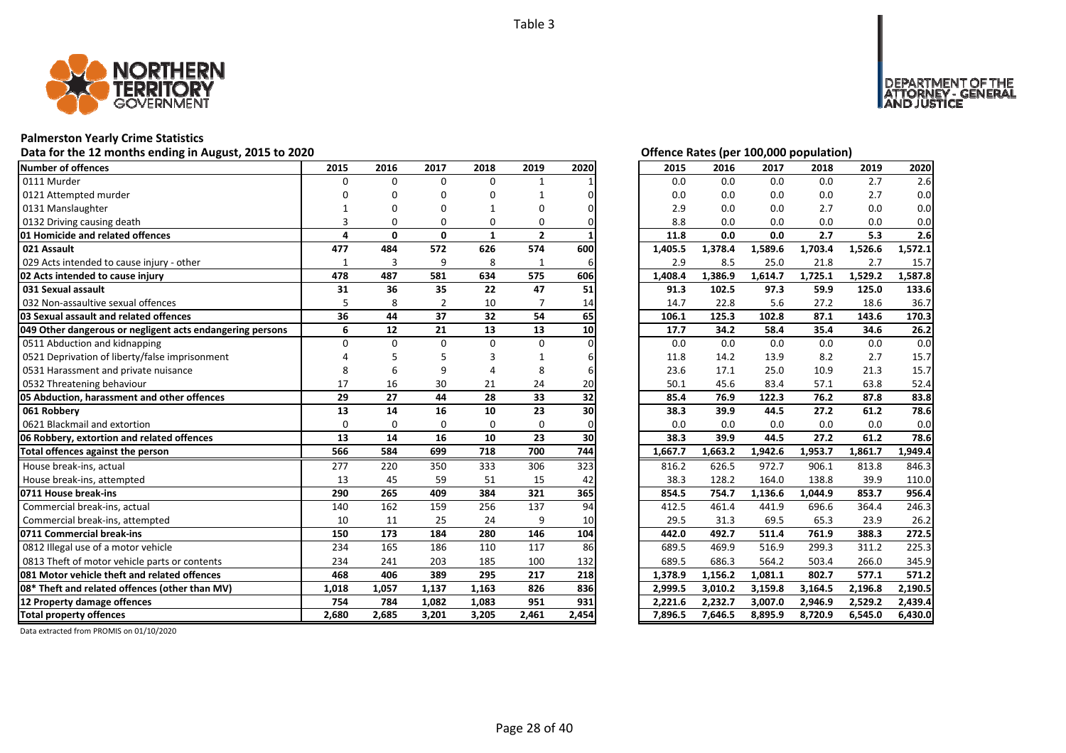Table 3

## Palmerston Yearly Crime Statistics

**Data for the 12 months ending in August, 2015 to 2020**

**Offence Rates (per 100,000 population)**

| Number of offences | 2015 | 2016 | 2017 | 2018 | 2019 | 2020 | 2015 | 2016 | 2017 | 2018 | 2019 | 2020 |
|---|---|---|---|---|---|---|---|---|---|---|---|---|
| 0111 Murder | 0 | 0 | 0 | 0 | 1 | 1 | 0.0 | 0.0 | 0.0 | 0.0 | 2.7 | 2.6 |
| 0121 Attempted murder | 0 | 0 | 0 | 0 | 1 | 0 | 0.0 | 0.0 | 0.0 | 0.0 | 2.7 | 0.0 |
| 0131 Manslaughter | 1 | 0 | 0 | 1 | 0 | 0 | 2.9 | 0.0 | 0.0 | 2.7 | 0.0 | 0.0 |
| 0132 Driving causing death | 3 | 0 | 0 | 0 | 0 | 0 | 8.8 | 0.0 | 0.0 | 0.0 | 0.0 | 0.0 |
| **01 Homicide and related offences** | **4** | **0** | **0** | **1** | **2** | **1** | **11.8** | **0.0** | **0.0** | **2.7** | **5.3** | **2.6** |
| **021 Assault** | **477** | **484** | **572** | **626** | **574** | **600** | **1,405.5** | **1,378.4** | **1,589.6** | **1,703.4** | **1,526.6** | **1,572.1** |
| 029 Acts intended to cause injury - other | 1 | 3 | 9 | 8 | 1 | 6 | 2.9 | 8.5 | 25.0 | 21.8 | 2.7 | 15.7 |
| **02 Acts intended to cause injury** | **478** | **487** | **581** | **634** | **575** | **606** | **1,408.4** | **1,386.9** | **1,614.7** | **1,725.1** | **1,529.2** | **1,587.8** |
| **031 Sexual assault** | **31** | **36** | **35** | **22** | **47** | **51** | **91.3** | **102.5** | **97.3** | **59.9** | **125.0** | **133.6** |
| 032 Non-assaultive sexual offences | 5 | 8 | 2 | 10 | 7 | 14 | 14.7 | 22.8 | 5.6 | 27.2 | 18.6 | 36.7 |
| **03 Sexual assault and related offences** | **36** | **44** | **37** | **32** | **54** | **65** | **106.1** | **125.3** | **102.8** | **87.1** | **143.6** | **170.3** |
| **049 Other dangerous or negligent acts endangering persons** | **6** | **12** | **21** | **13** | **13** | **10** | **17.7** | **34.2** | **58.4** | **35.4** | **34.6** | **26.2** |
| 0511 Abduction and kidnapping | 0 | 0 | 0 | 0 | 0 | 0 | 0.0 | 0.0 | 0.0 | 0.0 | 0.0 | 0.0 |
| 0521 Deprivation of liberty/false imprisonment | 4 | 5 | 5 | 3 | 1 | 6 | 11.8 | 14.2 | 13.9 | 8.2 | 2.7 | 15.7 |
| 0531 Harassment and private nuisance | 8 | 6 | 9 | 4 | 8 | 6 | 23.6 | 17.1 | 25.0 | 10.9 | 21.3 | 15.7 |
| 0532 Threatening behaviour | 17 | 16 | 30 | 21 | 24 | 20 | 50.1 | 45.6 | 83.4 | 57.1 | 63.8 | 52.4 |
| **05 Abduction, harassment and other offences** | **29** | **27** | **44** | **28** | **33** | **32** | **85.4** | **76.9** | **122.3** | **76.2** | **87.8** | **83.8** |
| **061 Robbery** | **13** | **14** | **16** | **10** | **23** | **30** | **38.3** | **39.9** | **44.5** | **27.2** | **61.2** | **78.6** |
| 0621 Blackmail and extortion | 0 | 0 | 0 | 0 | 0 | 0 | 0.0 | 0.0 | 0.0 | 0.0 | 0.0 | 0.0 |
| **06 Robbery, extortion and related offences** | **13** | **14** | **16** | **10** | **23** | **30** | **38.3** | **39.9** | **44.5** | **27.2** | **61.2** | **78.6** |
| **Total offences against the person** | **566** | **584** | **699** | **718** | **700** | **744** | **1,667.7** | **1,663.2** | **1,942.6** | **1,953.7** | **1,861.7** | **1,949.4** |
| House break-ins, actual | 277 | 220 | 350 | 333 | 306 | 323 | 816.2 | 626.5 | 972.7 | 906.1 | 813.8 | 846.3 |
| House break-ins, attempted | 13 | 45 | 59 | 51 | 15 | 42 | 38.3 | 128.2 | 164.0 | 138.8 | 39.9 | 110.0 |
| **0711 House break-ins** | **290** | **265** | **409** | **384** | **321** | **365** | **854.5** | **754.7** | **1,136.6** | **1,044.9** | **853.7** | **956.4** |
| Commercial break-ins, actual | 140 | 162 | 159 | 256 | 137 | 94 | 412.5 | 461.4 | 441.9 | 696.6 | 364.4 | 246.3 |
| Commercial break-ins, attempted | 10 | 11 | 25 | 24 | 9 | 10 | 29.5 | 31.3 | 69.5 | 65.3 | 23.9 | 26.2 |
| **0711 Commercial break-ins** | **150** | **173** | **184** | **280** | **146** | **104** | **442.0** | **492.7** | **511.4** | **761.9** | **388.3** | **272.5** |
| 0812 Illegal use of a motor vehicle | 234 | 165 | 186 | 110 | 117 | 86 | 689.5 | 469.9 | 516.9 | 299.3 | 311.2 | 225.3 |
| 0813 Theft of motor vehicle parts or contents | 234 | 241 | 203 | 185 | 100 | 132 | 689.5 | 686.3 | 564.2 | 503.4 | 266.0 | 345.9 |
| **081 Motor vehicle theft and related offences** | **468** | **406** | **389** | **295** | **217** | **218** | **1,378.9** | **1,156.2** | **1,081.1** | **802.7** | **577.1** | **571.2** |
| **08* Theft and related offences (other than MV)** | **1,018** | **1,057** | **1,137** | **1,163** | **826** | **836** | **2,999.5** | **3,010.2** | **3,159.8** | **3,164.5** | **2,196.8** | **2,190.5** |
| **12 Property damage offences** | **754** | **784** | **1,082** | **1,083** | **951** | **931** | **2,221.6** | **2,232.7** | **3,007.0** | **2,946.9** | **2,529.2** | **2,439.4** |
| **Total property offences** | **2,680** | **2,685** | **3,201** | **3,205** | **2,461** | **2,454** | **7,896.5** | **7,646.5** | **8,895.9** | **8,720.9** | **6,545.0** | **6,430.0** |

Data extracted from PROMIS on 01/10/2020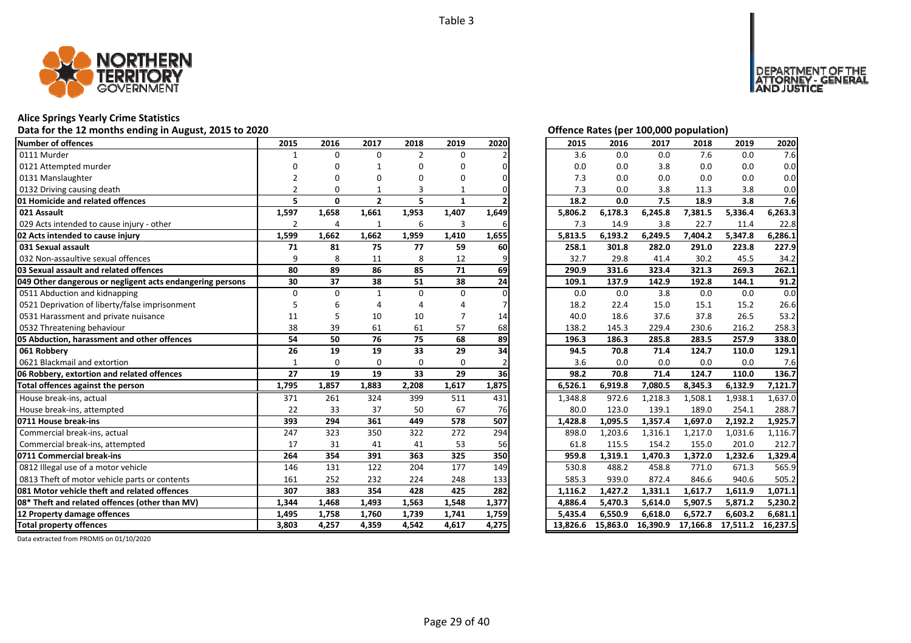Table 3

**Alice Springs Yearly Crime Statistics**

**Data for the 12 months ending in August, 2015 to 2020**

**Offence Rates (per 100,000 population)**

| Number of offences | 2015 | 2016 | 2017 | 2018 | 2019 | 2020 | 2015 | 2016 | 2017 | 2018 | 2019 | 2020 |
|---|---|---|---|---|---|---|---|---|---|---|---|---|
| 0111 Murder | 1 | 0 | 0 | 2 | 0 | 2 | 3.6 | 0.0 | 0.0 | 7.6 | 0.0 | 7.6 |
| 0121 Attempted murder | 0 | 0 | 1 | 0 | 0 | 0 | 0.0 | 0.0 | 3.8 | 0.0 | 0.0 | 0.0 |
| 0131 Manslaughter | 2 | 0 | 0 | 0 | 0 | 0 | 7.3 | 0.0 | 0.0 | 0.0 | 0.0 | 0.0 |
| 0132 Driving causing death | 2 | 0 | 1 | 3 | 1 | 0 | 7.3 | 0.0 | 3.8 | 11.3 | 3.8 | 0.0 |
| **01 Homicide and related offences** | **5** | **0** | **2** | **5** | **1** | **2** | **18.2** | **0.0** | **7.5** | **18.9** | **3.8** | **7.6** |
| **021 Assault** | **1,597** | **1,658** | **1,661** | **1,953** | **1,407** | **1,649** | **5,806.2** | **6,178.3** | **6,245.8** | **7,381.5** | **5,336.4** | **6,263.3** |
| 029 Acts intended to cause injury - other | 2 | 4 | 1 | 6 | 3 | 6 | 7.3 | 14.9 | 3.8 | 22.7 | 11.4 | 22.8 |
| **02 Acts intended to cause injury** | **1,599** | **1,662** | **1,662** | **1,959** | **1,410** | **1,655** | **5,813.5** | **6,193.2** | **6,249.5** | **7,404.2** | **5,347.8** | **6,286.1** |
| **031 Sexual assault** | **71** | **81** | **75** | **77** | **59** | **60** | **258.1** | **301.8** | **282.0** | **291.0** | **223.8** | **227.9** |
| 032 Non-assaultive sexual offences | 9 | 8 | 11 | 8 | 12 | 9 | 32.7 | 29.8 | 41.4 | 30.2 | 45.5 | 34.2 |
| **03 Sexual assault and related offences** | **80** | **89** | **86** | **85** | **71** | **69** | **290.9** | **331.6** | **323.4** | **321.3** | **269.3** | **262.1** |
| **049 Other dangerous or negligent acts endangering persons** | **30** | **37** | **38** | **51** | **38** | **24** | **109.1** | **137.9** | **142.9** | **192.8** | **144.1** | **91.2** |
| 0511 Abduction and kidnapping | 0 | 0 | 1 | 0 | 0 | 0 | 0.0 | 0.0 | 3.8 | 0.0 | 0.0 | 0.0 |
| 0521 Deprivation of liberty/false imprisonment | 5 | 6 | 4 | 4 | 4 | 7 | 18.2 | 22.4 | 15.0 | 15.1 | 15.2 | 26.6 |
| 0531 Harassment and private nuisance | 11 | 5 | 10 | 10 | 7 | 14 | 40.0 | 18.6 | 37.6 | 37.8 | 26.5 | 53.2 |
| 0532 Threatening behaviour | 38 | 39 | 61 | 61 | 57 | 68 | 138.2 | 145.3 | 229.4 | 230.6 | 216.2 | 258.3 |
| **05 Abduction, harassment and other offences** | **54** | **50** | **76** | **75** | **68** | **89** | **196.3** | **186.3** | **285.8** | **283.5** | **257.9** | **338.0** |
| **061 Robbery** | **26** | **19** | **19** | **33** | **29** | **34** | **94.5** | **70.8** | **71.4** | **124.7** | **110.0** | **129.1** |
| 0621 Blackmail and extortion | 1 | 0 | 0 | 0 | 0 | 2 | 3.6 | 0.0 | 0.0 | 0.0 | 0.0 | 7.6 |
| **06 Robbery, extortion and related offences** | **27** | **19** | **19** | **33** | **29** | **36** | **98.2** | **70.8** | **71.4** | **124.7** | **110.0** | **136.7** |
| **Total offences against the person** | **1,795** | **1,857** | **1,883** | **2,208** | **1,617** | **1,875** | **6,526.1** | **6,919.8** | **7,080.5** | **8,345.3** | **6,132.9** | **7,121.7** |
| House break-ins, actual | 371 | 261 | 324 | 399 | 511 | 431 | 1,348.8 | 972.6 | 1,218.3 | 1,508.1 | 1,938.1 | 1,637.0 |
| House break-ins, attempted | 22 | 33 | 37 | 50 | 67 | 76 | 80.0 | 123.0 | 139.1 | 189.0 | 254.1 | 288.7 |
| **0711 House break-ins** | **393** | **294** | **361** | **449** | **578** | **507** | **1,428.8** | **1,095.5** | **1,357.4** | **1,697.0** | **2,192.2** | **1,925.7** |
| Commercial break-ins, actual | 247 | 323 | 350 | 322 | 272 | 294 | 898.0 | 1,203.6 | 1,316.1 | 1,217.0 | 1,031.6 | 1,116.7 |
| Commercial break-ins, attempted | 17 | 31 | 41 | 41 | 53 | 56 | 61.8 | 115.5 | 154.2 | 155.0 | 201.0 | 212.7 |
| **0711 Commercial break-ins** | **264** | **354** | **391** | **363** | **325** | **350** | **959.8** | **1,319.1** | **1,470.3** | **1,372.0** | **1,232.6** | **1,329.4** |
| 0812 Illegal use of a motor vehicle | 146 | 131 | 122 | 204 | 177 | 149 | 530.8 | 488.2 | 458.8 | 771.0 | 671.3 | 565.9 |
| 0813 Theft of motor vehicle parts or contents | 161 | 252 | 232 | 224 | 248 | 133 | 585.3 | 939.0 | 872.4 | 846.6 | 940.6 | 505.2 |
| **081 Motor vehicle theft and related offences** | **307** | **383** | **354** | **428** | **425** | **282** | **1,116.2** | **1,427.2** | **1,331.1** | **1,617.7** | **1,611.9** | **1,071.1** |
| **08* Theft and related offences (other than MV)** | **1,344** | **1,468** | **1,493** | **1,563** | **1,548** | **1,377** | **4,886.4** | **5,470.3** | **5,614.0** | **5,907.5** | **5,871.2** | **5,230.2** |
| **12 Property damage offences** | **1,495** | **1,758** | **1,760** | **1,739** | **1,741** | **1,759** | **5,435.4** | **6,550.9** | **6,618.0** | **6,572.7** | **6,603.2** | **6,681.1** |
| **Total property offences** | **3,803** | **4,257** | **4,359** | **4,542** | **4,617** | **4,275** | **13,826.6** | **15,863.0** | **16,390.9** | **17,166.8** | **17,511.2** | **16,237.5** |

Data extracted from PROMIS on 01/10/2020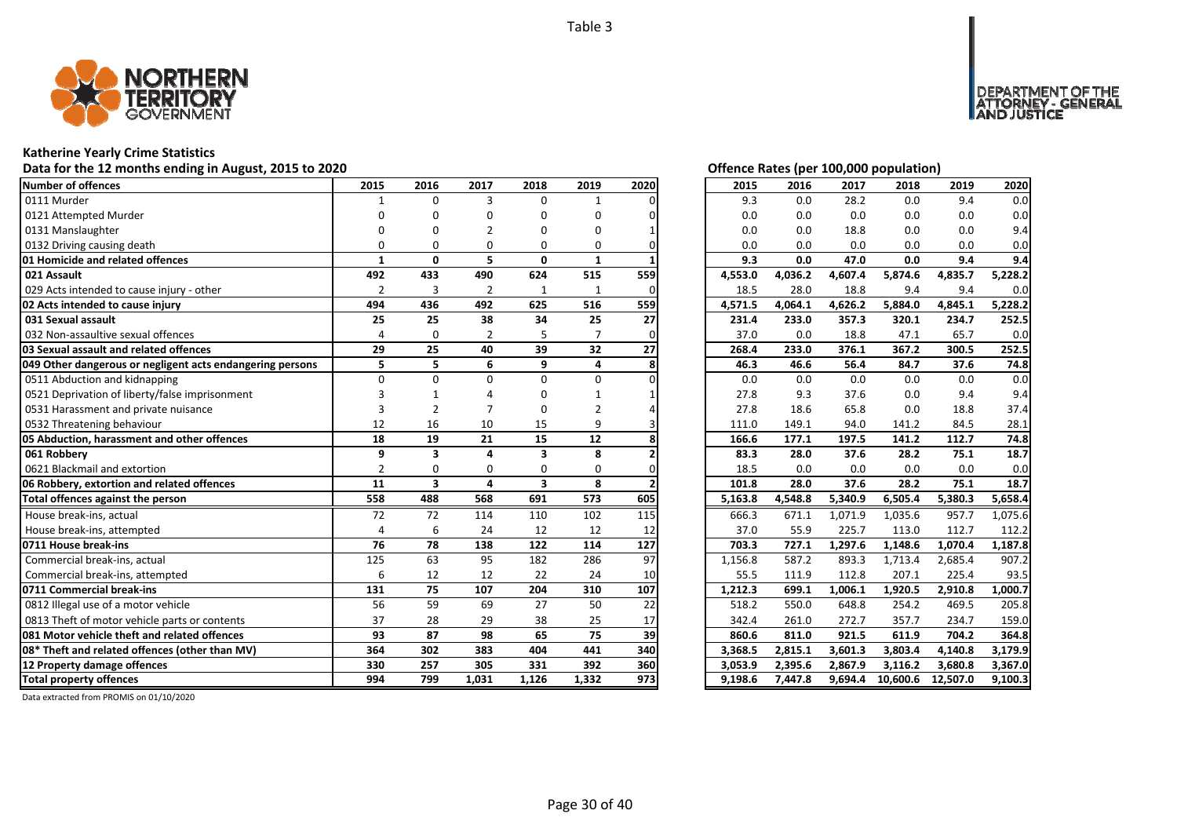Table 3

# Katherine Yearly Crime Statistics

Data for the 12 months ending in August, 2015 to 2020

Offence Rates (per 100,000 population)

| Number of offences | 2015 | 2016 | 2017 | 2018 | 2019 | 2020 | 2015 | 2016 | 2017 | 2018 | 2019 | 2020 |
|---|---|---|---|---|---|---|---|---|---|---|---|---|
| 0111 Murder | 1 | 0 | 3 | 0 | 1 | 0 | 9.3 | 0.0 | 28.2 | 0.0 | 9.4 | 0.0 |
| 0121 Attempted Murder | 0 | 0 | 0 | 0 | 0 | 0 | 0.0 | 0.0 | 0.0 | 0.0 | 0.0 | 0.0 |
| 0131 Manslaughter | 0 | 0 | 2 | 0 | 0 | 1 | 0.0 | 0.0 | 18.8 | 0.0 | 0.0 | 9.4 |
| 0132 Driving causing death | 0 | 0 | 0 | 0 | 0 | 0 | 0.0 | 0.0 | 0.0 | 0.0 | 0.0 | 0.0 |
| **01 Homicide and related offences** | **1** | **0** | **5** | **0** | **1** | **1** | **9.3** | **0.0** | **47.0** | **0.0** | **9.4** | **9.4** |
| **021 Assault** | **492** | **433** | **490** | **624** | **515** | **559** | **4,553.0** | **4,036.2** | **4,607.4** | **5,874.6** | **4,835.7** | **5,228.2** |
| 029 Acts intended to cause injury - other | 2 | 3 | 2 | 1 | 1 | 0 | 18.5 | 28.0 | 18.8 | 9.4 | 9.4 | 0.0 |
| **02 Acts intended to cause injury** | **494** | **436** | **492** | **625** | **516** | **559** | **4,571.5** | **4,064.1** | **4,626.2** | **5,884.0** | **4,845.1** | **5,228.2** |
| **031 Sexual assault** | **25** | **25** | **38** | **34** | **25** | **27** | **231.4** | **233.0** | **357.3** | **320.1** | **234.7** | **252.5** |
| 032 Non-assaultive sexual offences | 4 | 0 | 2 | 5 | 7 | 0 | 37.0 | 0.0 | 18.8 | 47.1 | 65.7 | 0.0 |
| **03 Sexual assault and related offences** | **29** | **25** | **40** | **39** | **32** | **27** | **268.4** | **233.0** | **376.1** | **367.2** | **300.5** | **252.5** |
| **049 Other dangerous or negligent acts endangering persons** | **5** | **5** | **6** | **9** | **4** | **8** | **46.3** | **46.6** | **56.4** | **84.7** | **37.6** | **74.8** |
| 0511 Abduction and kidnapping | 0 | 0 | 0 | 0 | 0 | 0 | 0.0 | 0.0 | 0.0 | 0.0 | 0.0 | 0.0 |
| 0521 Deprivation of liberty/false imprisonment | 3 | 1 | 4 | 0 | 1 | 1 | 27.8 | 9.3 | 37.6 | 0.0 | 9.4 | 9.4 |
| 0531 Harassment and private nuisance | 3 | 2 | 7 | 0 | 2 | 4 | 27.8 | 18.6 | 65.8 | 0.0 | 18.8 | 37.4 |
| 0532 Threatening behaviour | 12 | 16 | 10 | 15 | 9 | 3 | 111.0 | 149.1 | 94.0 | 141.2 | 84.5 | 28.1 |
| **05 Abduction, harassment and other offences** | **18** | **19** | **21** | **15** | **12** | **8** | **166.6** | **177.1** | **197.5** | **141.2** | **112.7** | **74.8** |
| **061 Robbery** | **9** | **3** | **4** | **3** | **8** | **2** | **83.3** | **28.0** | **37.6** | **28.2** | **75.1** | **18.7** |
| 0621 Blackmail and extortion | 2 | 0 | 0 | 0 | 0 | 0 | 18.5 | 0.0 | 0.0 | 0.0 | 0.0 | 0.0 |
| **06 Robbery, extortion and related offences** | **11** | **3** | **4** | **3** | **8** | **2** | **101.8** | **28.0** | **37.6** | **28.2** | **75.1** | **18.7** |
| **Total offences against the person** | **558** | **488** | **568** | **691** | **573** | **605** | **5,163.8** | **4,548.8** | **5,340.9** | **6,505.4** | **5,380.3** | **5,658.4** |
| House break-ins, actual | 72 | 72 | 114 | 110 | 102 | 115 | 666.3 | 671.1 | 1,071.9 | 1,035.6 | 957.7 | 1,075.6 |
| House break-ins, attempted | 4 | 6 | 24 | 12 | 12 | 12 | 37.0 | 55.9 | 225.7 | 113.0 | 112.7 | 112.2 |
| **0711 House break-ins** | **76** | **78** | **138** | **122** | **114** | **127** | **703.3** | **727.1** | **1,297.6** | **1,148.6** | **1,070.4** | **1,187.8** |
| Commercial break-ins, actual | 125 | 63 | 95 | 182 | 286 | 97 | 1,156.8 | 587.2 | 893.3 | 1,713.4 | 2,685.4 | 907.2 |
| Commercial break-ins, attempted | 6 | 12 | 12 | 22 | 24 | 10 | 55.5 | 111.9 | 112.8 | 207.1 | 225.4 | 93.5 |
| **0711 Commercial break-ins** | **131** | **75** | **107** | **204** | **310** | **107** | **1,212.3** | **699.1** | **1,006.1** | **1,920.5** | **2,910.8** | **1,000.7** |
| 0812 Illegal use of a motor vehicle | 56 | 59 | 69 | 27 | 50 | 22 | 518.2 | 550.0 | 648.8 | 254.2 | 469.5 | 205.8 |
| 0813 Theft of motor vehicle parts or contents | 37 | 28 | 29 | 38 | 25 | 17 | 342.4 | 261.0 | 272.7 | 357.7 | 234.7 | 159.0 |
| **081 Motor vehicle theft and related offences** | **93** | **87** | **98** | **65** | **75** | **39** | **860.6** | **811.0** | **921.5** | **611.9** | **704.2** | **364.8** |
| **08* Theft and related offences (other than MV)** | **364** | **302** | **383** | **404** | **441** | **340** | **3,368.5** | **2,815.1** | **3,601.3** | **3,803.4** | **4,140.8** | **3,179.9** |
| **12 Property damage offences** | **330** | **257** | **305** | **331** | **392** | **360** | **3,053.9** | **2,395.6** | **2,867.9** | **3,116.2** | **3,680.8** | **3,367.0** |
| **Total property offences** | **994** | **799** | **1,031** | **1,126** | **1,332** | **973** | **9,198.6** | **7,447.8** | **9,694.4** | **10,600.6** | **12,507.0** | **9,100.3** |

Data extracted from PROMIS on 01/10/2020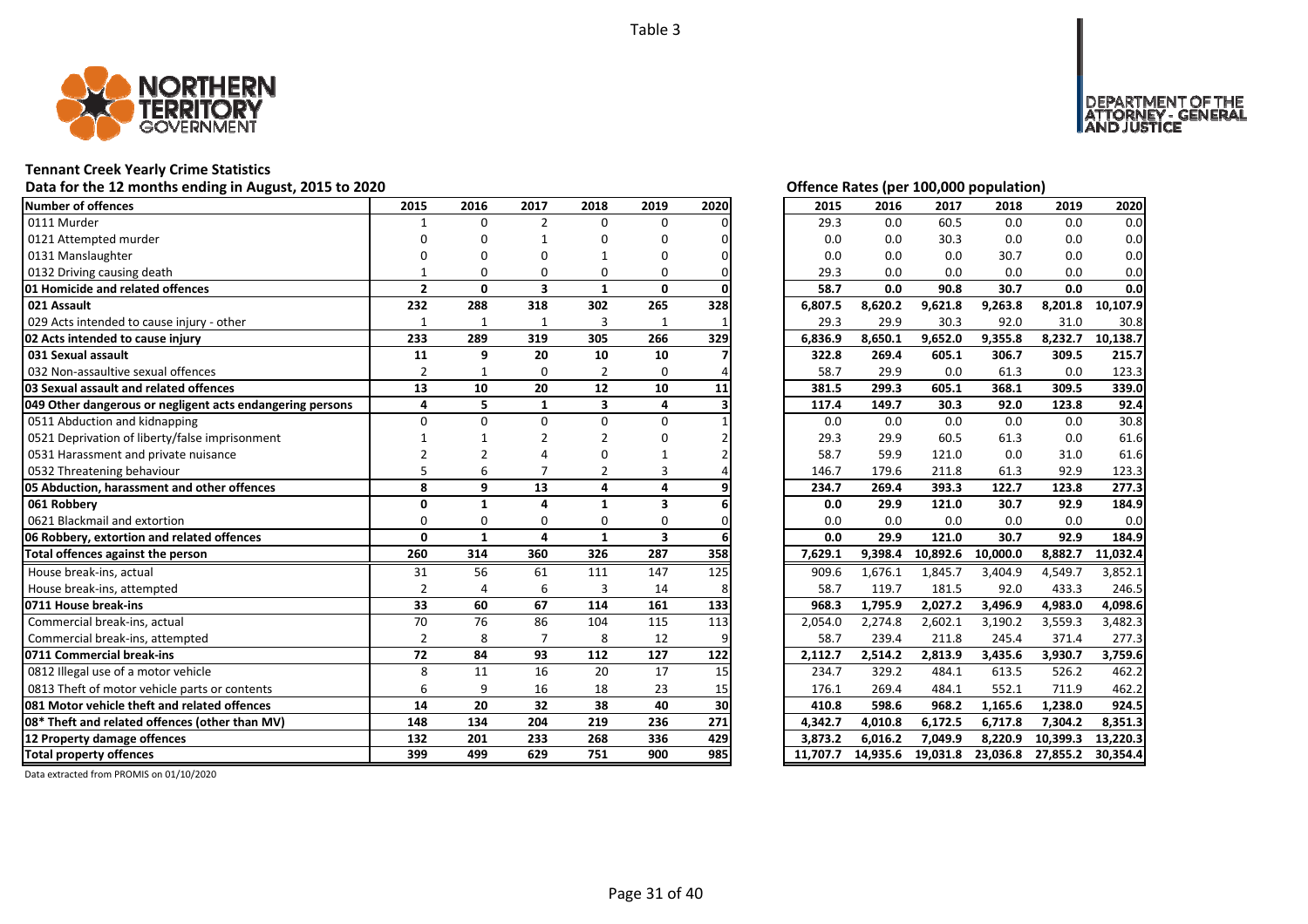Table 3

# Tennant Creek Yearly Crime Statistics

Data for the 12 months ending in August, 2015 to 2020

Offence Rates (per 100,000 population)

| Number of offences | 2015 | 2016 | 2017 | 2018 | 2019 | 2020 | 2015 | 2016 | 2017 | 2018 | 2019 | 2020 |
|---|---|---|---|---|---|---|---|---|---|---|---|---|
| 0111 Murder | 1 | 0 | 2 | 0 | 0 | 0 | 29.3 | 0.0 | 60.5 | 0.0 | 0.0 | 0.0 |
| 0121 Attempted murder | 0 | 0 | 1 | 0 | 0 | 0 | 0.0 | 0.0 | 30.3 | 0.0 | 0.0 | 0.0 |
| 0131 Manslaughter | 0 | 0 | 0 | 1 | 0 | 0 | 0.0 | 0.0 | 0.0 | 30.7 | 0.0 | 0.0 |
| 0132 Driving causing death | 1 | 0 | 0 | 0 | 0 | 0 | 29.3 | 0.0 | 0.0 | 0.0 | 0.0 | 0.0 |
| **01 Homicide and related offences** | **2** | **0** | **3** | **1** | **0** | **0** | **58.7** | **0.0** | **90.8** | **30.7** | **0.0** | **0.0** |
| **021 Assault** | **232** | **288** | **318** | **302** | **265** | **328** | **6,807.5** | **8,620.2** | **9,621.8** | **9,263.8** | **8,201.8** | **10,107.9** |
| 029 Acts intended to cause injury - other | 1 | 1 | 1 | 3 | 1 | 1 | 29.3 | 29.9 | 30.3 | 92.0 | 31.0 | 30.8 |
| **02 Acts intended to cause injury** | **233** | **289** | **319** | **305** | **266** | **329** | **6,836.9** | **8,650.1** | **9,652.0** | **9,355.8** | **8,232.7** | **10,138.7** |
| **031 Sexual assault** | **11** | **9** | **20** | **10** | **10** | **7** | **322.8** | **269.4** | **605.1** | **306.7** | **309.5** | **215.7** |
| 032 Non-assaultive sexual offences | 2 | 1 | 0 | 2 | 0 | 4 | 58.7 | 29.9 | 0.0 | 61.3 | 0.0 | 123.3 |
| **03 Sexual assault and related offences** | **13** | **10** | **20** | **12** | **10** | **11** | **381.5** | **299.3** | **605.1** | **368.1** | **309.5** | **339.0** |
| **049 Other dangerous or negligent acts endangering persons** | **4** | **5** | **1** | **3** | **4** | **3** | **117.4** | **149.7** | **30.3** | **92.0** | **123.8** | **92.4** |
| 0511 Abduction and kidnapping | 0 | 0 | 0 | 0 | 0 | 1 | 0.0 | 0.0 | 0.0 | 0.0 | 0.0 | 30.8 |
| 0521 Deprivation of liberty/false imprisonment | 1 | 1 | 2 | 2 | 0 | 2 | 29.3 | 29.9 | 60.5 | 61.3 | 0.0 | 61.6 |
| 0531 Harassment and private nuisance | 2 | 2 | 4 | 0 | 1 | 2 | 58.7 | 59.9 | 121.0 | 0.0 | 31.0 | 61.6 |
| 0532 Threatening behaviour | 5 | 6 | 7 | 2 | 3 | 4 | 146.7 | 179.6 | 211.8 | 61.3 | 92.9 | 123.3 |
| **05 Abduction, harassment and other offences** | **8** | **9** | **13** | **4** | **4** | **9** | **234.7** | **269.4** | **393.3** | **122.7** | **123.8** | **277.3** |
| **061 Robbery** | **0** | **1** | **4** | **1** | **3** | **6** | **0.0** | **29.9** | **121.0** | **30.7** | **92.9** | **184.9** |
| 0621 Blackmail and extortion | 0 | 0 | 0 | 0 | 0 | 0 | 0.0 | 0.0 | 0.0 | 0.0 | 0.0 | 0.0 |
| **06 Robbery, extortion and related offences** | **0** | **1** | **4** | **1** | **3** | **6** | **0.0** | **29.9** | **121.0** | **30.7** | **92.9** | **184.9** |
| **Total offences against the person** | **260** | **314** | **360** | **326** | **287** | **358** | **7,629.1** | **9,398.4** | **10,892.6** | **10,000.0** | **8,882.7** | **11,032.4** |
| House break-ins, actual | 31 | 56 | 61 | 111 | 147 | 125 | 909.6 | 1,676.1 | 1,845.7 | 3,404.9 | 4,549.7 | 3,852.1 |
| House break-ins, attempted | 2 | 4 | 6 | 3 | 14 | 8 | 58.7 | 119.7 | 181.5 | 92.0 | 433.3 | 246.5 |
| **0711 House break-ins** | **33** | **60** | **67** | **114** | **161** | **133** | **968.3** | **1,795.9** | **2,027.2** | **3,496.9** | **4,983.0** | **4,098.6** |
| Commercial break-ins, actual | 70 | 76 | 86 | 104 | 115 | 113 | 2,054.0 | 2,274.8 | 2,602.1 | 3,190.2 | 3,559.3 | 3,482.3 |
| Commercial break-ins, attempted | 2 | 8 | 7 | 8 | 12 | 9 | 58.7 | 239.4 | 211.8 | 245.4 | 371.4 | 277.3 |
| **0711 Commercial break-ins** | **72** | **84** | **93** | **112** | **127** | **122** | **2,112.7** | **2,514.2** | **2,813.9** | **3,435.6** | **3,930.7** | **3,759.6** |
| 0812 Illegal use of a motor vehicle | 8 | 11 | 16 | 20 | 17 | 15 | 234.7 | 329.2 | 484.1 | 613.5 | 526.2 | 462.2 |
| 0813 Theft of motor vehicle parts or contents | 6 | 9 | 16 | 18 | 23 | 15 | 176.1 | 269.4 | 484.1 | 552.1 | 711.9 | 462.2 |
| **081 Motor vehicle theft and related offences** | **14** | **20** | **32** | **38** | **40** | **30** | **410.8** | **598.6** | **968.2** | **1,165.6** | **1,238.0** | **924.5** |
| **08* Theft and related offences (other than MV)** | **148** | **134** | **204** | **219** | **236** | **271** | **4,342.7** | **4,010.8** | **6,172.5** | **6,717.8** | **7,304.2** | **8,351.3** |
| **12 Property damage offences** | **132** | **201** | **233** | **268** | **336** | **429** | **3,873.2** | **6,016.2** | **7,049.9** | **8,220.9** | **10,399.3** | **13,220.3** |
| **Total property offences** | **399** | **499** | **629** | **751** | **900** | **985** | **11,707.7** | **14,935.6** | **19,031.8** | **23,036.8** | **27,855.2** | **30,354.4** |

Data extracted from PROMIS on 01/10/2020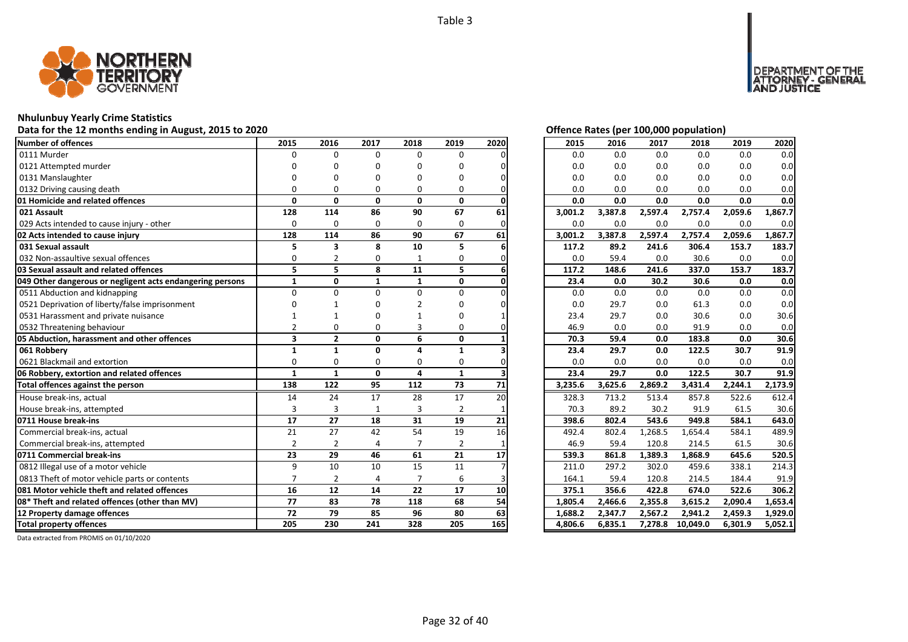Table 3

## Nhulunbuy Yearly Crime Statistics

### Data for the 12 months ending in August, 2015 to 2020

| Number of offences | 2015 | 2016 | 2017 | 2018 | 2019 | 2020 |
|---|---|---|---|---|---|---|
| 0111 Murder | 0 | 0 | 0 | 0 | 0 | 0 |
| 0121 Attempted murder | 0 | 0 | 0 | 0 | 0 | 0 |
| 0131 Manslaughter | 0 | 0 | 0 | 0 | 0 | 0 |
| 0132 Driving causing death | 0 | 0 | 0 | 0 | 0 | 0 |
| **01 Homicide and related offences** | **0** | **0** | **0** | **0** | **0** | **0** |
| **021 Assault** | **128** | **114** | **86** | **90** | **67** | **61** |
| 029 Acts intended to cause injury - other | 0 | 0 | 0 | 0 | 0 | 0 |
| **02 Acts intended to cause injury** | **128** | **114** | **86** | **90** | **67** | **61** |
| **031 Sexual assault** | **5** | **3** | **8** | **10** | **5** | **6** |
| 032 Non-assaultive sexual offences | 0 | 2 | 0 | 1 | 0 | 0 |
| **03 Sexual assault and related offences** | **5** | **5** | **8** | **11** | **5** | **6** |
| **049 Other dangerous or negligent acts endangering persons** | **1** | **0** | **1** | **1** | **0** | **0** |
| 0511 Abduction and kidnapping | 0 | 0 | 0 | 0 | 0 | 0 |
| 0521 Deprivation of liberty/false imprisonment | 0 | 1 | 0 | 2 | 0 | 0 |
| 0531 Harassment and private nuisance | 1 | 1 | 0 | 1 | 0 | 1 |
| 0532 Threatening behaviour | 2 | 0 | 0 | 3 | 0 | 0 |
| **05 Abduction, harassment and other offences** | **3** | **2** | **0** | **6** | **0** | **1** |
| **061 Robbery** | **1** | **1** | **0** | **4** | **1** | **3** |
| 0621 Blackmail and extortion | 0 | 0 | 0 | 0 | 0 | 0 |
| **06 Robbery, extortion and related offences** | **1** | **1** | **0** | **4** | **1** | **3** |
| **Total offences against the person** | **138** | **122** | **95** | **112** | **73** | **71** |
| House break-ins, actual | 14 | 24 | 17 | 28 | 17 | 20 |
| House break-ins, attempted | 3 | 3 | 1 | 3 | 2 | 1 |
| **0711 House break-ins** | **17** | **27** | **18** | **31** | **19** | **21** |
| Commercial break-ins, actual | 21 | 27 | 42 | 54 | 19 | 16 |
| Commercial break-ins, attempted | 2 | 2 | 4 | 7 | 2 | 1 |
| **0711 Commercial break-ins** | **23** | **29** | **46** | **61** | **21** | **17** |
| 0812 Illegal use of a motor vehicle | 9 | 10 | 10 | 15 | 11 | 7 |
| 0813 Theft of motor vehicle parts or contents | 7 | 2 | 4 | 7 | 6 | 3 |
| **081 Motor vehicle theft and related offences** | **16** | **12** | **14** | **22** | **17** | **10** |
| **08* Theft and related offences (other than MV)** | **77** | **83** | **78** | **118** | **68** | **54** |
| **12 Property damage offences** | **72** | **79** | **85** | **96** | **80** | **63** |
| **Total property offences** | **205** | **230** | **241** | **328** | **205** | **165** |

### Offence Rates (per 100,000 population)

| Number of offences | 2015 | 2016 | 2017 | 2018 | 2019 | 2020 |
|---|---|---|---|---|---|---|
| 0111 Murder | 0.0 | 0.0 | 0.0 | 0.0 | 0.0 | 0.0 |
| 0121 Attempted murder | 0.0 | 0.0 | 0.0 | 0.0 | 0.0 | 0.0 |
| 0131 Manslaughter | 0.0 | 0.0 | 0.0 | 0.0 | 0.0 | 0.0 |
| 0132 Driving causing death | 0.0 | 0.0 | 0.0 | 0.0 | 0.0 | 0.0 |
| **01 Homicide and related offences** | **0.0** | **0.0** | **0.0** | **0.0** | **0.0** | **0.0** |
| **021 Assault** | **3,001.2** | **3,387.8** | **2,597.4** | **2,757.4** | **2,059.6** | **1,867.7** |
| 029 Acts intended to cause injury - other | 0.0 | 0.0 | 0.0 | 0.0 | 0.0 | 0.0 |
| **02 Acts intended to cause injury** | **3,001.2** | **3,387.8** | **2,597.4** | **2,757.4** | **2,059.6** | **1,867.7** |
| **031 Sexual assault** | **117.2** | **89.2** | **241.6** | **306.4** | **153.7** | **183.7** |
| 032 Non-assaultive sexual offences | 0.0 | 59.4 | 0.0 | 30.6 | 0.0 | 0.0 |
| **03 Sexual assault and related offences** | **117.2** | **148.6** | **241.6** | **337.0** | **153.7** | **183.7** |
| **049 Other dangerous or negligent acts endangering persons** | **23.4** | **0.0** | **30.2** | **30.6** | **0.0** | **0.0** |
| 0511 Abduction and kidnapping | 0.0 | 0.0 | 0.0 | 0.0 | 0.0 | 0.0 |
| 0521 Deprivation of liberty/false imprisonment | 0.0 | 29.7 | 0.0 | 61.3 | 0.0 | 0.0 |
| 0531 Harassment and private nuisance | 23.4 | 29.7 | 0.0 | 30.6 | 0.0 | 30.6 |
| 0532 Threatening behaviour | 46.9 | 0.0 | 0.0 | 91.9 | 0.0 | 0.0 |
| **05 Abduction, harassment and other offences** | **70.3** | **59.4** | **0.0** | **183.8** | **0.0** | **30.6** |
| **061 Robbery** | **23.4** | **29.7** | **0.0** | **122.5** | **30.7** | **91.9** |
| 0621 Blackmail and extortion | 0.0 | 0.0 | 0.0 | 0.0 | 0.0 | 0.0 |
| **06 Robbery, extortion and related offences** | **23.4** | **29.7** | **0.0** | **122.5** | **30.7** | **91.9** |
| **Total offences against the person** | **3,235.6** | **3,625.6** | **2,869.2** | **3,431.4** | **2,244.1** | **2,173.9** |
| House break-ins, actual | 328.3 | 713.2 | 513.4 | 857.8 | 522.6 | 612.4 |
| House break-ins, attempted | 70.3 | 89.2 | 30.2 | 91.9 | 61.5 | 30.6 |
| **0711 House break-ins** | **398.6** | **802.4** | **543.6** | **949.8** | **584.1** | **643.0** |
| Commercial break-ins, actual | 492.4 | 802.4 | 1,268.5 | 1,654.4 | 584.1 | 489.9 |
| Commercial break-ins, attempted | 46.9 | 59.4 | 120.8 | 214.5 | 61.5 | 30.6 |
| **0711 Commercial break-ins** | **539.3** | **861.8** | **1,389.3** | **1,868.9** | **645.6** | **520.5** |
| 0812 Illegal use of a motor vehicle | 211.0 | 297.2 | 302.0 | 459.6 | 338.1 | 214.3 |
| 0813 Theft of motor vehicle parts or contents | 164.1 | 59.4 | 120.8 | 214.5 | 184.4 | 91.9 |
| **081 Motor vehicle theft and related offences** | **375.1** | **356.6** | **422.8** | **674.0** | **522.6** | **306.2** |
| **08* Theft and related offences (other than MV)** | **1,805.4** | **2,466.6** | **2,355.8** | **3,615.2** | **2,090.4** | **1,653.4** |
| **12 Property damage offences** | **1,688.2** | **2,347.7** | **2,567.2** | **2,941.2** | **2,459.3** | **1,929.0** |
| **Total property offences** | **4,806.6** | **6,835.1** | **7,278.8** | **10,049.0** | **6,301.9** | **5,052.1** |

Data extracted from PROMIS on 01/10/2020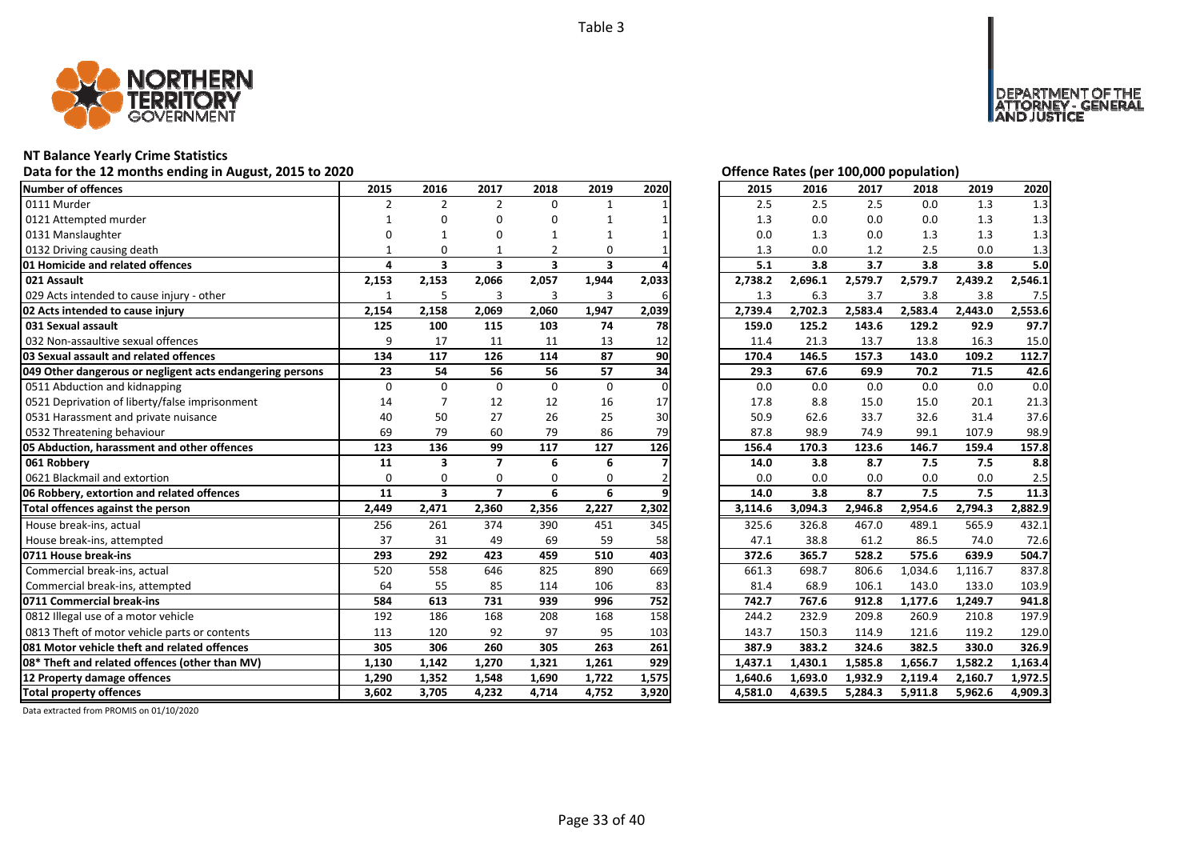Table 3

## NT Balance Yearly Crime Statistics

Data for the 12 months ending in August, 2015 to 2020

Offence Rates (per 100,000 population)

| Number of offences | 2015 | 2016 | 2017 | 2018 | 2019 | 2020 | 2015 | 2016 | 2017 | 2018 | 2019 | 2020 |
|---|---|---|---|---|---|---|---|---|---|---|---|---|
| 0111 Murder | 2 | 2 | 2 | 0 | 1 | 1 | 2.5 | 2.5 | 2.5 | 0.0 | 1.3 | 1.3 |
| 0121 Attempted murder | 1 | 0 | 0 | 0 | 1 | 1 | 1.3 | 0.0 | 0.0 | 0.0 | 1.3 | 1.3 |
| 0131 Manslaughter | 0 | 1 | 0 | 1 | 1 | 1 | 0.0 | 1.3 | 0.0 | 1.3 | 1.3 | 1.3 |
| 0132 Driving causing death | 1 | 0 | 1 | 2 | 0 | 1 | 1.3 | 0.0 | 1.2 | 2.5 | 0.0 | 1.3 |
| **01 Homicide and related offences** | **4** | **3** | **3** | **3** | **3** | **4** | **5.1** | **3.8** | **3.7** | **3.8** | **3.8** | **5.0** |
| **021 Assault** | **2,153** | **2,153** | **2,066** | **2,057** | **1,944** | **2,033** | **2,738.2** | **2,696.1** | **2,579.7** | **2,579.7** | **2,439.2** | **2,546.1** |
| 029 Acts intended to cause injury - other | 1 | 5 | 3 | 3 | 3 | 6 | 1.3 | 6.3 | 3.7 | 3.8 | 3.8 | 7.5 |
| **02 Acts intended to cause injury** | **2,154** | **2,158** | **2,069** | **2,060** | **1,947** | **2,039** | **2,739.4** | **2,702.3** | **2,583.4** | **2,583.4** | **2,443.0** | **2,553.6** |
| **031 Sexual assault** | **125** | **100** | **115** | **103** | **74** | **78** | **159.0** | **125.2** | **143.6** | **129.2** | **92.9** | **97.7** |
| 032 Non-assaultive sexual offences | 9 | 17 | 11 | 11 | 13 | 12 | 11.4 | 21.3 | 13.7 | 13.8 | 16.3 | 15.0 |
| **03 Sexual assault and related offences** | **134** | **117** | **126** | **114** | **87** | **90** | **170.4** | **146.5** | **157.3** | **143.0** | **109.2** | **112.7** |
| **049 Other dangerous or negligent acts endangering persons** | **23** | **54** | **56** | **56** | **57** | **34** | **29.3** | **67.6** | **69.9** | **70.2** | **71.5** | **42.6** |
| 0511 Abduction and kidnapping | 0 | 0 | 0 | 0 | 0 | 0 | 0.0 | 0.0 | 0.0 | 0.0 | 0.0 | 0.0 |
| 0521 Deprivation of liberty/false imprisonment | 14 | 7 | 12 | 12 | 16 | 17 | 17.8 | 8.8 | 15.0 | 15.0 | 20.1 | 21.3 |
| 0531 Harassment and private nuisance | 40 | 50 | 27 | 26 | 25 | 30 | 50.9 | 62.6 | 33.7 | 32.6 | 31.4 | 37.6 |
| 0532 Threatening behaviour | 69 | 79 | 60 | 79 | 86 | 79 | 87.8 | 98.9 | 74.9 | 99.1 | 107.9 | 98.9 |
| **05 Abduction, harassment and other offences** | **123** | **136** | **99** | **117** | **127** | **126** | **156.4** | **170.3** | **123.6** | **146.7** | **159.4** | **157.8** |
| **061 Robbery** | **11** | **3** | **7** | **6** | **6** | **7** | **14.0** | **3.8** | **8.7** | **7.5** | **7.5** | **8.8** |
| 0621 Blackmail and extortion | 0 | 0 | 0 | 0 | 0 | 2 | 0.0 | 0.0 | 0.0 | 0.0 | 0.0 | 2.5 |
| **06 Robbery, extortion and related offences** | **11** | **3** | **7** | **6** | **6** | **9** | **14.0** | **3.8** | **8.7** | **7.5** | **7.5** | **11.3** |
| **Total offences against the person** | **2,449** | **2,471** | **2,360** | **2,356** | **2,227** | **2,302** | **3,114.6** | **3,094.3** | **2,946.8** | **2,954.6** | **2,794.3** | **2,882.9** |
| House break-ins, actual | 256 | 261 | 374 | 390 | 451 | 345 | 325.6 | 326.8 | 467.0 | 489.1 | 565.9 | 432.1 |
| House break-ins, attempted | 37 | 31 | 49 | 69 | 59 | 58 | 47.1 | 38.8 | 61.2 | 86.5 | 74.0 | 72.6 |
| **0711 House break-ins** | **293** | **292** | **423** | **459** | **510** | **403** | **372.6** | **365.7** | **528.2** | **575.6** | **639.9** | **504.7** |
| Commercial break-ins, actual | 520 | 558 | 646 | 825 | 890 | 669 | 661.3 | 698.7 | 806.6 | 1,034.6 | 1,116.7 | 837.8 |
| Commercial break-ins, attempted | 64 | 55 | 85 | 114 | 106 | 83 | 81.4 | 68.9 | 106.1 | 143.0 | 133.0 | 103.9 |
| **0711 Commercial break-ins** | **584** | **613** | **731** | **939** | **996** | **752** | **742.7** | **767.6** | **912.8** | **1,177.6** | **1,249.7** | **941.8** |
| 0812 Illegal use of a motor vehicle | 192 | 186 | 168 | 208 | 168 | 158 | 244.2 | 232.9 | 209.8 | 260.9 | 210.8 | 197.9 |
| 0813 Theft of motor vehicle parts or contents | 113 | 120 | 92 | 97 | 95 | 103 | 143.7 | 150.3 | 114.9 | 121.6 | 119.2 | 129.0 |
| **081 Motor vehicle theft and related offences** | **305** | **306** | **260** | **305** | **263** | **261** | **387.9** | **383.2** | **324.6** | **382.5** | **330.0** | **326.9** |
| **08* Theft and related offences (other than MV)** | **1,130** | **1,142** | **1,270** | **1,321** | **1,261** | **929** | **1,437.1** | **1,430.1** | **1,585.8** | **1,656.7** | **1,582.2** | **1,163.4** |
| **12 Property damage offences** | **1,290** | **1,352** | **1,548** | **1,690** | **1,722** | **1,575** | **1,640.6** | **1,693.0** | **1,932.9** | **2,119.4** | **2,160.7** | **1,972.5** |
| **Total property offences** | **3,602** | **3,705** | **4,232** | **4,714** | **4,752** | **3,920** | **4,581.0** | **4,639.5** | **5,284.3** | **5,911.8** | **5,962.6** | **4,909.3** |

Data extracted from PROMIS on 01/10/2020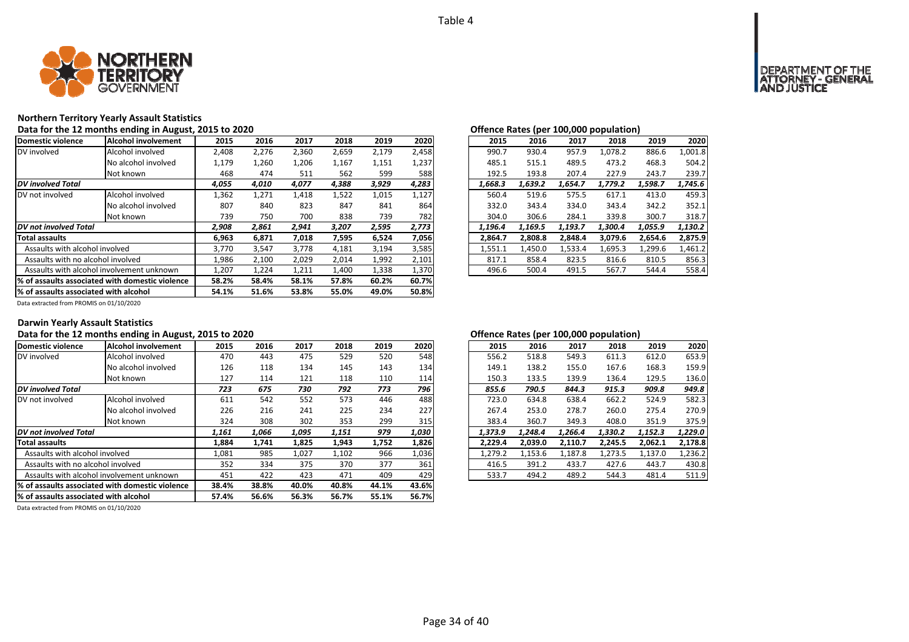Table 4

## Northern Territory Yearly Assault Statistics

### Data for the 12 months ending in August, 2015 to 2020

| Domestic violence | Alcohol involvement | 2015 | 2016 | 2017 | 2018 | 2019 | 2020 |
|---|---|---|---|---|---|---|---|
| DV involved | Alcohol involved | 2,408 | 2,276 | 2,360 | 2,659 | 2,179 | 2,458 |
| | No alcohol involved | 1,179 | 1,260 | 1,206 | 1,167 | 1,151 | 1,237 |
| | Not known | 468 | 474 | 511 | 562 | 599 | 588 |
| *DV involved Total* | | *4,055* | *4,010* | *4,077* | *4,388* | *3,929* | *4,283* |
| DV not involved | Alcohol involved | 1,362 | 1,271 | 1,418 | 1,522 | 1,015 | 1,127 |
| | No alcohol involved | 807 | 840 | 823 | 847 | 841 | 864 |
| | Not known | 739 | 750 | 700 | 838 | 739 | 782 |
| *DV not involved Total* | | *2,908* | *2,861* | *2,941* | *3,207* | *2,595* | *2,773* |
| **Total assaults** | | **6,963** | **6,871** | **7,018** | **7,595** | **6,524** | **7,056** |
| Assaults with alcohol involved | | 3,770 | 3,547 | 3,778 | 4,181 | 3,194 | 3,585 |
| Assaults with no alcohol involved | | 1,986 | 2,100 | 2,029 | 2,014 | 1,992 | 2,101 |
| Assaults with alcohol involvement unknown | | 1,207 | 1,224 | 1,211 | 1,400 | 1,338 | 1,370 |
| **% of assaults associated with domestic violence** | | **58.2%** | **58.4%** | **58.1%** | **57.8%** | **60.2%** | **60.7%** |
| **% of assaults associated with alcohol** | | **54.1%** | **51.6%** | **53.8%** | **55.0%** | **49.0%** | **50.8%** |

### Offence Rates (per 100,000 population)

| Domestic violence | Alcohol involvement | 2015 | 2016 | 2017 | 2018 | 2019 | 2020 |
|---|---|---|---|---|---|---|---|
| DV involved | Alcohol involved | 990.7 | 930.4 | 957.9 | 1,078.2 | 886.6 | 1,001.8 |
| | No alcohol involved | 485.1 | 515.1 | 489.5 | 473.2 | 468.3 | 504.2 |
| | Not known | 192.5 | 193.8 | 207.4 | 227.9 | 243.7 | 239.7 |
| *DV involved Total* | | *1,668.3* | *1,639.2* | *1,654.7* | *1,779.2* | *1,598.7* | *1,745.6* |
| DV not involved | Alcohol involved | 560.4 | 519.6 | 575.5 | 617.1 | 413.0 | 459.3 |
| | No alcohol involved | 332.0 | 343.4 | 334.0 | 343.4 | 342.2 | 352.1 |
| | Not known | 304.0 | 306.6 | 284.1 | 339.8 | 300.7 | 318.7 |
| *DV not involved Total* | | *1,196.4* | *1,169.5* | *1,193.7* | *1,300.4* | *1,055.9* | *1,130.2* |
| **Total assaults** | | **2,864.7** | **2,808.8** | **2,848.4** | **3,079.6** | **2,654.6** | **2,875.9** |
| Assaults with alcohol involved | | 1,551.1 | 1,450.0 | 1,533.4 | 1,695.3 | 1,299.6 | 1,461.2 |
| Assaults with no alcohol involved | | 817.1 | 858.4 | 823.5 | 816.6 | 810.5 | 856.3 |
| Assaults with alcohol involvement unknown | | 496.6 | 500.4 | 491.5 | 567.7 | 544.4 | 558.4 |

Data extracted from PROMIS on 01/10/2020

## Darwin Yearly Assault Statistics

### Data for the 12 months ending in August, 2015 to 2020

| Domestic violence | Alcohol involvement | 2015 | 2016 | 2017 | 2018 | 2019 | 2020 |
|---|---|---|---|---|---|---|---|
| DV involved | Alcohol involved | 470 | 443 | 475 | 529 | 520 | 548 |
| | No alcohol involved | 126 | 118 | 134 | 145 | 143 | 134 |
| | Not known | 127 | 114 | 121 | 118 | 110 | 114 |
| *DV involved Total* | | *723* | *675* | *730* | *792* | *773* | *796* |
| DV not involved | Alcohol involved | 611 | 542 | 552 | 573 | 446 | 488 |
| | No alcohol involved | 226 | 216 | 241 | 225 | 234 | 227 |
| | Not known | 324 | 308 | 302 | 353 | 299 | 315 |
| *DV not involved Total* | | *1,161* | *1,066* | *1,095* | *1,151* | *979* | *1,030* |
| **Total assaults** | | **1,884** | **1,741** | **1,825** | **1,943** | **1,752** | **1,826** |
| Assaults with alcohol involved | | 1,081 | 985 | 1,027 | 1,102 | 966 | 1,036 |
| Assaults with no alcohol involved | | 352 | 334 | 375 | 370 | 377 | 361 |
| Assaults with alcohol involvement unknown | | 451 | 422 | 423 | 471 | 409 | 429 |
| **% of assaults associated with domestic violence** | | **38.4%** | **38.8%** | **40.0%** | **40.8%** | **44.1%** | **43.6%** |
| **% of assaults associated with alcohol** | | **57.4%** | **56.6%** | **56.3%** | **56.7%** | **55.1%** | **56.7%** |

### Offence Rates (per 100,000 population)

| Domestic violence | Alcohol involvement | 2015 | 2016 | 2017 | 2018 | 2019 | 2020 |
|---|---|---|---|---|---|---|---|
| DV involved | Alcohol involved | 556.2 | 518.8 | 549.3 | 611.3 | 612.0 | 653.9 |
| | No alcohol involved | 149.1 | 138.2 | 155.0 | 167.6 | 168.3 | 159.9 |
| | Not known | 150.3 | 133.5 | 139.9 | 136.4 | 129.5 | 136.0 |
| *DV involved Total* | | *855.6* | *790.5* | *844.3* | *915.3* | *909.8* | *949.8* |
| DV not involved | Alcohol involved | 723.0 | 634.8 | 638.4 | 662.2 | 524.9 | 582.3 |
| | No alcohol involved | 267.4 | 253.0 | 278.7 | 260.0 | 275.4 | 270.9 |
| | Not known | 383.4 | 360.7 | 349.3 | 408.0 | 351.9 | 375.9 |
| *DV not involved Total* | | *1,373.9* | *1,248.4* | *1,266.4* | *1,330.2* | *1,152.3* | *1,229.0* |
| **Total assaults** | | **2,229.4** | **2,039.0** | **2,110.7** | **2,245.5** | **2,062.1** | **2,178.8** |
| Assaults with alcohol involved | | 1,279.2 | 1,153.6 | 1,187.8 | 1,273.5 | 1,137.0 | 1,236.2 |
| Assaults with no alcohol involved | | 416.5 | 391.2 | 433.7 | 427.6 | 443.7 | 430.8 |
| Assaults with alcohol involvement unknown | | 533.7 | 494.2 | 489.2 | 544.3 | 481.4 | 511.9 |

Data extracted from PROMIS on 01/10/2020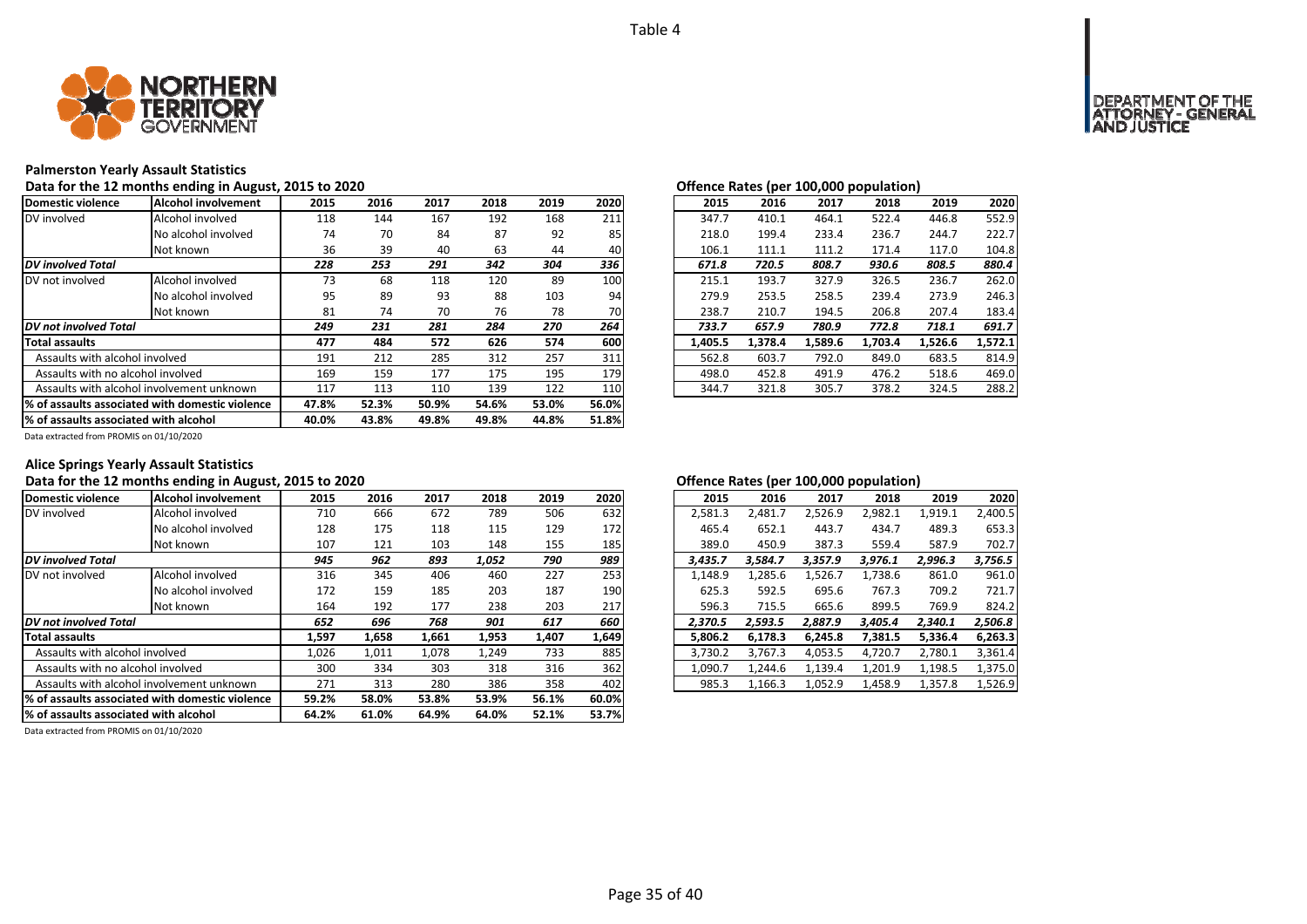Table 4

## Palmerston Yearly Assault Statistics

Data for the 12 months ending in August, 2015 to 2020

| Domestic violence | Alcohol involvement | 2015 | 2016 | 2017 | 2018 | 2019 | 2020 |
|---|---|---|---|---|---|---|---|
| DV involved | Alcohol involved | 118 | 144 | 167 | 192 | 168 | 211 |
| | No alcohol involved | 74 | 70 | 84 | 87 | 92 | 85 |
| | Not known | 36 | 39 | 40 | 63 | 44 | 40 |
| *DV involved Total* | | *228* | *253* | *291* | *342* | *304* | *336* |
| DV not involved | Alcohol involved | 73 | 68 | 118 | 120 | 89 | 100 |
| | No alcohol involved | 95 | 89 | 93 | 88 | 103 | 94 |
| | Not known | 81 | 74 | 70 | 76 | 78 | 70 |
| *DV not involved Total* | | *249* | *231* | *281* | *284* | *270* | *264* |
| **Total assaults** | | **477** | **484** | **572** | **626** | **574** | **600** |
| Assaults with alcohol involved | | 191 | 212 | 285 | 312 | 257 | 311 |
| Assaults with no alcohol involved | | 169 | 159 | 177 | 175 | 195 | 179 |
| Assaults with alcohol involvement unknown | | 117 | 113 | 110 | 139 | 122 | 110 |
| **% of assaults associated with domestic violence** | | **47.8%** | **52.3%** | **50.9%** | **54.6%** | **53.0%** | **56.0%** |
| **% of assaults associated with alcohol** | | **40.0%** | **43.8%** | **49.8%** | **49.8%** | **44.8%** | **51.8%** |

Data extracted from PROMIS on 01/10/2020

Offence Rates (per 100,000 population)

| Domestic violence | Alcohol involvement | 2015 | 2016 | 2017 | 2018 | 2019 | 2020 |
|---|---|---|---|---|---|---|---|
| DV involved | Alcohol involved | 347.7 | 410.1 | 464.1 | 522.4 | 446.8 | 552.9 |
| | No alcohol involved | 218.0 | 199.4 | 233.4 | 236.7 | 244.7 | 222.7 |
| | Not known | 106.1 | 111.1 | 111.2 | 171.4 | 117.0 | 104.8 |
| *DV involved Total* | | *671.8* | *720.5* | *808.7* | *930.6* | *808.5* | *880.4* |
| DV not involved | Alcohol involved | 215.1 | 193.7 | 327.9 | 326.5 | 236.7 | 262.0 |
| | No alcohol involved | 279.9 | 253.5 | 258.5 | 239.4 | 273.9 | 246.3 |
| | Not known | 238.7 | 210.7 | 194.5 | 206.8 | 207.4 | 183.4 |
| *DV not involved Total* | | *733.7* | *657.9* | *780.9* | *772.8* | *718.1* | *691.7* |
| **Total assaults** | | **1,405.5** | **1,378.4** | **1,589.6** | **1,703.4** | **1,526.6** | **1,572.1** |
| Assaults with alcohol involved | | 562.8 | 603.7 | 792.0 | 849.0 | 683.5 | 814.9 |
| Assaults with no alcohol involved | | 498.0 | 452.8 | 491.9 | 476.2 | 518.6 | 469.0 |
| Assaults with alcohol involvement unknown | | 344.7 | 321.8 | 305.7 | 378.2 | 324.5 | 288.2 |

## Alice Springs Yearly Assault Statistics

Data for the 12 months ending in August, 2015 to 2020

| Domestic violence | Alcohol involvement | 2015 | 2016 | 2017 | 2018 | 2019 | 2020 |
|---|---|---|---|---|---|---|---|
| DV involved | Alcohol involved | 710 | 666 | 672 | 789 | 506 | 632 |
| | No alcohol involved | 128 | 175 | 118 | 115 | 129 | 172 |
| | Not known | 107 | 121 | 103 | 148 | 155 | 185 |
| *DV involved Total* | | *945* | *962* | *893* | *1,052* | *790* | *989* |
| DV not involved | Alcohol involved | 316 | 345 | 406 | 460 | 227 | 253 |
| | No alcohol involved | 172 | 159 | 185 | 203 | 187 | 190 |
| | Not known | 164 | 192 | 177 | 238 | 203 | 217 |
| *DV not involved Total* | | *652* | *696* | *768* | *901* | *617* | *660* |
| **Total assaults** | | **1,597** | **1,658** | **1,661** | **1,953** | **1,407** | **1,649** |
| Assaults with alcohol involved | | 1,026 | 1,011 | 1,078 | 1,249 | 733 | 885 |
| Assaults with no alcohol involved | | 300 | 334 | 303 | 318 | 316 | 362 |
| Assaults with alcohol involvement unknown | | 271 | 313 | 280 | 386 | 358 | 402 |
| **% of assaults associated with domestic violence** | | **59.2%** | **58.0%** | **53.8%** | **53.9%** | **56.1%** | **60.0%** |
| **% of assaults associated with alcohol** | | **64.2%** | **61.0%** | **64.9%** | **64.0%** | **52.1%** | **53.7%** |

Data extracted from PROMIS on 01/10/2020

Offence Rates (per 100,000 population)

| Domestic violence | Alcohol involvement | 2015 | 2016 | 2017 | 2018 | 2019 | 2020 |
|---|---|---|---|---|---|---|---|
| DV involved | Alcohol involved | 2,581.3 | 2,481.7 | 2,526.9 | 2,982.1 | 1,919.1 | 2,400.5 |
| | No alcohol involved | 465.4 | 652.1 | 443.7 | 434.7 | 489.3 | 653.3 |
| | Not known | 389.0 | 450.9 | 387.3 | 559.4 | 587.9 | 702.7 |
| *DV involved Total* | | *3,435.7* | *3,584.7* | *3,357.9* | *3,976.1* | *2,996.3* | *3,756.5* |
| DV not involved | Alcohol involved | 1,148.9 | 1,285.6 | 1,526.7 | 1,738.6 | 861.0 | 961.0 |
| | No alcohol involved | 625.3 | 592.5 | 695.6 | 767.3 | 709.2 | 721.7 |
| | Not known | 596.3 | 715.5 | 665.6 | 899.5 | 769.9 | 824.2 |
| *DV not involved Total* | | *2,370.5* | *2,593.5* | *2,887.9* | *3,405.4* | *2,340.1* | *2,506.8* |
| **Total assaults** | | **5,806.2** | **6,178.3** | **6,245.8** | **7,381.5** | **5,336.4** | **6,263.3** |
| Assaults with alcohol involved | | 3,730.2 | 3,767.3 | 4,053.5 | 4,720.7 | 2,780.1 | 3,361.4 |
| Assaults with no alcohol involved | | 1,090.7 | 1,244.6 | 1,139.4 | 1,201.9 | 1,198.5 | 1,375.0 |
| Assaults with alcohol involvement unknown | | 985.3 | 1,166.3 | 1,052.9 | 1,458.9 | 1,357.8 | 1,526.9 |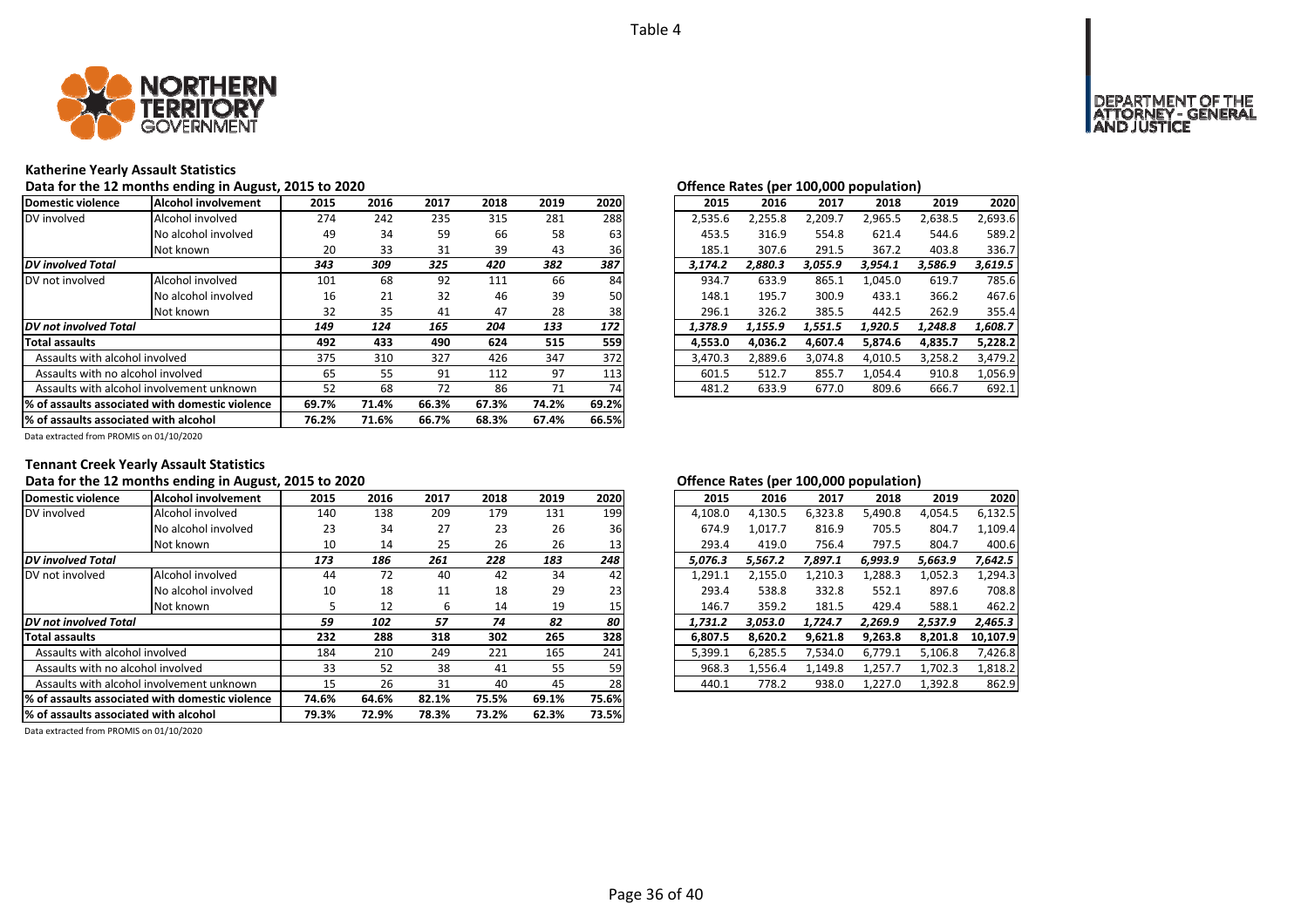Table 4

## Katherine Yearly Assault Statistics

Data for the 12 months ending in August, 2015 to 2020

| Domestic violence | Alcohol involvement | 2015 | 2016 | 2017 | 2018 | 2019 | 2020 |
|---|---|---|---|---|---|---|---|
| DV involved | Alcohol involved | 274 | 242 | 235 | 315 | 281 | 288 |
| | No alcohol involved | 49 | 34 | 59 | 66 | 58 | 63 |
| | Not known | 20 | 33 | 31 | 39 | 43 | 36 |
| ***DV involved Total*** | | ***343*** | ***309*** | ***325*** | ***420*** | ***382*** | ***387*** |
| DV not involved | Alcohol involved | 101 | 68 | 92 | 111 | 66 | 84 |
| | No alcohol involved | 16 | 21 | 32 | 46 | 39 | 50 |
| | Not known | 32 | 35 | 41 | 47 | 28 | 38 |
| ***DV not involved Total*** | | ***149*** | ***124*** | ***165*** | ***204*** | ***133*** | ***172*** |
| **Total assaults** | | **492** | **433** | **490** | **624** | **515** | **559** |
| Assaults with alcohol involved | | 375 | 310 | 327 | 426 | 347 | 372 |
| Assaults with no alcohol involved | | 65 | 55 | 91 | 112 | 97 | 113 |
| Assaults with alcohol involvement unknown | | 52 | 68 | 72 | 86 | 71 | 74 |
| **% of assaults associated with domestic violence** | | **69.7%** | **71.4%** | **66.3%** | **67.3%** | **74.2%** | **69.2%** |
| **% of assaults associated with alcohol** | | **76.2%** | **71.6%** | **66.7%** | **68.3%** | **67.4%** | **66.5%** |

Data extracted from PROMIS on 01/10/2020

Offence Rates (per 100,000 population)

| Domestic violence | Alcohol involvement | 2015 | 2016 | 2017 | 2018 | 2019 | 2020 |
|---|---|---|---|---|---|---|---|
| DV involved | Alcohol involved | 2,535.6 | 2,255.8 | 2,209.7 | 2,965.5 | 2,638.5 | 2,693.6 |
| | No alcohol involved | 453.5 | 316.9 | 554.8 | 621.4 | 544.6 | 589.2 |
| | Not known | 185.1 | 307.6 | 291.5 | 367.2 | 403.8 | 336.7 |
| ***DV involved Total*** | | ***3,174.2*** | ***2,880.3*** | ***3,055.9*** | ***3,954.1*** | ***3,586.9*** | ***3,619.5*** |
| DV not involved | Alcohol involved | 934.7 | 633.9 | 865.1 | 1,045.0 | 619.7 | 785.6 |
| | No alcohol involved | 148.1 | 195.7 | 300.9 | 433.1 | 366.2 | 467.6 |
| | Not known | 296.1 | 326.2 | 385.5 | 442.5 | 262.9 | 355.4 |
| ***DV not involved Total*** | | ***1,378.9*** | ***1,155.9*** | ***1,551.5*** | ***1,920.5*** | ***1,248.8*** | ***1,608.7*** |
| **Total assaults** | | **4,553.0** | **4,036.2** | **4,607.4** | **5,874.6** | **4,835.7** | **5,228.2** |
| Assaults with alcohol involved | | 3,470.3 | 2,889.6 | 3,074.8 | 4,010.5 | 3,258.2 | 3,479.2 |
| Assaults with no alcohol involved | | 601.5 | 512.7 | 855.7 | 1,054.4 | 910.8 | 1,056.9 |
| Assaults with alcohol involvement unknown | | 481.2 | 633.9 | 677.0 | 809.6 | 666.7 | 692.1 |

## Tennant Creek Yearly Assault Statistics

Data for the 12 months ending in August, 2015 to 2020

| Domestic violence | Alcohol involvement | 2015 | 2016 | 2017 | 2018 | 2019 | 2020 |
|---|---|---|---|---|---|---|---|
| DV involved | Alcohol involved | 140 | 138 | 209 | 179 | 131 | 199 |
| | No alcohol involved | 23 | 34 | 27 | 23 | 26 | 36 |
| | Not known | 10 | 14 | 25 | 26 | 26 | 13 |
| ***DV involved Total*** | | ***173*** | ***186*** | ***261*** | ***228*** | ***183*** | ***248*** |
| DV not involved | Alcohol involved | 44 | 72 | 40 | 42 | 34 | 42 |
| | No alcohol involved | 10 | 18 | 11 | 18 | 29 | 23 |
| | Not known | 5 | 12 | 6 | 14 | 19 | 15 |
| ***DV not involved Total*** | | ***59*** | ***102*** | ***57*** | ***74*** | ***82*** | ***80*** |
| **Total assaults** | | **232** | **288** | **318** | **302** | **265** | **328** |
| Assaults with alcohol involved | | 184 | 210 | 249 | 221 | 165 | 241 |
| Assaults with no alcohol involved | | 33 | 52 | 38 | 41 | 55 | 59 |
| Assaults with alcohol involvement unknown | | 15 | 26 | 31 | 40 | 45 | 28 |
| **% of assaults associated with domestic violence** | | **74.6%** | **64.6%** | **82.1%** | **75.5%** | **69.1%** | **75.6%** |
| **% of assaults associated with alcohol** | | **79.3%** | **72.9%** | **78.3%** | **73.2%** | **62.3%** | **73.5%** |

Data extracted from PROMIS on 01/10/2020

Offence Rates (per 100,000 population)

| Domestic violence | Alcohol involvement | 2015 | 2016 | 2017 | 2018 | 2019 | 2020 |
|---|---|---|---|---|---|---|---|
| DV involved | Alcohol involved | 4,108.0 | 4,130.5 | 6,323.8 | 5,490.8 | 4,054.5 | 6,132.5 |
| | No alcohol involved | 674.9 | 1,017.7 | 816.9 | 705.5 | 804.7 | 1,109.4 |
| | Not known | 293.4 | 419.0 | 756.4 | 797.5 | 804.7 | 400.6 |
| ***DV involved Total*** | | ***5,076.3*** | ***5,567.2*** | ***7,897.1*** | ***6,993.9*** | ***5,663.9*** | ***7,642.5*** |
| DV not involved | Alcohol involved | 1,291.1 | 2,155.0 | 1,210.3 | 1,288.3 | 1,052.3 | 1,294.3 |
| | No alcohol involved | 293.4 | 538.8 | 332.8 | 552.1 | 897.6 | 708.8 |
| | Not known | 146.7 | 359.2 | 181.5 | 429.4 | 588.1 | 462.2 |
| ***DV not involved Total*** | | ***1,731.2*** | ***3,053.0*** | ***1,724.7*** | ***2,269.9*** | ***2,537.9*** | ***2,465.3*** |
| **Total assaults** | | **6,807.5** | **8,620.2** | **9,621.8** | **9,263.8** | **8,201.8** | **10,107.9** |
| Assaults with alcohol involved | | 5,399.1 | 6,285.5 | 7,534.0 | 6,779.1 | 5,106.8 | 7,426.8 |
| Assaults with no alcohol involved | | 968.3 | 1,556.4 | 1,149.8 | 1,257.7 | 1,702.3 | 1,818.2 |
| Assaults with alcohol involvement unknown | | 440.1 | 778.2 | 938.0 | 1,227.0 | 1,392.8 | 862.9 |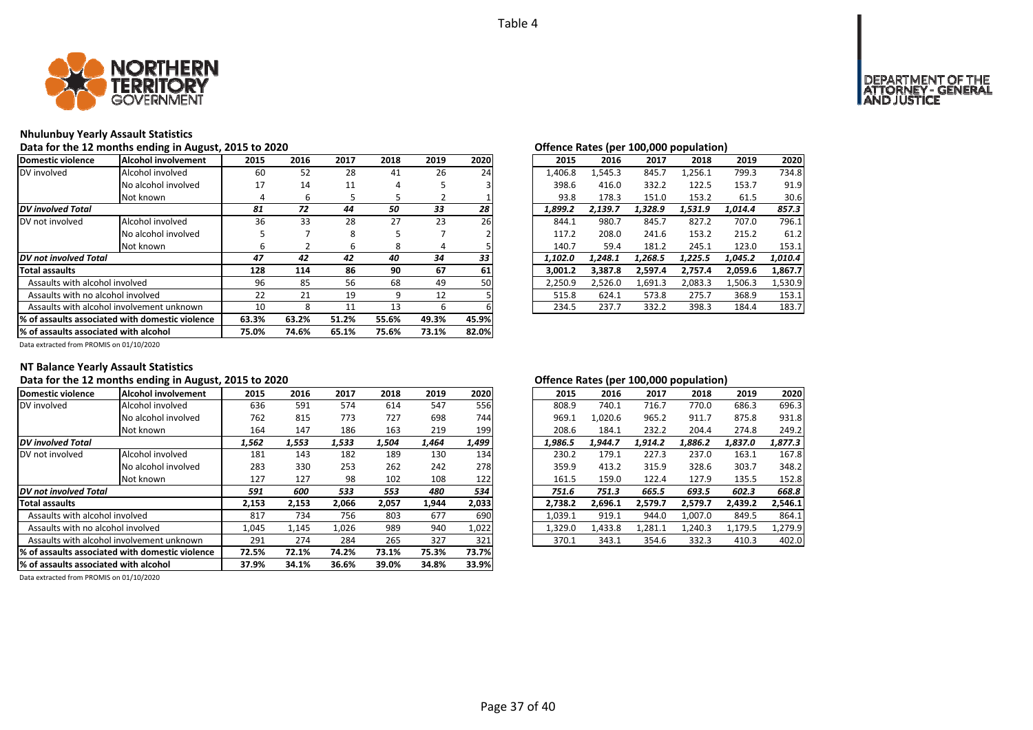Table 4

## Nhulunbuy Yearly Assault Statistics

Data for the 12 months ending in August, 2015 to 2020

| Domestic violence | Alcohol involvement | 2015 | 2016 | 2017 | 2018 | 2019 | 2020 |
|---|---|---|---|---|---|---|---|
| DV involved | Alcohol involved | 60 | 52 | 28 | 41 | 26 | 24 |
| | No alcohol involved | 17 | 14 | 11 | 4 | 5 | 3 |
| | Not known | 4 | 6 | 5 | 5 | 2 | 1 |
| *DV involved Total* | | *81* | *72* | *44* | *50* | *33* | *28* |
| DV not involved | Alcohol involved | 36 | 33 | 28 | 27 | 23 | 26 |
| | No alcohol involved | 5 | 7 | 8 | 5 | 7 | 2 |
| | Not known | 6 | 2 | 6 | 8 | 4 | 5 |
| *DV not involved Total* | | *47* | *42* | *42* | *40* | *34* | *33* |
| **Total assaults** | | **128** | **114** | **86** | **90** | **67** | **61** |
| Assaults with alcohol involved | | 96 | 85 | 56 | 68 | 49 | 50 |
| Assaults with no alcohol involved | | 22 | 21 | 19 | 9 | 12 | 5 |
| Assaults with alcohol involvement unknown | | 10 | 8 | 11 | 13 | 6 | 6 |
| **% of assaults associated with domestic violence** | | **63.3%** | **63.2%** | **51.2%** | **55.6%** | **49.3%** | **45.9%** |
| **% of assaults associated with alcohol** | | **75.0%** | **74.6%** | **65.1%** | **75.6%** | **73.1%** | **82.0%** |

Offence Rates (per 100,000 population)

| Domestic violence | Alcohol involvement | 2015 | 2016 | 2017 | 2018 | 2019 | 2020 |
|---|---|---|---|---|---|---|---|
| DV involved | Alcohol involved | 1,406.8 | 1,545.3 | 845.7 | 1,256.1 | 799.3 | 734.8 |
| | No alcohol involved | 398.6 | 416.0 | 332.2 | 122.5 | 153.7 | 91.9 |
| | Not known | 93.8 | 178.3 | 151.0 | 153.2 | 61.5 | 30.6 |
| *DV involved Total* | | *1,899.2* | *2,139.7* | *1,328.9* | *1,531.9* | *1,014.4* | *857.3* |
| DV not involved | Alcohol involved | 844.1 | 980.7 | 845.7 | 827.2 | 707.0 | 796.1 |
| | No alcohol involved | 117.2 | 208.0 | 241.6 | 153.2 | 215.2 | 61.2 |
| | Not known | 140.7 | 59.4 | 181.2 | 245.1 | 123.0 | 153.1 |
| *DV not involved Total* | | *1,102.0* | *1,248.1* | *1,268.5* | *1,225.5* | *1,045.2* | *1,010.4* |
| **Total assaults** | | **3,001.2** | **3,387.8** | **2,597.4** | **2,757.4** | **2,059.6** | **1,867.7** |
| Assaults with alcohol involved | | 2,250.9 | 2,526.0 | 1,691.3 | 2,083.3 | 1,506.3 | 1,530.9 |
| Assaults with no alcohol involved | | 515.8 | 624.1 | 573.8 | 275.7 | 368.9 | 153.1 |
| Assaults with alcohol involvement unknown | | 234.5 | 237.7 | 332.2 | 398.3 | 184.4 | 183.7 |

Data extracted from PROMIS on 01/10/2020

## NT Balance Yearly Assault Statistics

Data for the 12 months ending in August, 2015 to 2020

| Domestic violence | Alcohol involvement | 2015 | 2016 | 2017 | 2018 | 2019 | 2020 |
|---|---|---|---|---|---|---|---|
| DV involved | Alcohol involved | 636 | 591 | 574 | 614 | 547 | 556 |
| | No alcohol involved | 762 | 815 | 773 | 727 | 698 | 744 |
| | Not known | 164 | 147 | 186 | 163 | 219 | 199 |
| *DV involved Total* | | *1,562* | *1,553* | *1,533* | *1,504* | *1,464* | *1,499* |
| DV not involved | Alcohol involved | 181 | 143 | 182 | 189 | 130 | 134 |
| | No alcohol involved | 283 | 330 | 253 | 262 | 242 | 278 |
| | Not known | 127 | 127 | 98 | 102 | 108 | 122 |
| *DV not involved Total* | | *591* | *600* | *533* | *553* | *480* | *534* |
| **Total assaults** | | **2,153** | **2,153** | **2,066** | **2,057** | **1,944** | **2,033** |
| Assaults with alcohol involved | | 817 | 734 | 756 | 803 | 677 | 690 |
| Assaults with no alcohol involved | | 1,045 | 1,145 | 1,026 | 989 | 940 | 1,022 |
| Assaults with alcohol involvement unknown | | 291 | 274 | 284 | 265 | 327 | 321 |
| **% of assaults associated with domestic violence** | | **72.5%** | **72.1%** | **74.2%** | **73.1%** | **75.3%** | **73.7%** |
| **% of assaults associated with alcohol** | | **37.9%** | **34.1%** | **36.6%** | **39.0%** | **34.8%** | **33.9%** |

Offence Rates (per 100,000 population)

| Domestic violence | Alcohol involvement | 2015 | 2016 | 2017 | 2018 | 2019 | 2020 |
|---|---|---|---|---|---|---|---|
| DV involved | Alcohol involved | 808.9 | 740.1 | 716.7 | 770.0 | 686.3 | 696.3 |
| | No alcohol involved | 969.1 | 1,020.6 | 965.2 | 911.7 | 875.8 | 931.8 |
| | Not known | 208.6 | 184.1 | 232.2 | 204.4 | 274.8 | 249.2 |
| *DV involved Total* | | *1,986.5* | *1,944.7* | *1,914.2* | *1,886.2* | *1,837.0* | *1,877.3* |
| DV not involved | Alcohol involved | 230.2 | 179.1 | 227.3 | 237.0 | 163.1 | 167.8 |
| | No alcohol involved | 359.9 | 413.2 | 315.9 | 328.6 | 303.7 | 348.2 |
| | Not known | 161.5 | 159.0 | 122.4 | 127.9 | 135.5 | 152.8 |
| *DV not involved Total* | | *751.6* | *751.3* | *665.5* | *693.5* | *602.3* | *668.8* |
| **Total assaults** | | **2,738.2** | **2,696.1** | **2,579.7** | **2,579.7** | **2,439.2** | **2,546.1** |
| Assaults with alcohol involved | | 1,039.1 | 919.1 | 944.0 | 1,007.0 | 849.5 | 864.1 |
| Assaults with no alcohol involved | | 1,329.0 | 1,433.8 | 1,281.1 | 1,240.3 | 1,179.5 | 1,279.9 |
| Assaults with alcohol involvement unknown | | 370.1 | 343.1 | 354.6 | 332.3 | 410.3 | 402.0 |

Data extracted from PROMIS on 01/10/2020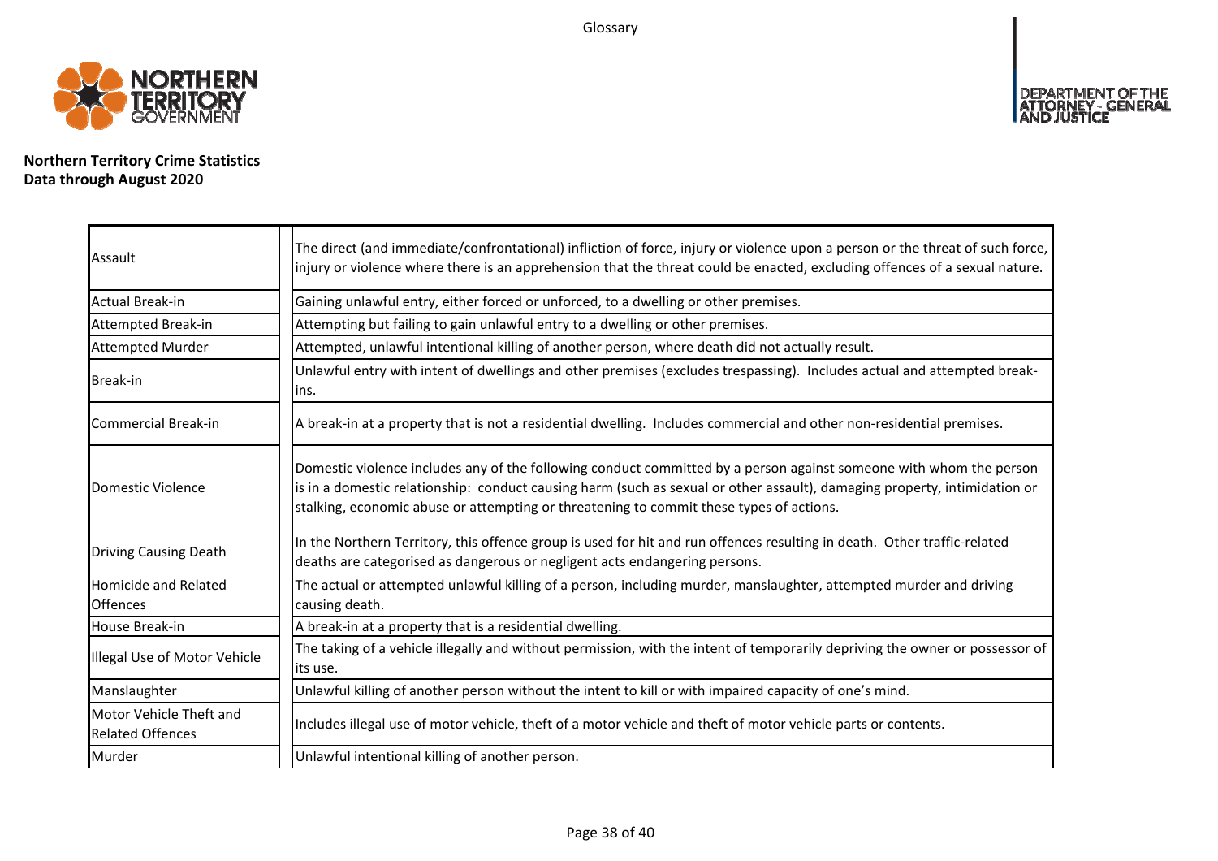**Northern Territory Crime Statistics**
**Data through August 2020**

| Term | Definition |
|---|---|
| Assault | The direct (and immediate/confrontational) infliction of force, injury or violence upon a person or the threat of such force, injury or violence where there is an apprehension that the threat could be enacted, excluding offences of a sexual nature. |
| Actual Break-in | Gaining unlawful entry, either forced or unforced, to a dwelling or other premises. |
| Attempted Break-in | Attempting but failing to gain unlawful entry to a dwelling or other premises. |
| Attempted Murder | Attempted, unlawful intentional killing of another person, where death did not actually result. |
| Break-in | Unlawful entry with intent of dwellings and other premises (excludes trespassing). Includes actual and attempted break-ins. |
| Commercial Break-in | A break-in at a property that is not a residential dwelling. Includes commercial and other non-residential premises. |
| Domestic Violence | Domestic violence includes any of the following conduct committed by a person against someone with whom the person is in a domestic relationship: conduct causing harm (such as sexual or other assault), damaging property, intimidation or stalking, economic abuse or attempting or threatening to commit these types of actions. |
| Driving Causing Death | In the Northern Territory, this offence group is used for hit and run offences resulting in death. Other traffic-related deaths are categorised as dangerous or negligent acts endangering persons. |
| Homicide and Related Offences | The actual or attempted unlawful killing of a person, including murder, manslaughter, attempted murder and driving causing death. |
| House Break-in | A break-in at a property that is a residential dwelling. |
| Illegal Use of Motor Vehicle | The taking of a vehicle illegally and without permission, with the intent of temporarily depriving the owner or possessor of its use. |
| Manslaughter | Unlawful killing of another person without the intent to kill or with impaired capacity of one's mind. |
| Motor Vehicle Theft and Related Offences | Includes illegal use of motor vehicle, theft of a motor vehicle and theft of motor vehicle parts or contents. |
| Murder | Unlawful intentional killing of another person. |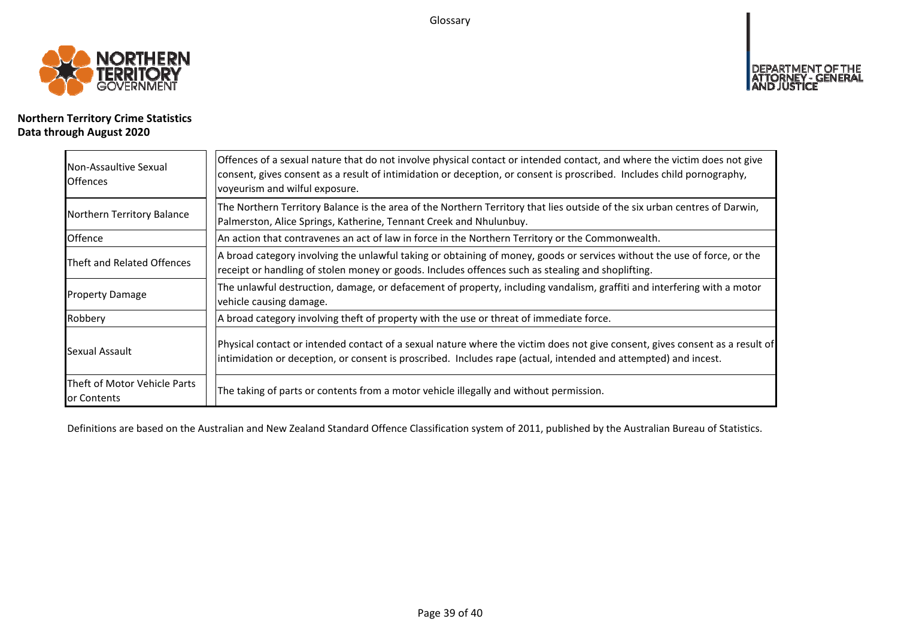**Northern Territory Crime Statistics**
**Data through August 2020**

| | |
|---|---|
| Non-Assaultive Sexual Offences | Offences of a sexual nature that do not involve physical contact or intended contact, and where the victim does not give consent, gives consent as a result of intimidation or deception, or consent is proscribed. Includes child pornography, voyeurism and wilful exposure. |
| Northern Territory Balance | The Northern Territory Balance is the area of the Northern Territory that lies outside of the six urban centres of Darwin, Palmerston, Alice Springs, Katherine, Tennant Creek and Nhulunbuy. |
| Offence | An action that contravenes an act of law in force in the Northern Territory or the Commonwealth. |
| Theft and Related Offences | A broad category involving the unlawful taking or obtaining of money, goods or services without the use of force, or the receipt or handling of stolen money or goods. Includes offences such as stealing and shoplifting. |
| Property Damage | The unlawful destruction, damage, or defacement of property, including vandalism, graffiti and interfering with a motor vehicle causing damage. |
| Robbery | A broad category involving theft of property with the use or threat of immediate force. |
| Sexual Assault | Physical contact or intended contact of a sexual nature where the victim does not give consent, gives consent as a result of intimidation or deception, or consent is proscribed. Includes rape (actual, intended and attempted) and incest. |
| Theft of Motor Vehicle Parts or Contents | The taking of parts or contents from a motor vehicle illegally and without permission. |

Definitions are based on the Australian and New Zealand Standard Offence Classification system of 2011, published by the Australian Bureau of Statistics.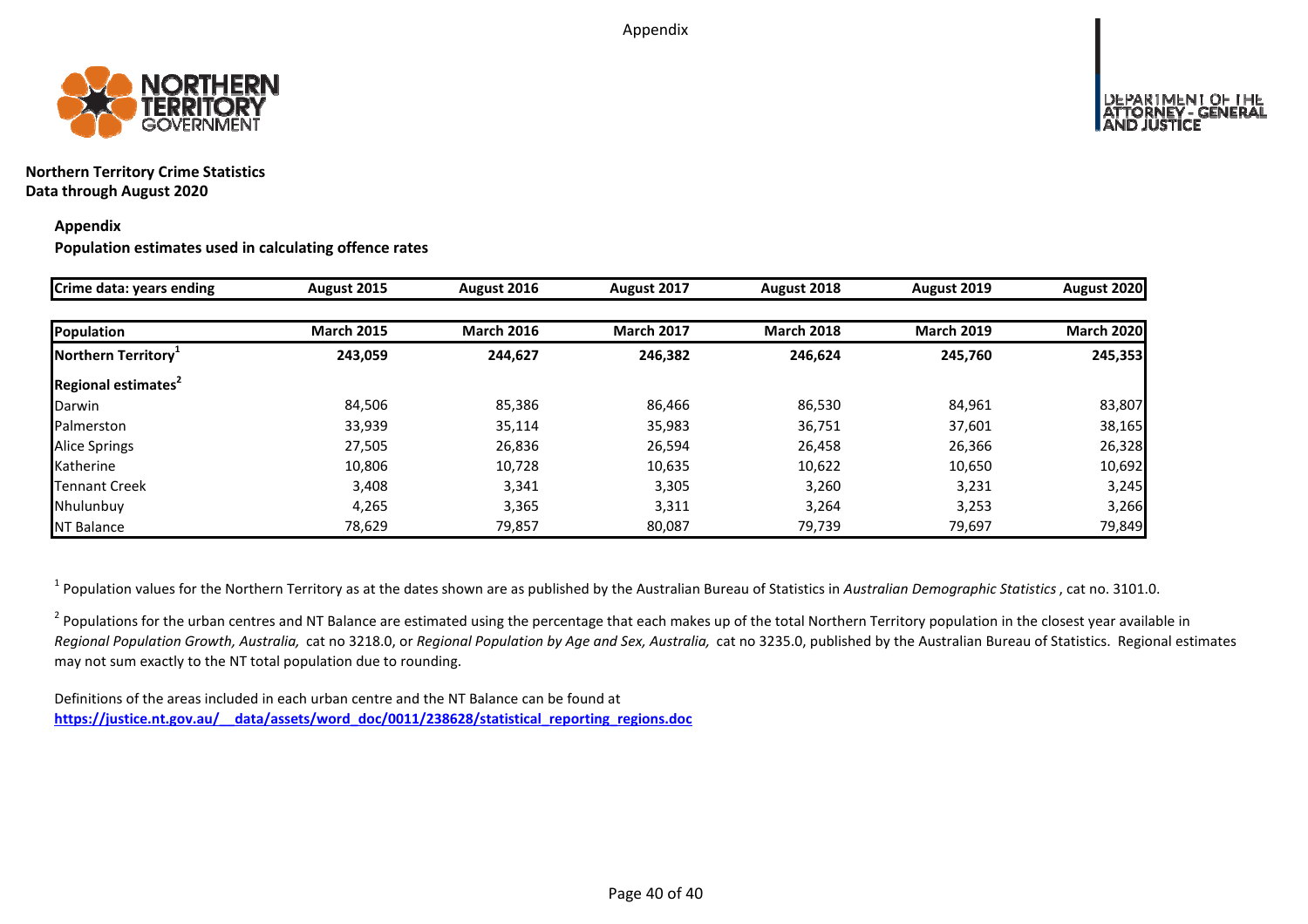**Northern Territory Crime Statistics**
**Data through August 2020**

### Appendix

**Population estimates used in calculating offence rates**

| Crime data: years ending | August 2015 | August 2016 | August 2017 | August 2018 | August 2019 | August 2020 |
|---|---|---|---|---|---|---|
| **Population** | **March 2015** | **March 2016** | **March 2017** | **March 2018** | **March 2019** | **March 2020** |
| **Northern Territory[1]** | **243,059** | **244,627** | **246,382** | **246,624** | **245,760** | **245,353** |
| **Regional estimates[2]** | | | | | | |
| Darwin | 84,506 | 85,386 | 86,466 | 86,530 | 84,961 | 83,807 |
| Palmerston | 33,939 | 35,114 | 35,983 | 36,751 | 37,601 | 38,165 |
| Alice Springs | 27,505 | 26,836 | 26,594 | 26,458 | 26,366 | 26,328 |
| Katherine | 10,806 | 10,728 | 10,635 | 10,622 | 10,650 | 10,692 |
| Tennant Creek | 3,408 | 3,341 | 3,305 | 3,260 | 3,231 | 3,245 |
| Nhulunbuy | 4,265 | 3,365 | 3,311 | 3,264 | 3,253 | 3,266 |
| NT Balance | 78,629 | 79,857 | 80,087 | 79,739 | 79,697 | 79,849 |

[1] Population values for the Northern Territory as at the dates shown are as published by the Australian Bureau of Statistics in *Australian Demographic Statistics* , cat no. 3101.0.

[2] Populations for the urban centres and NT Balance are estimated using the percentage that each makes up of the total Northern Territory population in the closest year available in *Regional Population Growth, Australia,* cat no 3218.0, or *Regional Population by Age and Sex, Australia,* cat no 3235.0, published by the Australian Bureau of Statistics. Regional estimates may not sum exactly to the NT total population due to rounding.

Definitions of the areas included in each urban centre and the NT Balance can be found at
**https://justice.nt.gov.au/__data/assets/word_doc/0011/238628/statistical_reporting_regions.doc**